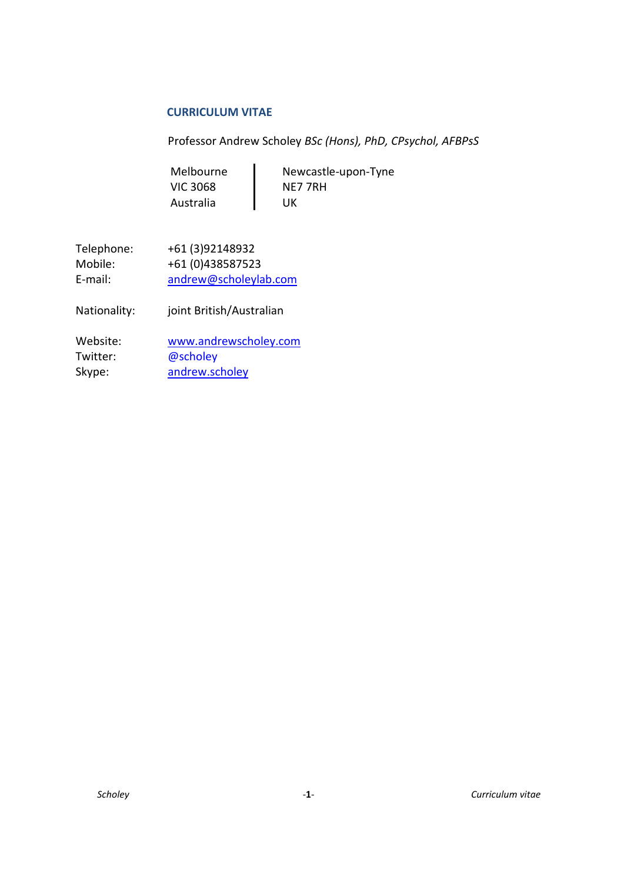## CURRICULUM VITAE

Professor Andrew Scholey *BSc (Hons), PhD, CPsychol, AFBPsS*

| | |
|---|---|
| Melbourne | Newcastle-upon-Tyne |
| VIC 3068 | NE7 7RH |
| Australia | UK |

Telephone: +61 (3)92148932
Mobile: +61 (0)438587523
E-mail: [andrew@scholeylab.com](mailto:andrew@scholeylab.com)

Nationality: joint British/Australian

Website: [www.andrewscholey.com](http://www.andrewscholey.com)
Twitter: @scholey
Skype: andrew.scholey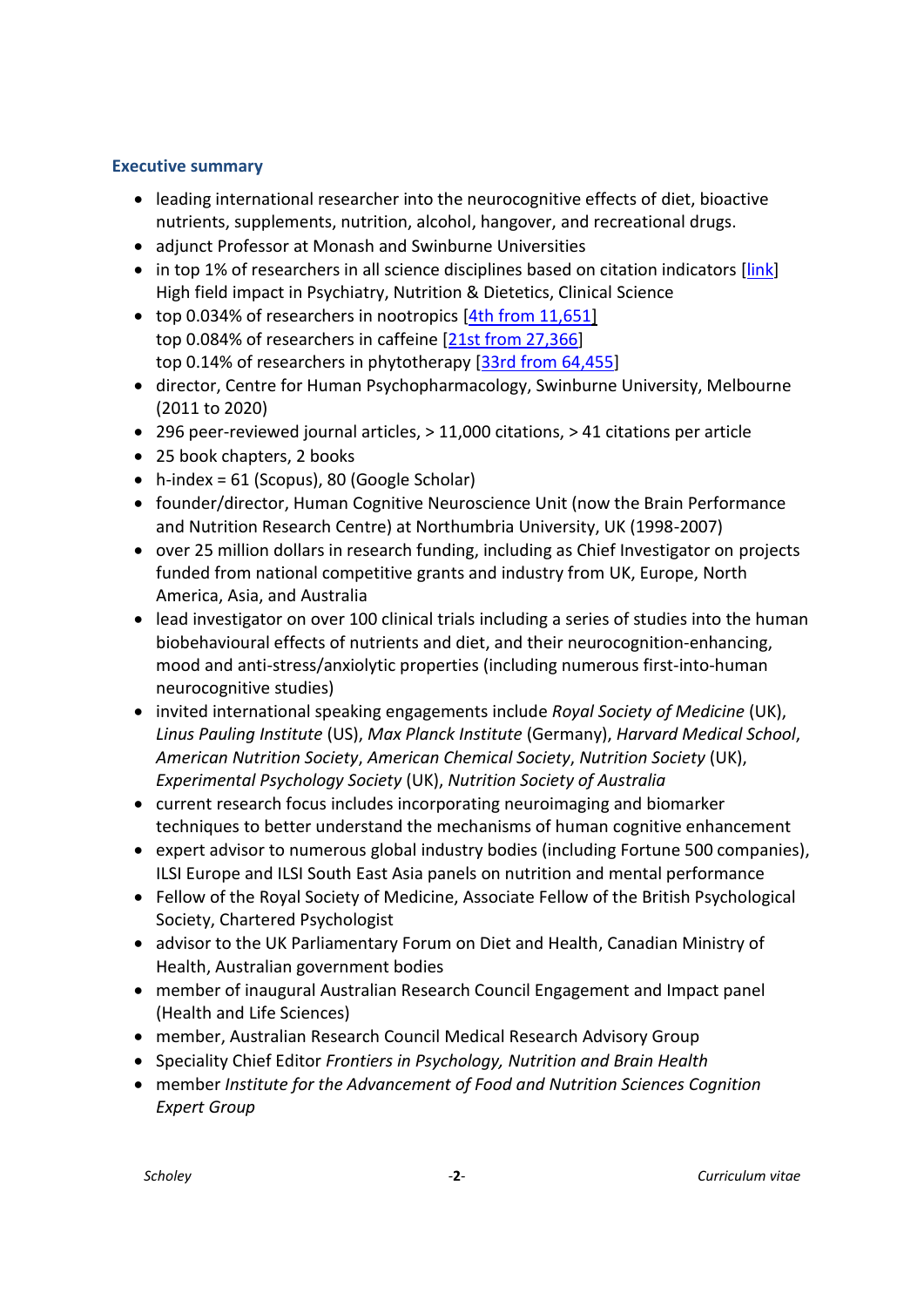### Executive summary

- leading international researcher into the neurocognitive effects of diet, bioactive nutrients, supplements, nutrition, alcohol, hangover, and recreational drugs.
- adjunct Professor at Monash and Swinburne Universities
- in top 1% of researchers in all science disciplines based on citation indicators [link]
  High field impact in Psychiatry, Nutrition & Dietetics, Clinical Science
- top 0.034% of researchers in nootropics [4th from 11,651]
  top 0.084% of researchers in caffeine [21st from 27,366]
  top 0.14% of researchers in phytotherapy [33rd from 64,455]
- director, Centre for Human Psychopharmacology, Swinburne University, Melbourne (2011 to 2020)
- 296 peer-reviewed journal articles, > 11,000 citations, > 41 citations per article
- 25 book chapters, 2 books
- h-index = 61 (Scopus), 80 (Google Scholar)
- founder/director, Human Cognitive Neuroscience Unit (now the Brain Performance and Nutrition Research Centre) at Northumbria University, UK (1998-2007)
- over 25 million dollars in research funding, including as Chief Investigator on projects funded from national competitive grants and industry from UK, Europe, North America, Asia, and Australia
- lead investigator on over 100 clinical trials including a series of studies into the human biobehavioural effects of nutrients and diet, and their neurocognition-enhancing, mood and anti-stress/anxiolytic properties (including numerous first-into-human neurocognitive studies)
- invited international speaking engagements include *Royal Society of Medicine* (UK), *Linus Pauling Institute* (US), *Max Planck Institute* (Germany), *Harvard Medical School*, *American Nutrition Society*, *American Chemical Society*, *Nutrition Society* (UK), *Experimental Psychology Society* (UK), *Nutrition Society of Australia*
- current research focus includes incorporating neuroimaging and biomarker techniques to better understand the mechanisms of human cognitive enhancement
- expert advisor to numerous global industry bodies (including Fortune 500 companies), ILSI Europe and ILSI South East Asia panels on nutrition and mental performance
- Fellow of the Royal Society of Medicine, Associate Fellow of the British Psychological Society, Chartered Psychologist
- advisor to the UK Parliamentary Forum on Diet and Health, Canadian Ministry of Health, Australian government bodies
- member of inaugural Australian Research Council Engagement and Impact panel (Health and Life Sciences)
- member, Australian Research Council Medical Research Advisory Group
- Speciality Chief Editor *Frontiers in Psychology, Nutrition and Brain Health*
- member *Institute for the Advancement of Food and Nutrition Sciences Cognition Expert Group*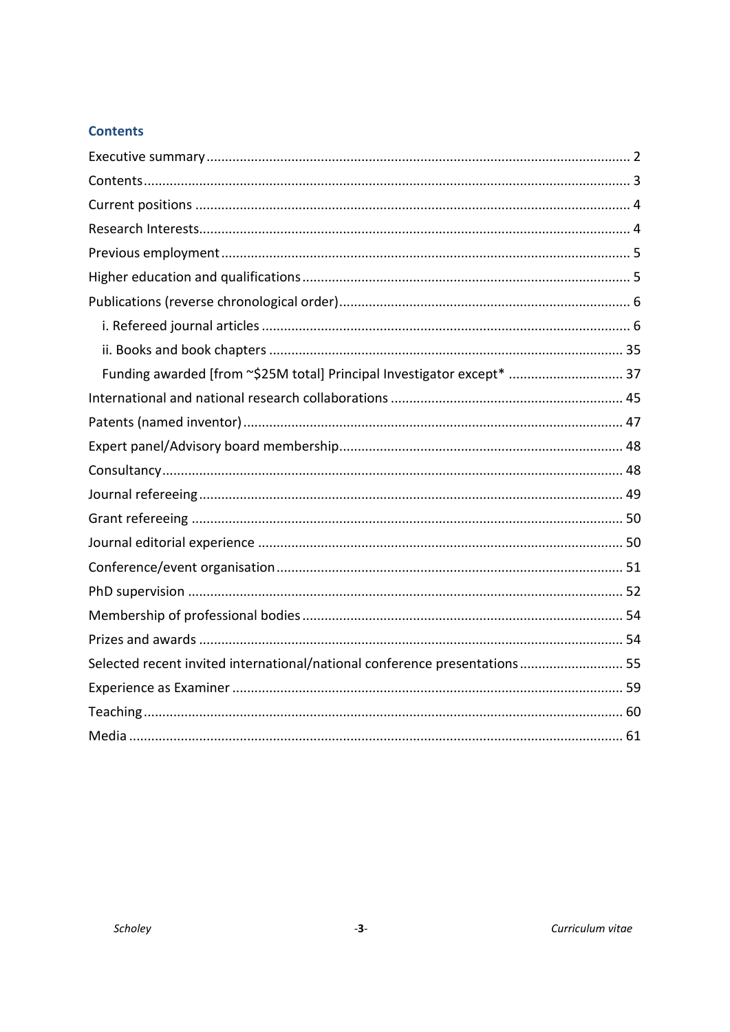## Contents

Executive summary ........................................................................................................ 2
Contents ......................................................................................................................... 3
Current positions ............................................................................................................ 4
Research Interests .......................................................................................................... 4
Previous employment ..................................................................................................... 5
Higher education and qualifications ............................................................................... 5
Publications (reverse chronological order) ..................................................................... 6
- i. Refereed journal articles ........................................................................................... 6
- ii. Books and book chapters ........................................................................................ 35
- Funding awarded [from ~$25M total] Principal Investigator except* ......................... 37

International and national research collaborations ....................................................... 45
Patents (named inventor) .............................................................................................. 47
Expert panel/Advisory board membership ..................................................................... 48
Consultancy .................................................................................................................... 48
Journal refereeing .......................................................................................................... 49
Grant refereeing ............................................................................................................ 50
Journal editorial experience .......................................................................................... 50
Conference/event organisation ..................................................................................... 51
PhD supervision ............................................................................................................. 52
Membership of professional bodies .............................................................................. 54
Prizes and awards .......................................................................................................... 54
Selected recent invited international/national conference presentations ..................... 55
Experience as Examiner ................................................................................................. 59
Teaching ........................................................................................................................ 60
Media ............................................................................................................................. 61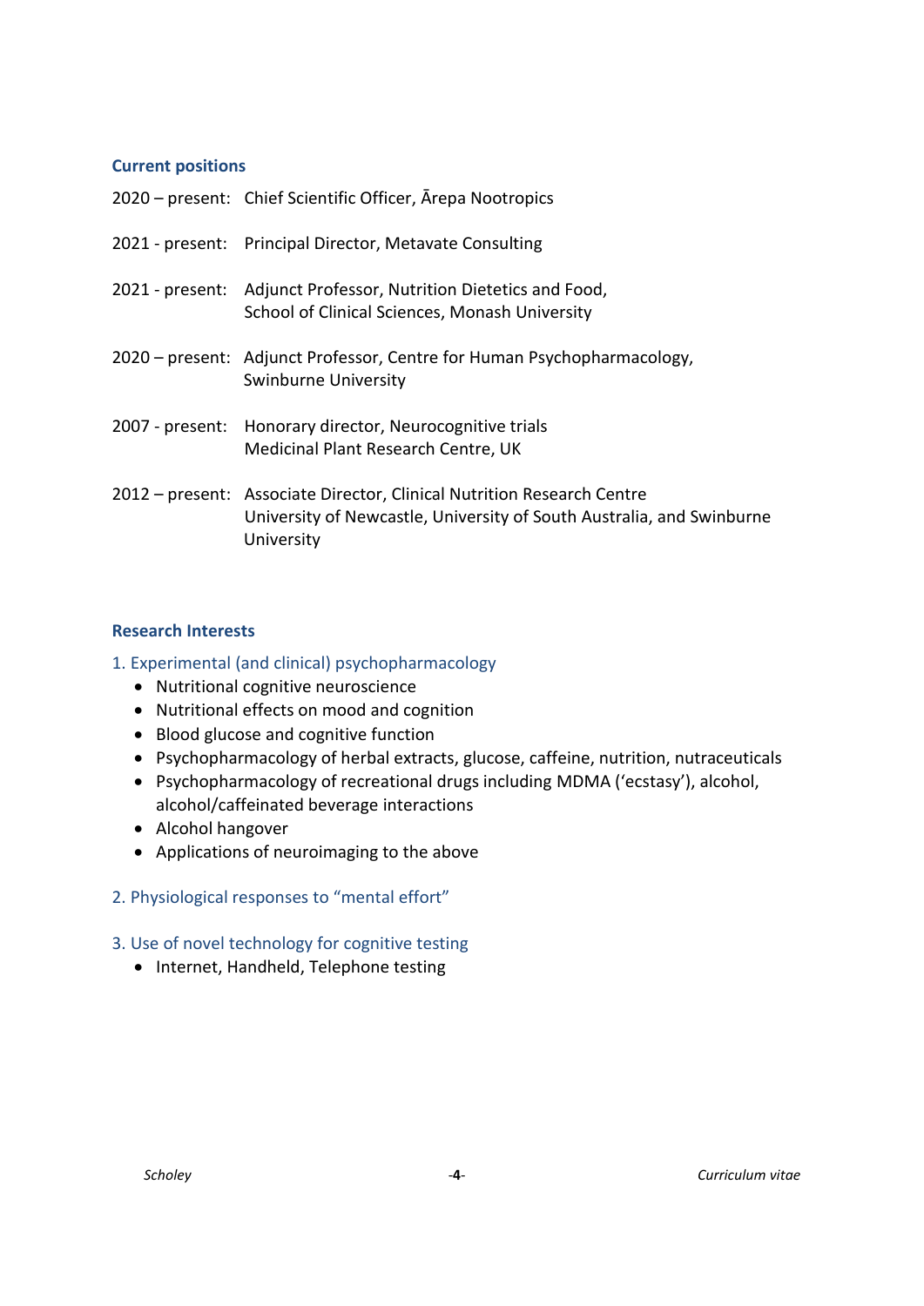## Current positions

2020 – present: Chief Scientific Officer, Ārepa Nootropics

2021 - present: Principal Director, Metavate Consulting

2021 - present: Adjunct Professor, Nutrition Dietetics and Food, School of Clinical Sciences, Monash University

2020 – present: Adjunct Professor, Centre for Human Psychopharmacology, Swinburne University

2007 - present: Honorary director, Neurocognitive trials Medicinal Plant Research Centre, UK

2012 – present: Associate Director, Clinical Nutrition Research Centre University of Newcastle, University of South Australia, and Swinburne University

## Research Interests

### 1. Experimental (and clinical) psychopharmacology

- Nutritional cognitive neuroscience
- Nutritional effects on mood and cognition
- Blood glucose and cognitive function
- Psychopharmacology of herbal extracts, glucose, caffeine, nutrition, nutraceuticals
- Psychopharmacology of recreational drugs including MDMA ('ecstasy'), alcohol, alcohol/caffeinated beverage interactions
- Alcohol hangover
- Applications of neuroimaging to the above

### 2. Physiological responses to "mental effort"

### 3. Use of novel technology for cognitive testing

- Internet, Handheld, Telephone testing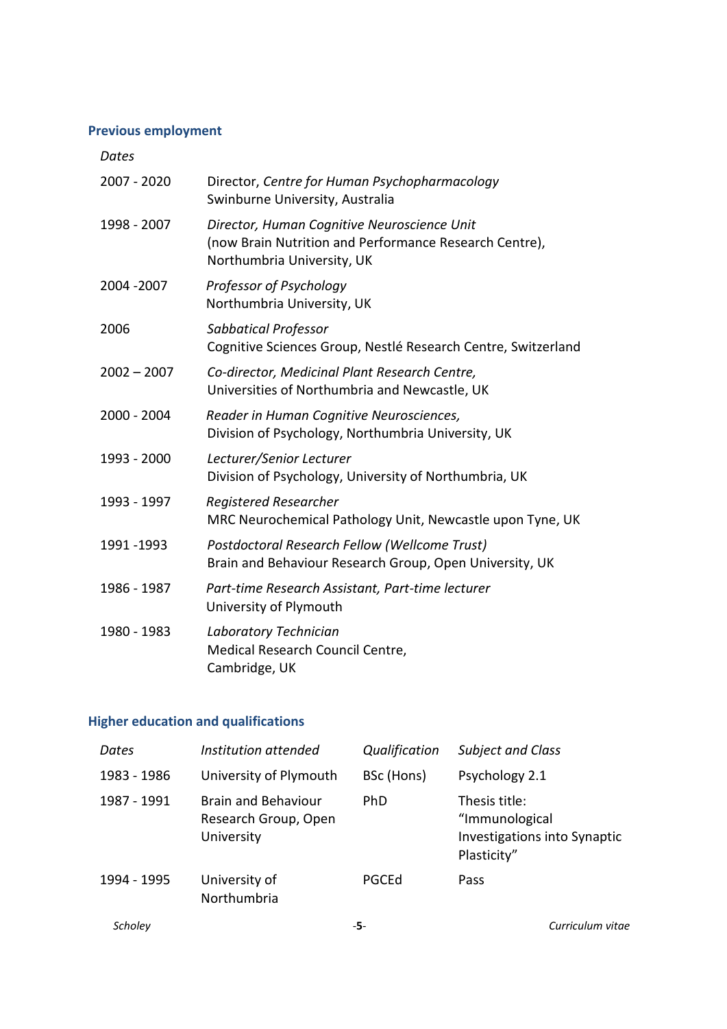## Previous employment

| *Dates* | |
|---|---|
| 2007 - 2020 | Director, *Centre for Human Psychopharmacology*<br>Swinburne University, Australia |
| 1998 - 2007 | *Director, Human Cognitive Neuroscience Unit*<br>(now Brain Nutrition and Performance Research Centre),<br>Northumbria University, UK |
| 2004 -2007 | *Professor of Psychology*<br>Northumbria University, UK |
| 2006 | *Sabbatical Professor*<br>Cognitive Sciences Group, Nestlé Research Centre, Switzerland |
| 2002 – 2007 | *Co-director, Medicinal Plant Research Centre,*<br>Universities of Northumbria and Newcastle, UK |
| 2000 - 2004 | *Reader in Human Cognitive Neurosciences,*<br>Division of Psychology, Northumbria University, UK |
| 1993 - 2000 | *Lecturer/Senior Lecturer*<br>Division of Psychology, University of Northumbria, UK |
| 1993 - 1997 | *Registered Researcher*<br>MRC Neurochemical Pathology Unit, Newcastle upon Tyne, UK |
| 1991 -1993 | *Postdoctoral Research Fellow (Wellcome Trust)*<br>Brain and Behaviour Research Group, Open University, UK |
| 1986 - 1987 | *Part-time Research Assistant, Part-time lecturer*<br>University of Plymouth |
| 1980 - 1983 | *Laboratory Technician*<br>Medical Research Council Centre,<br>Cambridge, UK |

## Higher education and qualifications

| *Dates* | *Institution attended* | *Qualification* | *Subject and Class* |
|---|---|---|---|
| 1983 - 1986 | University of Plymouth | BSc (Hons) | Psychology 2.1 |
| 1987 - 1991 | Brain and Behaviour Research Group, Open University | PhD | Thesis title: "Immunological Investigations into Synaptic Plasticity" |
| 1994 - 1995 | University of Northumbria | PGCEd | Pass |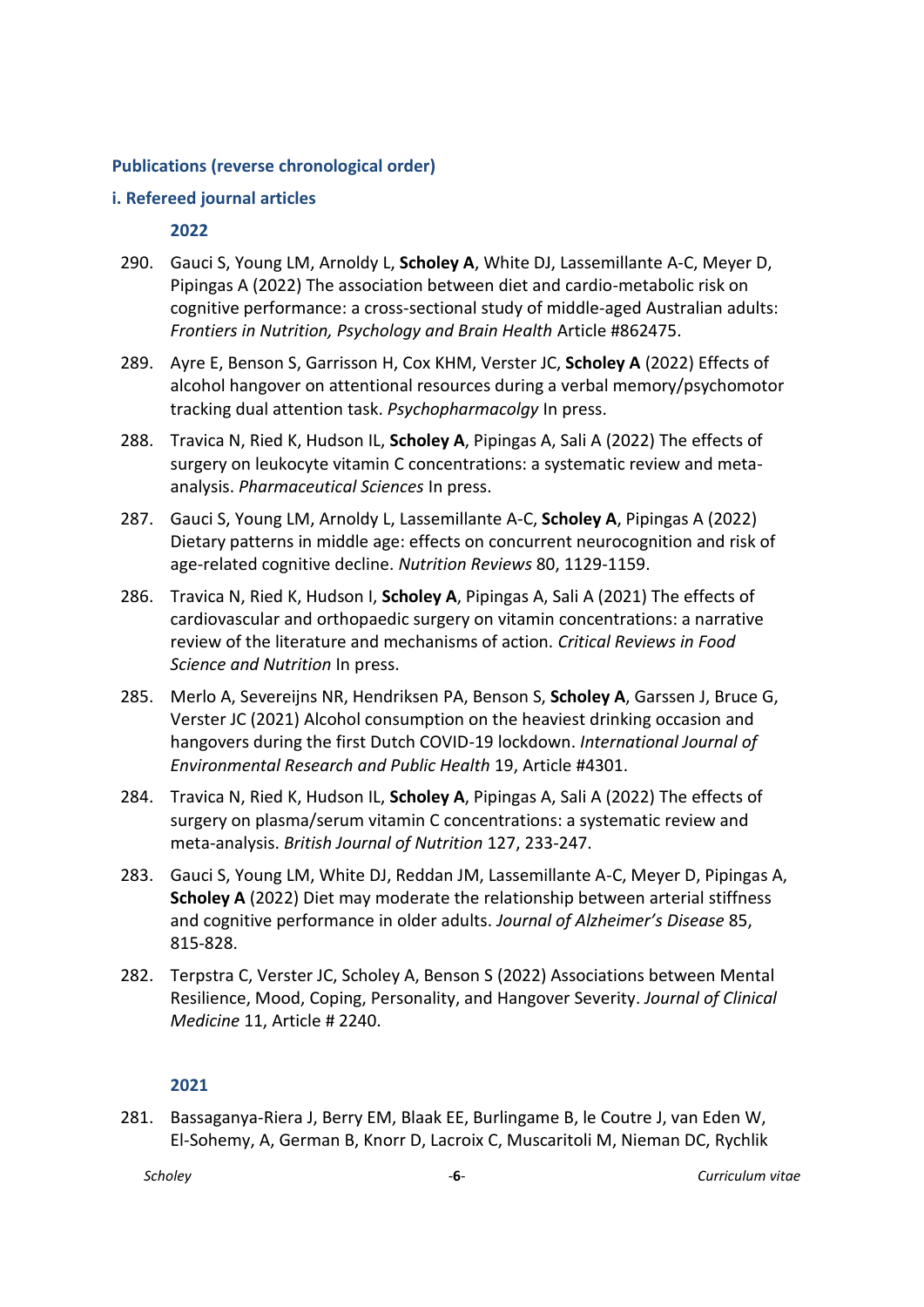### Publications (reverse chronological order)

#### i. Refereed journal articles

##### 2022

290. Gauci S, Young LM, Arnoldy L, **Scholey A**, White DJ, Lassemillante A-C, Meyer D, Pipingas A (2022) The association between diet and cardio-metabolic risk on cognitive performance: a cross-sectional study of middle-aged Australian adults: *Frontiers in Nutrition, Psychology and Brain Health* Article #862475.

289. Ayre E, Benson S, Garrisson H, Cox KHM, Verster JC, **Scholey A** (2022) Effects of alcohol hangover on attentional resources during a verbal memory/psychomotor tracking dual attention task. *Psychopharmacolgy* In press.

288. Travica N, Ried K, Hudson IL, **Scholey A**, Pipingas A, Sali A (2022) The effects of surgery on leukocyte vitamin C concentrations: a systematic review and meta-analysis. *Pharmaceutical Sciences* In press.

287. Gauci S, Young LM, Arnoldy L, Lassemillante A-C, **Scholey A**, Pipingas A (2022) Dietary patterns in middle age: effects on concurrent neurocognition and risk of age-related cognitive decline. *Nutrition Reviews* 80, 1129-1159.

286. Travica N, Ried K, Hudson I, **Scholey A**, Pipingas A, Sali A (2021) The effects of cardiovascular and orthopaedic surgery on vitamin concentrations: a narrative review of the literature and mechanisms of action. *Critical Reviews in Food Science and Nutrition* In press.

285. Merlo A, Severeijns NR, Hendriksen PA, Benson S, **Scholey A**, Garssen J, Bruce G, Verster JC (2021) Alcohol consumption on the heaviest drinking occasion and hangovers during the first Dutch COVID-19 lockdown. *International Journal of Environmental Research and Public Health* 19, Article #4301.

284. Travica N, Ried K, Hudson IL, **Scholey A**, Pipingas A, Sali A (2022) The effects of surgery on plasma/serum vitamin C concentrations: a systematic review and meta-analysis. *British Journal of Nutrition* 127, 233-247.

283. Gauci S, Young LM, White DJ, Reddan JM, Lassemillante A-C, Meyer D, Pipingas A, **Scholey A** (2022) Diet may moderate the relationship between arterial stiffness and cognitive performance in older adults. *Journal of Alzheimer's Disease* 85, 815-828.

282. Terpstra C, Verster JC, Scholey A, Benson S (2022) Associations between Mental Resilience, Mood, Coping, Personality, and Hangover Severity. *Journal of Clinical Medicine* 11, Article # 2240.

##### 2021

281. Bassaganya-Riera J, Berry EM, Blaak EE, Burlingame B, le Coutre J, van Eden W, El-Sohemy, A, German B, Knorr D, Lacroix C, Muscaritoli M, Nieman DC, Rychlik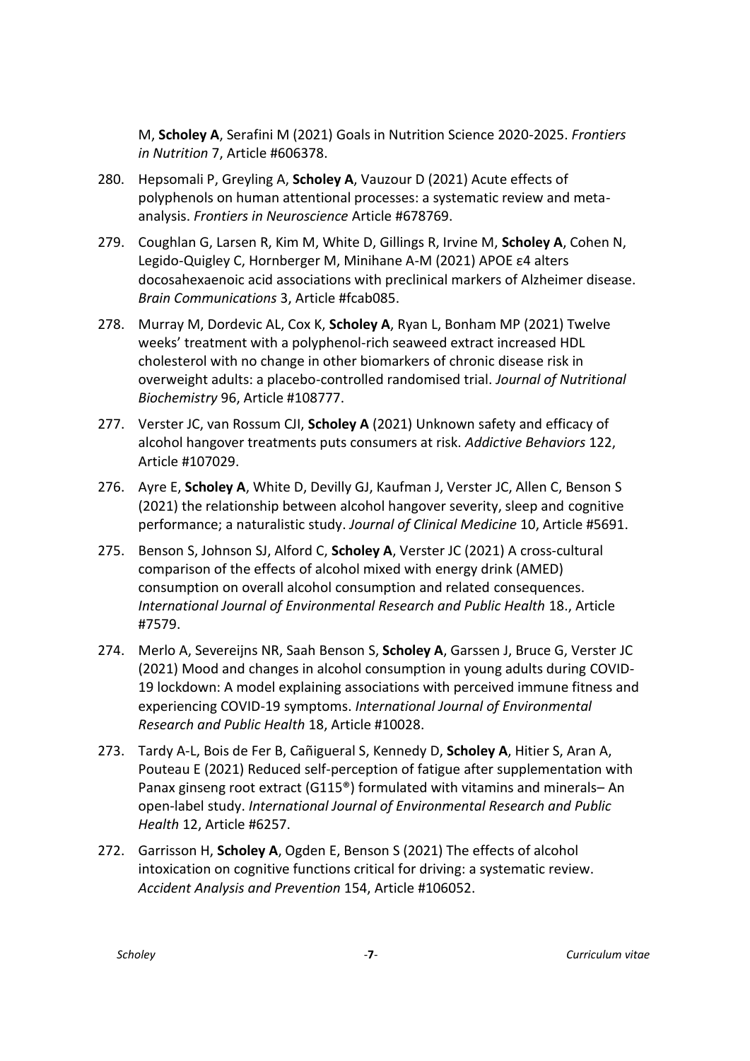M, **Scholey A**, Serafini M (2021) Goals in Nutrition Science 2020-2025. *Frontiers in Nutrition* 7, Article #606378.

280. Hepsomali P, Greyling A, **Scholey A**, Vauzour D (2021) Acute effects of polyphenols on human attentional processes: a systematic review and meta-analysis. *Frontiers in Neuroscience* Article #678769.

279. Coughlan G, Larsen R, Kim M, White D, Gillings R, Irvine M, **Scholey A**, Cohen N, Legido-Quigley C, Hornberger M, Minihane A-M (2021) APOE ε4 alters docosahexaenoic acid associations with preclinical markers of Alzheimer disease. *Brain Communications* 3, Article #fcab085.

278. Murray M, Dordevic AL, Cox K, **Scholey A**, Ryan L, Bonham MP (2021) Twelve weeks' treatment with a polyphenol-rich seaweed extract increased HDL cholesterol with no change in other biomarkers of chronic disease risk in overweight adults: a placebo-controlled randomised trial. *Journal of Nutritional Biochemistry* 96, Article #108777.

277. Verster JC, van Rossum CJI, **Scholey A** (2021) Unknown safety and efficacy of alcohol hangover treatments puts consumers at risk. *Addictive Behaviors* 122, Article #107029.

276. Ayre E, **Scholey A**, White D, Devilly GJ, Kaufman J, Verster JC, Allen C, Benson S (2021) the relationship between alcohol hangover severity, sleep and cognitive performance; a naturalistic study. *Journal of Clinical Medicine* 10, Article #5691.

275. Benson S, Johnson SJ, Alford C, **Scholey A**, Verster JC (2021) A cross-cultural comparison of the effects of alcohol mixed with energy drink (AMED) consumption on overall alcohol consumption and related consequences. *International Journal of Environmental Research and Public Health* 18., Article #7579.

274. Merlo A, Severeijns NR, Saah Benson S, **Scholey A**, Garssen J, Bruce G, Verster JC (2021) Mood and changes in alcohol consumption in young adults during COVID-19 lockdown: A model explaining associations with perceived immune fitness and experiencing COVID-19 symptoms. *International Journal of Environmental Research and Public Health* 18, Article #10028.

273. Tardy A-L, Bois de Fer B, Cañigueral S, Kennedy D, **Scholey A**, Hitier S, Aran A, Pouteau E (2021) Reduced self-perception of fatigue after supplementation with Panax ginseng root extract (G115®) formulated with vitamins and minerals– An open-label study. *International Journal of Environmental Research and Public Health* 12, Article #6257.

272. Garrisson H, **Scholey A**, Ogden E, Benson S (2021) The effects of alcohol intoxication on cognitive functions critical for driving: a systematic review. *Accident Analysis and Prevention* 154, Article #106052.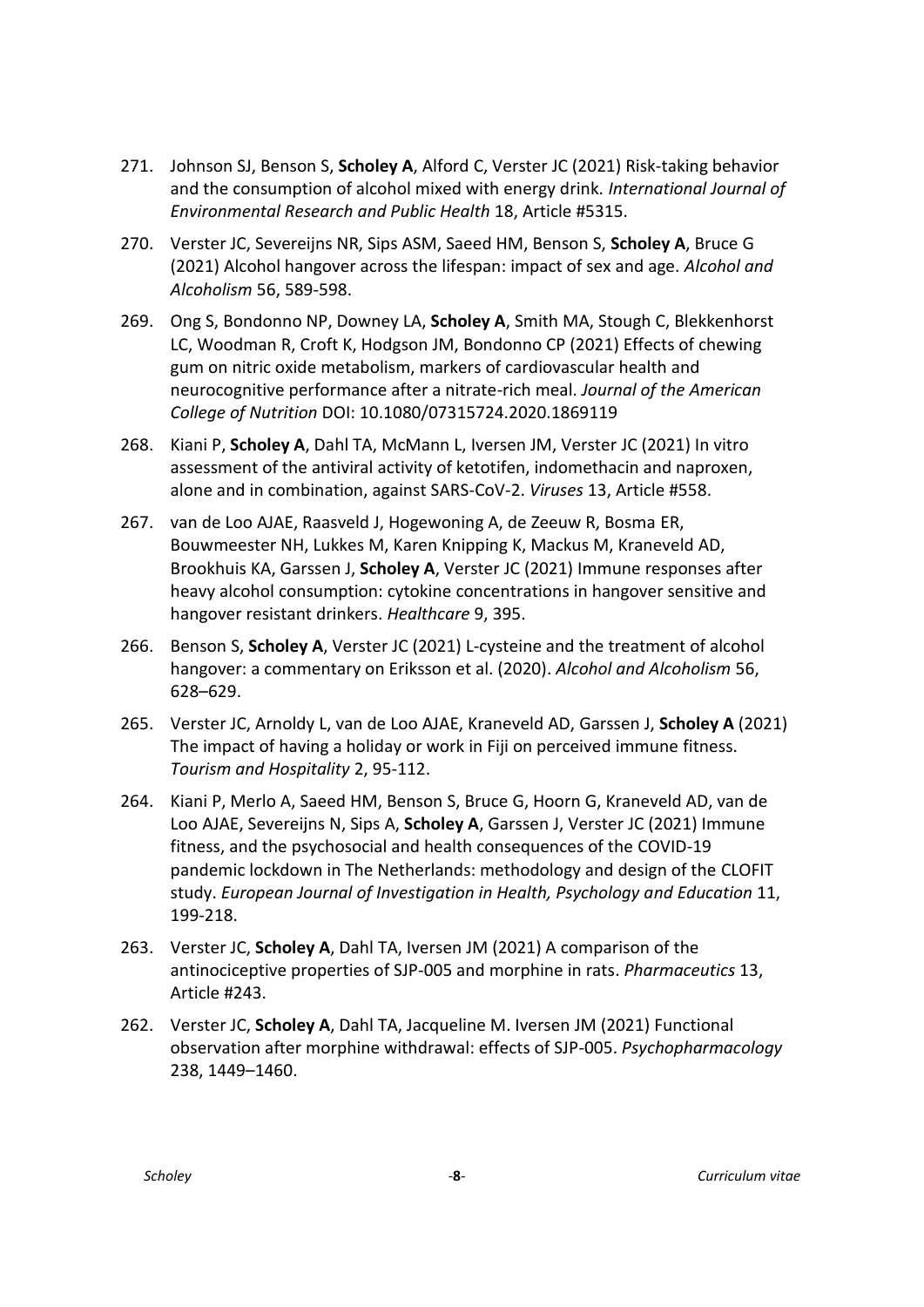271. Johnson SJ, Benson S, **Scholey A**, Alford C, Verster JC (2021) Risk-taking behavior and the consumption of alcohol mixed with energy drink. *International Journal of Environmental Research and Public Health* 18, Article #5315.

270. Verster JC, Severeijns NR, Sips ASM, Saeed HM, Benson S, **Scholey A**, Bruce G (2021) Alcohol hangover across the lifespan: impact of sex and age. *Alcohol and Alcoholism* 56, 589-598.

269. Ong S, Bondonno NP, Downey LA, **Scholey A**, Smith MA, Stough C, Blekkenhorst LC, Woodman R, Croft K, Hodgson JM, Bondonno CP (2021) Effects of chewing gum on nitric oxide metabolism, markers of cardiovascular health and neurocognitive performance after a nitrate-rich meal. *Journal of the American College of Nutrition* DOI: 10.1080/07315724.2020.1869119

268. Kiani P, **Scholey A**, Dahl TA, McMann L, Iversen JM, Verster JC (2021) In vitro assessment of the antiviral activity of ketotifen, indomethacin and naproxen, alone and in combination, against SARS-CoV-2. *Viruses* 13, Article #558.

267. van de Loo AJAE, Raasveld J, Hogewoning A, de Zeeuw R, Bosma ER, Bouwmeester NH, Lukkes M, Karen Knipping K, Mackus M, Kraneveld AD, Brookhuis KA, Garssen J, **Scholey A**, Verster JC (2021) Immune responses after heavy alcohol consumption: cytokine concentrations in hangover sensitive and hangover resistant drinkers. *Healthcare* 9, 395.

266. Benson S, **Scholey A**, Verster JC (2021) L-cysteine and the treatment of alcohol hangover: a commentary on Eriksson et al. (2020). *Alcohol and Alcoholism* 56, 628–629.

265. Verster JC, Arnoldy L, van de Loo AJAE, Kraneveld AD, Garssen J, **Scholey A** (2021) The impact of having a holiday or work in Fiji on perceived immune fitness. *Tourism and Hospitality* 2, 95-112.

264. Kiani P, Merlo A, Saeed HM, Benson S, Bruce G, Hoorn G, Kraneveld AD, van de Loo AJAE, Severeijns N, Sips A, **Scholey A**, Garssen J, Verster JC (2021) Immune fitness, and the psychosocial and health consequences of the COVID-19 pandemic lockdown in The Netherlands: methodology and design of the CLOFIT study. *European Journal of Investigation in Health, Psychology and Education* 11, 199-218.

263. Verster JC, **Scholey A**, Dahl TA, Iversen JM (2021) A comparison of the antinociceptive properties of SJP-005 and morphine in rats. *Pharmaceutics* 13, Article #243.

262. Verster JC, **Scholey A**, Dahl TA, Jacqueline M. Iversen JM (2021) Functional observation after morphine withdrawal: effects of SJP-005. *Psychopharmacology* 238, 1449–1460.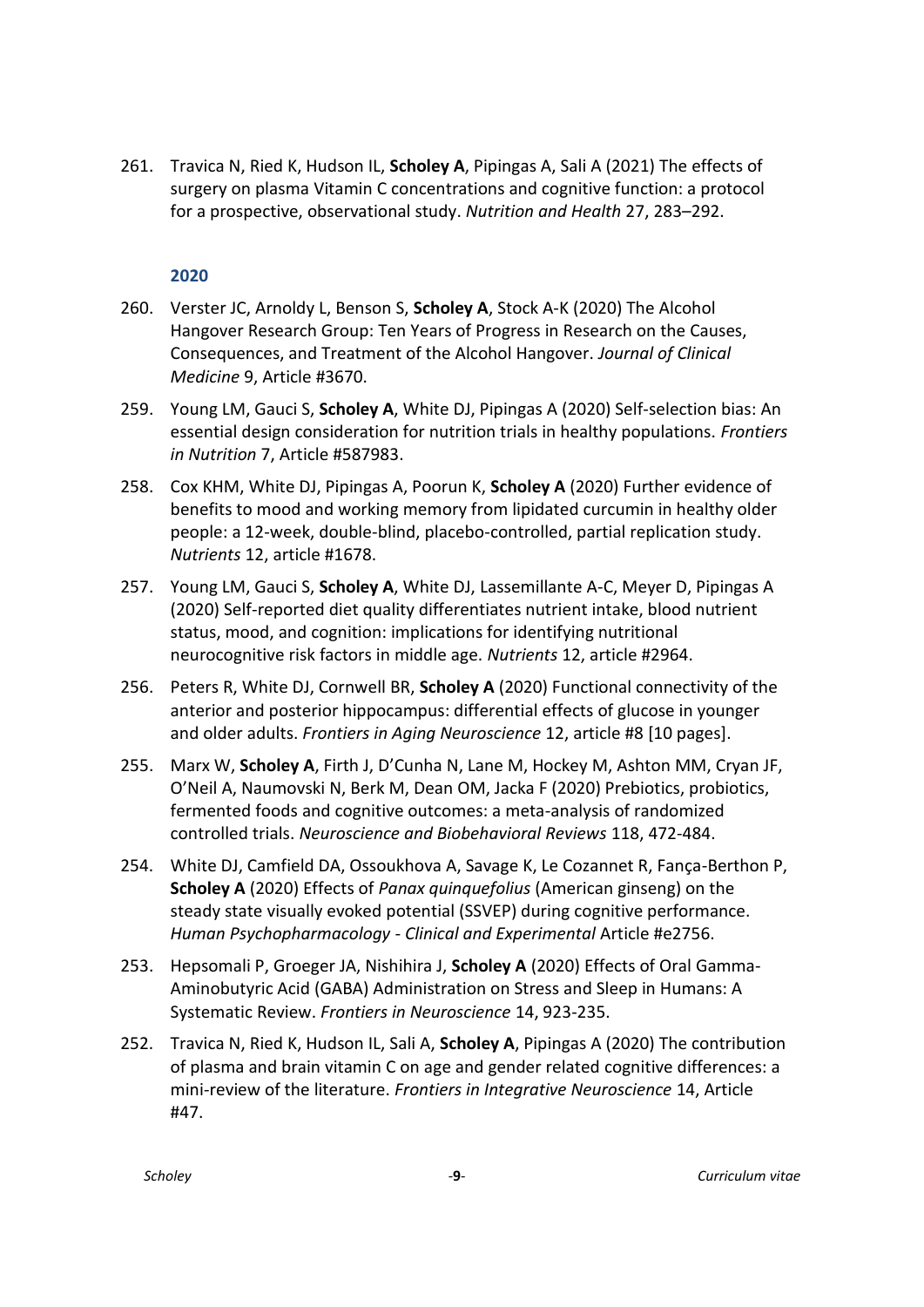261. Travica N, Ried K, Hudson IL, **Scholey A**, Pipingas A, Sali A (2021) The effects of surgery on plasma Vitamin C concentrations and cognitive function: a protocol for a prospective, observational study. *Nutrition and Health* 27, 283–292.

### 2020

260. Verster JC, Arnoldy L, Benson S, **Scholey A**, Stock A-K (2020) The Alcohol Hangover Research Group: Ten Years of Progress in Research on the Causes, Consequences, and Treatment of the Alcohol Hangover. *Journal of Clinical Medicine* 9, Article #3670.

259. Young LM, Gauci S, **Scholey A**, White DJ, Pipingas A (2020) Self-selection bias: An essential design consideration for nutrition trials in healthy populations. *Frontiers in Nutrition* 7, Article #587983.

258. Cox KHM, White DJ, Pipingas A, Poorun K, **Scholey A** (2020) Further evidence of benefits to mood and working memory from lipidated curcumin in healthy older people: a 12-week, double-blind, placebo-controlled, partial replication study. *Nutrients* 12, article #1678.

257. Young LM, Gauci S, **Scholey A**, White DJ, Lassemillante A-C, Meyer D, Pipingas A (2020) Self-reported diet quality differentiates nutrient intake, blood nutrient status, mood, and cognition: implications for identifying nutritional neurocognitive risk factors in middle age. *Nutrients* 12, article #2964.

256. Peters R, White DJ, Cornwell BR, **Scholey A** (2020) Functional connectivity of the anterior and posterior hippocampus: differential effects of glucose in younger and older adults. *Frontiers in Aging Neuroscience* 12, article #8 [10 pages].

255. Marx W, **Scholey A**, Firth J, D'Cunha N, Lane M, Hockey M, Ashton MM, Cryan JF, O'Neil A, Naumovski N, Berk M, Dean OM, Jacka F (2020) Prebiotics, probiotics, fermented foods and cognitive outcomes: a meta-analysis of randomized controlled trials. *Neuroscience and Biobehavioral Reviews* 118, 472-484.

254. White DJ, Camfield DA, Ossoukhova A, Savage K, Le Cozannet R, Fança-Berthon P, **Scholey A** (2020) Effects of *Panax quinquefolius* (American ginseng) on the steady state visually evoked potential (SSVEP) during cognitive performance. *Human Psychopharmacology - Clinical and Experimental* Article #e2756.

253. Hepsomali P, Groeger JA, Nishihira J, **Scholey A** (2020) Effects of Oral Gamma-Aminobutyric Acid (GABA) Administration on Stress and Sleep in Humans: A Systematic Review. *Frontiers in Neuroscience* 14, 923-235.

252. Travica N, Ried K, Hudson IL, Sali A, **Scholey A**, Pipingas A (2020) The contribution of plasma and brain vitamin C on age and gender related cognitive differences: a mini-review of the literature. *Frontiers in Integrative Neuroscience* 14, Article #47.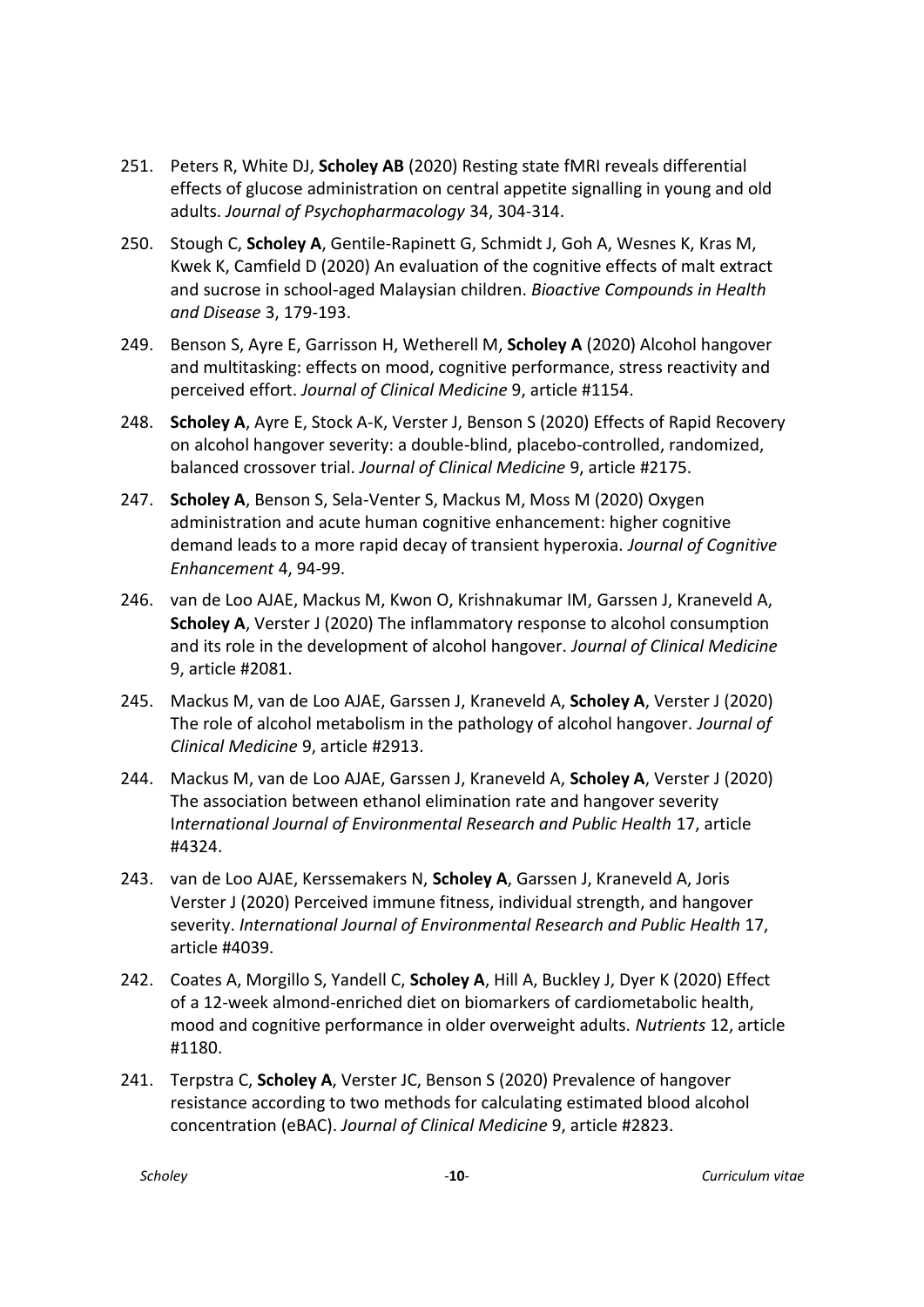251. Peters R, White DJ, **Scholey AB** (2020) Resting state fMRI reveals differential effects of glucose administration on central appetite signalling in young and old adults. *Journal of Psychopharmacology* 34, 304-314.

250. Stough C, **Scholey A**, Gentile-Rapinett G, Schmidt J, Goh A, Wesnes K, Kras M, Kwek K, Camfield D (2020) An evaluation of the cognitive effects of malt extract and sucrose in school-aged Malaysian children. *Bioactive Compounds in Health and Disease* 3, 179-193.

249. Benson S, Ayre E, Garrisson H, Wetherell M, **Scholey A** (2020) Alcohol hangover and multitasking: effects on mood, cognitive performance, stress reactivity and perceived effort. *Journal of Clinical Medicine* 9, article #1154.

248. **Scholey A**, Ayre E, Stock A-K, Verster J, Benson S (2020) Effects of Rapid Recovery on alcohol hangover severity: a double-blind, placebo-controlled, randomized, balanced crossover trial. *Journal of Clinical Medicine* 9, article #2175.

247. **Scholey A**, Benson S, Sela-Venter S, Mackus M, Moss M (2020) Oxygen administration and acute human cognitive enhancement: higher cognitive demand leads to a more rapid decay of transient hyperoxia. *Journal of Cognitive Enhancement* 4, 94-99.

246. van de Loo AJAE, Mackus M, Kwon O, Krishnakumar IM, Garssen J, Kraneveld A, **Scholey A**, Verster J (2020) The inflammatory response to alcohol consumption and its role in the development of alcohol hangover. *Journal of Clinical Medicine* 9, article #2081.

245. Mackus M, van de Loo AJAE, Garssen J, Kraneveld A, **Scholey A**, Verster J (2020) The role of alcohol metabolism in the pathology of alcohol hangover. *Journal of Clinical Medicine* 9, article #2913.

244. Mackus M, van de Loo AJAE, Garssen J, Kraneveld A, **Scholey A**, Verster J (2020) The association between ethanol elimination rate and hangover severity I*nternational Journal of Environmental Research and Public Health* 17, article #4324.

243. van de Loo AJAE, Kerssemakers N, **Scholey A**, Garssen J, Kraneveld A, Joris Verster J (2020) Perceived immune fitness, individual strength, and hangover severity. *International Journal of Environmental Research and Public Health* 17, article #4039.

242. Coates A, Morgillo S, Yandell C, **Scholey A**, Hill A, Buckley J, Dyer K (2020) Effect of a 12-week almond-enriched diet on biomarkers of cardiometabolic health, mood and cognitive performance in older overweight adults. *Nutrients* 12, article #1180.

241. Terpstra C, **Scholey A**, Verster JC, Benson S (2020) Prevalence of hangover resistance according to two methods for calculating estimated blood alcohol concentration (eBAC). *Journal of Clinical Medicine* 9, article #2823.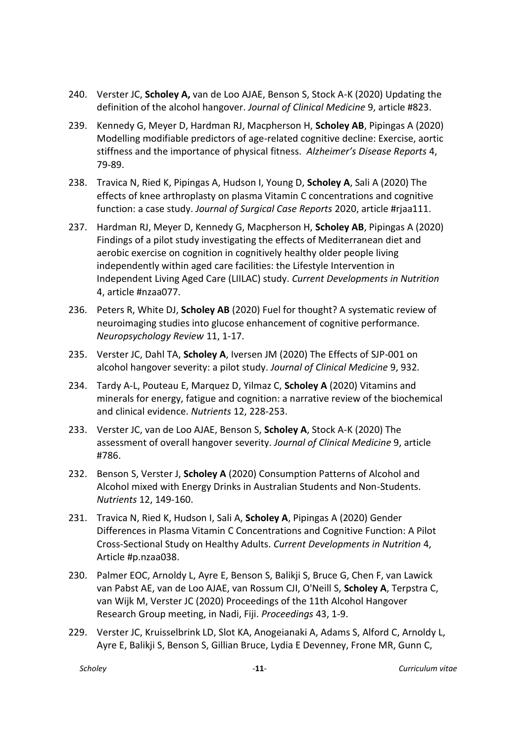240. Verster JC, **Scholey A,** van de Loo AJAE, Benson S, Stock A-K (2020) Updating the definition of the alcohol hangover. *Journal of Clinical Medicine* 9, article #823.

239. Kennedy G, Meyer D, Hardman RJ, Macpherson H, **Scholey AB**, Pipingas A (2020) Modelling modifiable predictors of age-related cognitive decline: Exercise, aortic stiffness and the importance of physical fitness. *Alzheimer's Disease Reports* 4, 79-89.

238. Travica N, Ried K, Pipingas A, Hudson I, Young D, **Scholey A**, Sali A (2020) The effects of knee arthroplasty on plasma Vitamin C concentrations and cognitive function: a case study. *Journal of Surgical Case Reports* 2020, article #rjaa111.

237. Hardman RJ, Meyer D, Kennedy G, Macpherson H, **Scholey AB**, Pipingas A (2020) Findings of a pilot study investigating the effects of Mediterranean diet and aerobic exercise on cognition in cognitively healthy older people living independently within aged care facilities: the Lifestyle Intervention in Independent Living Aged Care (LIILAC) study. *Current Developments in Nutrition* 4, article #nzaa077.

236. Peters R, White DJ, **Scholey AB** (2020) Fuel for thought? A systematic review of neuroimaging studies into glucose enhancement of cognitive performance. *Neuropsychology Review* 11, 1-17.

235. Verster JC, Dahl TA, **Scholey A**, Iversen JM (2020) The Effects of SJP-001 on alcohol hangover severity: a pilot study. *Journal of Clinical Medicine* 9, 932.

234. Tardy A-L, Pouteau E, Marquez D, Yilmaz C, **Scholey A** (2020) Vitamins and minerals for energy, fatigue and cognition: a narrative review of the biochemical and clinical evidence. *Nutrients* 12, 228-253.

233. Verster JC, van de Loo AJAE, Benson S, **Scholey A**, Stock A-K (2020) The assessment of overall hangover severity. *Journal of Clinical Medicine* 9, article #786.

232. Benson S, Verster J, **Scholey A** (2020) Consumption Patterns of Alcohol and Alcohol mixed with Energy Drinks in Australian Students and Non-Students. *Nutrients* 12, 149-160.

231. Travica N, Ried K, Hudson I, Sali A, **Scholey A**, Pipingas A (2020) Gender Differences in Plasma Vitamin C Concentrations and Cognitive Function: A Pilot Cross-Sectional Study on Healthy Adults. *Current Developments in Nutrition* 4, Article #p.nzaa038.

230. Palmer EOC, Arnoldy L, Ayre E, Benson S, Balikji S, Bruce G, Chen F, van Lawick van Pabst AE, van de Loo AJAE, van Rossum CJI, O'Neill S, **Scholey A**, Terpstra C, van Wijk M, Verster JC (2020) Proceedings of the 11th Alcohol Hangover Research Group meeting, in Nadi, Fiji. *Proceedings* 43, 1-9.

229. Verster JC, Kruisselbrink LD, Slot KA, Anogeianaki A, Adams S, Alford C, Arnoldy L, Ayre E, Balikji S, Benson S, Gillian Bruce, Lydia E Devenney, Frone MR, Gunn C,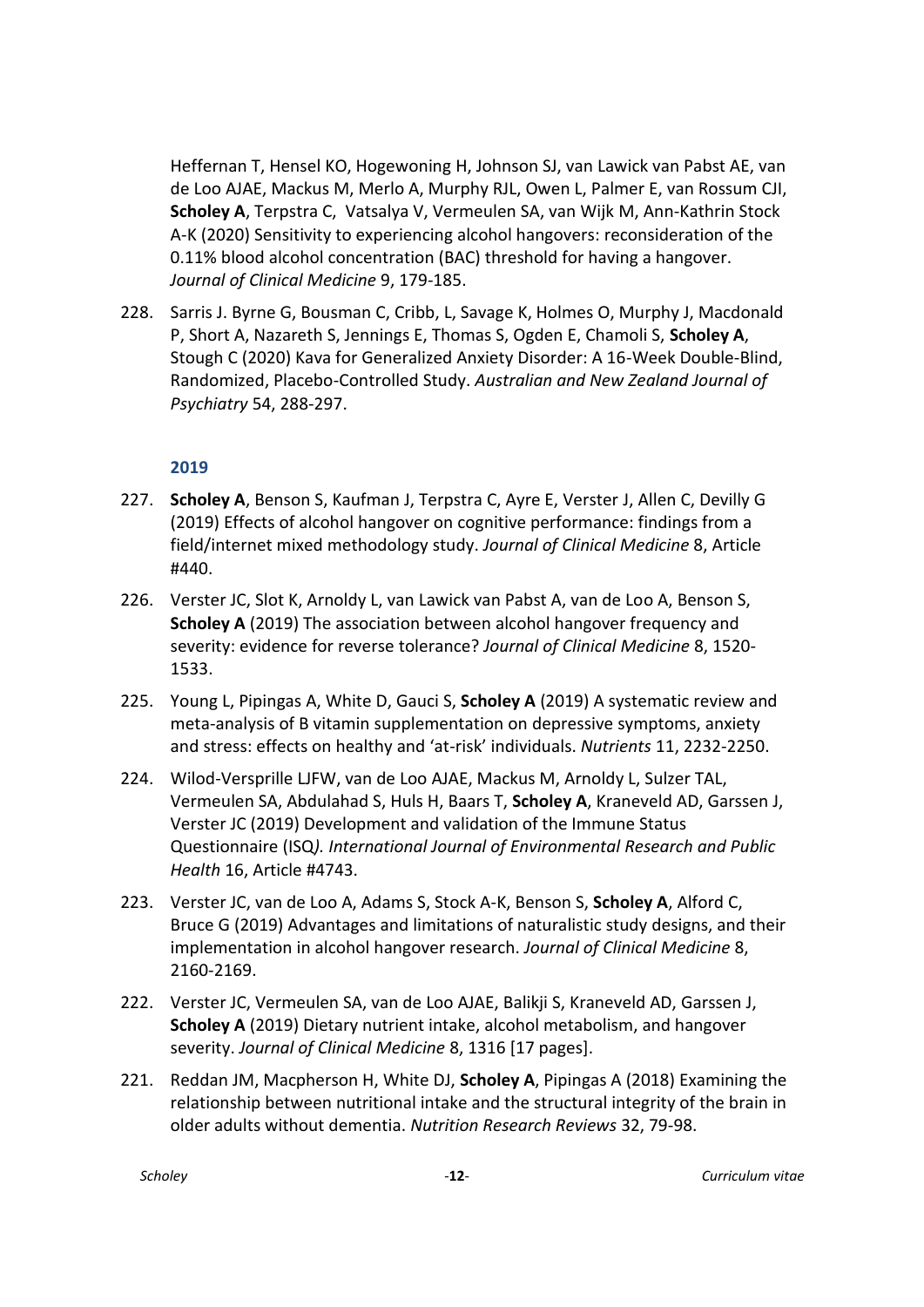Heffernan T, Hensel KO, Hogewoning H, Johnson SJ, van Lawick van Pabst AE, van de Loo AJAE, Mackus M, Merlo A, Murphy RJL, Owen L, Palmer E, van Rossum CJI, **Scholey A**, Terpstra C, Vatsalya V, Vermeulen SA, van Wijk M, Ann-Kathrin Stock A-K (2020) Sensitivity to experiencing alcohol hangovers: reconsideration of the 0.11% blood alcohol concentration (BAC) threshold for having a hangover. *Journal of Clinical Medicine* 9, 179-185.

228. Sarris J. Byrne G, Bousman C, Cribb, L, Savage K, Holmes O, Murphy J, Macdonald P, Short A, Nazareth S, Jennings E, Thomas S, Ogden E, Chamoli S, **Scholey A**, Stough C (2020) Kava for Generalized Anxiety Disorder: A 16-Week Double-Blind, Randomized, Placebo-Controlled Study. *Australian and New Zealand Journal of Psychiatry* 54, 288-297.

### 2019

227. **Scholey A**, Benson S, Kaufman J, Terpstra C, Ayre E, Verster J, Allen C, Devilly G (2019) Effects of alcohol hangover on cognitive performance: findings from a field/internet mixed methodology study. *Journal of Clinical Medicine* 8, Article #440.

226. Verster JC, Slot K, Arnoldy L, van Lawick van Pabst A, van de Loo A, Benson S, **Scholey A** (2019) The association between alcohol hangover frequency and severity: evidence for reverse tolerance? *Journal of Clinical Medicine* 8, 1520-1533.

225. Young L, Pipingas A, White D, Gauci S, **Scholey A** (2019) A systematic review and meta-analysis of B vitamin supplementation on depressive symptoms, anxiety and stress: effects on healthy and 'at-risk' individuals. *Nutrients* 11, 2232-2250.

224. Wilod-Versprille LJFW, van de Loo AJAE, Mackus M, Arnoldy L, Sulzer TAL, Vermeulen SA, Abdulahad S, Huls H, Baars T, **Scholey A**, Kraneveld AD, Garssen J, Verster JC (2019) Development and validation of the Immune Status Questionnaire (ISQ*). International Journal of Environmental Research and Public Health* 16, Article #4743.

223. Verster JC, van de Loo A, Adams S, Stock A-K, Benson S, **Scholey A**, Alford C, Bruce G (2019) Advantages and limitations of naturalistic study designs, and their implementation in alcohol hangover research. *Journal of Clinical Medicine* 8, 2160-2169.

222. Verster JC, Vermeulen SA, van de Loo AJAE, Balikji S, Kraneveld AD, Garssen J, **Scholey A** (2019) Dietary nutrient intake, alcohol metabolism, and hangover severity. *Journal of Clinical Medicine* 8, 1316 [17 pages].

221. Reddan JM, Macpherson H, White DJ, **Scholey A**, Pipingas A (2018) Examining the relationship between nutritional intake and the structural integrity of the brain in older adults without dementia. *Nutrition Research Reviews* 32, 79-98.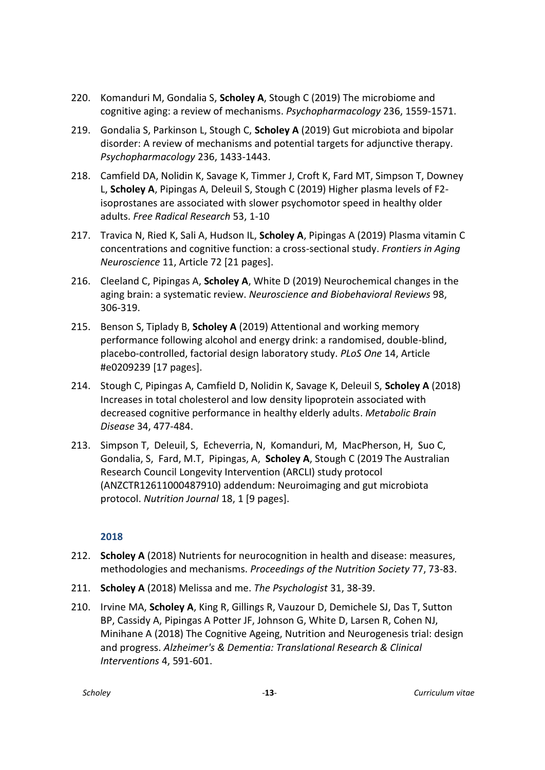220. Komanduri M, Gondalia S, **Scholey A**, Stough C (2019) The microbiome and cognitive aging: a review of mechanisms. *Psychopharmacology* 236, 1559-1571.

219. Gondalia S, Parkinson L, Stough C, **Scholey A** (2019) Gut microbiota and bipolar disorder: A review of mechanisms and potential targets for adjunctive therapy. *Psychopharmacology* 236, 1433-1443.

218. Camfield DA, Nolidin K, Savage K, Timmer J, Croft K, Fard MT, Simpson T, Downey L, **Scholey A**, Pipingas A, Deleuil S, Stough C (2019) Higher plasma levels of F2-isoprostanes are associated with slower psychomotor speed in healthy older adults. *Free Radical Research* 53, 1-10

217. Travica N, Ried K, Sali A, Hudson IL, **Scholey A**, Pipingas A (2019) Plasma vitamin C concentrations and cognitive function: a cross-sectional study. *Frontiers in Aging Neuroscience* 11, Article 72 [21 pages].

216. Cleeland C, Pipingas A, **Scholey A**, White D (2019) Neurochemical changes in the aging brain: a systematic review. *Neuroscience and Biobehavioral Reviews* 98, 306-319.

215. Benson S, Tiplady B, **Scholey A** (2019) Attentional and working memory performance following alcohol and energy drink: a randomised, double-blind, placebo-controlled, factorial design laboratory study. *PLoS One* 14, Article #e0209239 [17 pages].

214. Stough C, Pipingas A, Camfield D, Nolidin K, Savage K, Deleuil S, **Scholey A** (2018) Increases in total cholesterol and low density lipoprotein associated with decreased cognitive performance in healthy elderly adults. *Metabolic Brain Disease* 34, 477-484.

213. Simpson T, Deleuil, S, Echeverria, N, Komanduri, M, MacPherson, H, Suo C, Gondalia, S, Fard, M.T, Pipingas, A, **Scholey A**, Stough C (2019 The Australian Research Council Longevity Intervention (ARCLI) study protocol (ANZCTR12611000487910) addendum: Neuroimaging and gut microbiota protocol. *Nutrition Journal* 18, 1 [9 pages].

### 2018

212. **Scholey A** (2018) Nutrients for neurocognition in health and disease: measures, methodologies and mechanisms. *Proceedings of the Nutrition Society* 77, 73-83.

211. **Scholey A** (2018) Melissa and me. *The Psychologist* 31, 38-39.

210. Irvine MA, **Scholey A**, King R, Gillings R, Vauzour D, Demichele SJ, Das T, Sutton BP, Cassidy A, Pipingas A Potter JF, Johnson G, White D, Larsen R, Cohen NJ, Minihane A (2018) The Cognitive Ageing, Nutrition and Neurogenesis trial: design and progress. *Alzheimer's & Dementia: Translational Research & Clinical Interventions* 4, 591-601.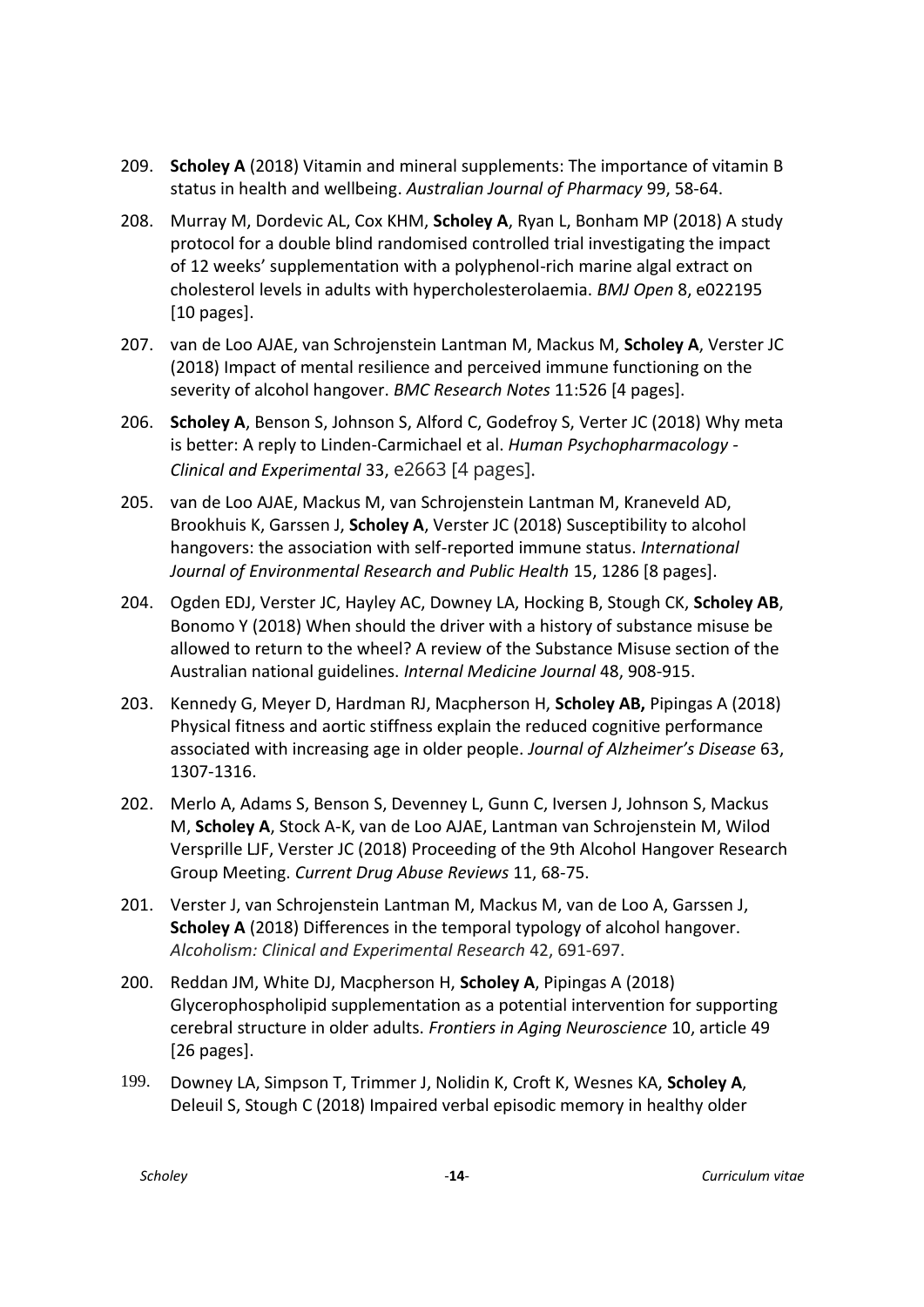209. **Scholey A** (2018) Vitamin and mineral supplements: The importance of vitamin B status in health and wellbeing. *Australian Journal of Pharmacy* 99, 58-64.

208. Murray M, Dordevic AL, Cox KHM, **Scholey A**, Ryan L, Bonham MP (2018) A study protocol for a double blind randomised controlled trial investigating the impact of 12 weeks' supplementation with a polyphenol-rich marine algal extract on cholesterol levels in adults with hypercholesterolaemia. *BMJ Open* 8, e022195 [10 pages].

207. van de Loo AJAE, van Schrojenstein Lantman M, Mackus M, **Scholey A**, Verster JC (2018) Impact of mental resilience and perceived immune functioning on the severity of alcohol hangover. *BMC Research Notes* 11:526 [4 pages].

206. **Scholey A**, Benson S, Johnson S, Alford C, Godefroy S, Verter JC (2018) Why meta is better: A reply to Linden-Carmichael et al. *Human Psychopharmacology - Clinical and Experimental* 33, e2663 [4 pages].

205. van de Loo AJAE, Mackus M, van Schrojenstein Lantman M, Kraneveld AD, Brookhuis K, Garssen J, **Scholey A**, Verster JC (2018) Susceptibility to alcohol hangovers: the association with self-reported immune status. *International Journal of Environmental Research and Public Health* 15, 1286 [8 pages].

204. Ogden EDJ, Verster JC, Hayley AC, Downey LA, Hocking B, Stough CK, **Scholey AB**, Bonomo Y (2018) When should the driver with a history of substance misuse be allowed to return to the wheel? A review of the Substance Misuse section of the Australian national guidelines. *Internal Medicine Journal* 48, 908-915.

203. Kennedy G, Meyer D, Hardman RJ, Macpherson H, **Scholey AB,** Pipingas A (2018) Physical fitness and aortic stiffness explain the reduced cognitive performance associated with increasing age in older people. *Journal of Alzheimer's Disease* 63, 1307-1316.

202. Merlo A, Adams S, Benson S, Devenney L, Gunn C, Iversen J, Johnson S, Mackus M, **Scholey A**, Stock A-K, van de Loo AJAE, Lantman van Schrojenstein M, Wilod Versprille LJF, Verster JC (2018) Proceeding of the 9th Alcohol Hangover Research Group Meeting. *Current Drug Abuse Reviews* 11, 68-75.

201. Verster J, van Schrojenstein Lantman M, Mackus M, van de Loo A, Garssen J, **Scholey A** (2018) Differences in the temporal typology of alcohol hangover. *Alcoholism: Clinical and Experimental Research* 42, 691-697.

200. Reddan JM, White DJ, Macpherson H, **Scholey A**, Pipingas A (2018) Glycerophospholipid supplementation as a potential intervention for supporting cerebral structure in older adults. *Frontiers in Aging Neuroscience* 10, article 49 [26 pages].

199. Downey LA, Simpson T, Trimmer J, Nolidin K, Croft K, Wesnes KA, **Scholey A**, Deleuil S, Stough C (2018) Impaired verbal episodic memory in healthy older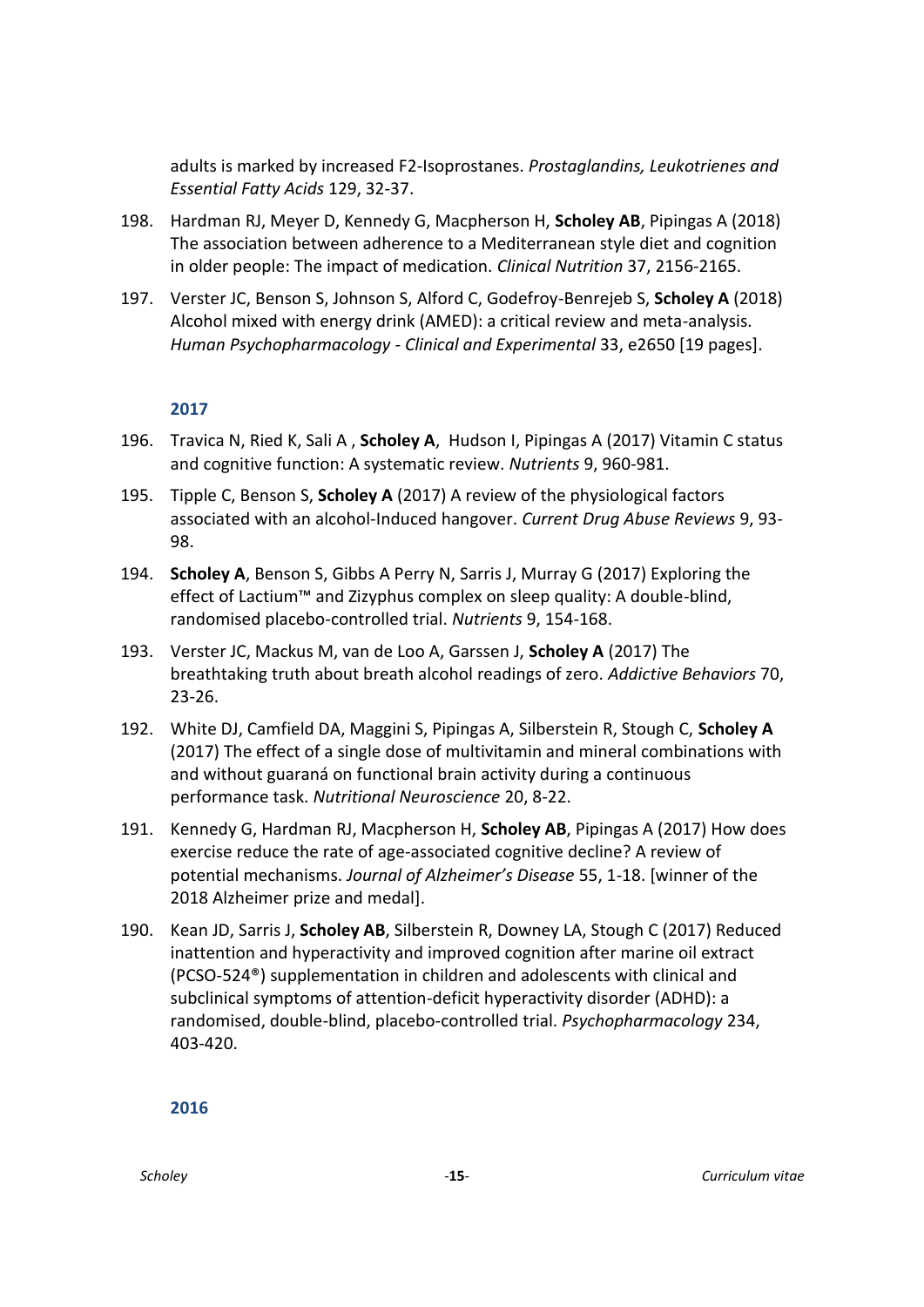adults is marked by increased F2-Isoprostanes. *Prostaglandins, Leukotrienes and Essential Fatty Acids* 129, 32-37.

198. Hardman RJ, Meyer D, Kennedy G, Macpherson H, **Scholey AB**, Pipingas A (2018) The association between adherence to a Mediterranean style diet and cognition in older people: The impact of medication. *Clinical Nutrition* 37, 2156-2165.

197. Verster JC, Benson S, Johnson S, Alford C, Godefroy-Benrejeb S, **Scholey A** (2018) Alcohol mixed with energy drink (AMED): a critical review and meta-analysis. *Human Psychopharmacology - Clinical and Experimental* 33, e2650 [19 pages].

### 2017

196. Travica N, Ried K, Sali A , **Scholey A**, Hudson I, Pipingas A (2017) Vitamin C status and cognitive function: A systematic review. *Nutrients* 9, 960-981.

195. Tipple C, Benson S, **Scholey A** (2017) A review of the physiological factors associated with an alcohol-Induced hangover. *Current Drug Abuse Reviews* 9, 93-98.

194. **Scholey A**, Benson S, Gibbs A Perry N, Sarris J, Murray G (2017) Exploring the effect of Lactium™ and Zizyphus complex on sleep quality: A double-blind, randomised placebo-controlled trial. *Nutrients* 9, 154-168.

193. Verster JC, Mackus M, van de Loo A, Garssen J, **Scholey A** (2017) The breathtaking truth about breath alcohol readings of zero. *Addictive Behaviors* 70, 23-26.

192. White DJ, Camfield DA, Maggini S, Pipingas A, Silberstein R, Stough C, **Scholey A** (2017) The effect of a single dose of multivitamin and mineral combinations with and without guaraná on functional brain activity during a continuous performance task. *Nutritional Neuroscience* 20, 8-22.

191. Kennedy G, Hardman RJ, Macpherson H, **Scholey AB**, Pipingas A (2017) How does exercise reduce the rate of age-associated cognitive decline? A review of potential mechanisms. *Journal of Alzheimer's Disease* 55, 1-18. [winner of the 2018 Alzheimer prize and medal].

190. Kean JD, Sarris J, **Scholey AB**, Silberstein R, Downey LA, Stough C (2017) Reduced inattention and hyperactivity and improved cognition after marine oil extract (PCSO-524®) supplementation in children and adolescents with clinical and subclinical symptoms of attention-deficit hyperactivity disorder (ADHD): a randomised, double-blind, placebo-controlled trial. *Psychopharmacology* 234, 403-420.

### 2016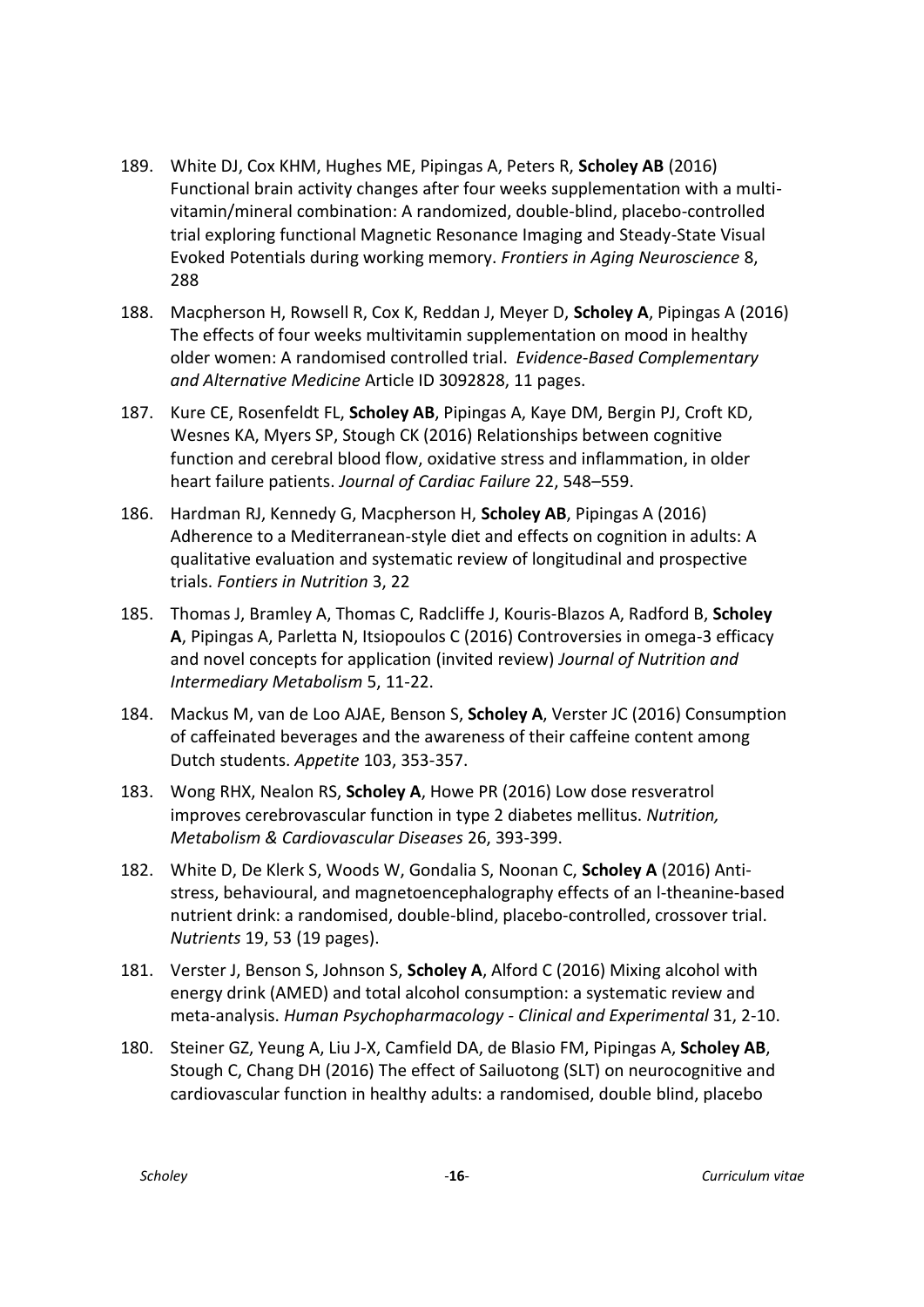189. White DJ, Cox KHM, Hughes ME, Pipingas A, Peters R, **Scholey AB** (2016) Functional brain activity changes after four weeks supplementation with a multi-vitamin/mineral combination: A randomized, double-blind, placebo-controlled trial exploring functional Magnetic Resonance Imaging and Steady-State Visual Evoked Potentials during working memory. *Frontiers in Aging Neuroscience* 8, 288

188. Macpherson H, Rowsell R, Cox K, Reddan J, Meyer D, **Scholey A**, Pipingas A (2016) The effects of four weeks multivitamin supplementation on mood in healthy older women: A randomised controlled trial. *Evidence-Based Complementary and Alternative Medicine* Article ID 3092828, 11 pages.

187. Kure CE, Rosenfeldt FL, **Scholey AB**, Pipingas A, Kaye DM, Bergin PJ, Croft KD, Wesnes KA, Myers SP, Stough CK (2016) Relationships between cognitive function and cerebral blood flow, oxidative stress and inflammation, in older heart failure patients. *Journal of Cardiac Failure* 22, 548–559.

186. Hardman RJ, Kennedy G, Macpherson H, **Scholey AB**, Pipingas A (2016) Adherence to a Mediterranean-style diet and effects on cognition in adults: A qualitative evaluation and systematic review of longitudinal and prospective trials. *Fontiers in Nutrition* 3, 22

185. Thomas J, Bramley A, Thomas C, Radcliffe J, Kouris-Blazos A, Radford B, **Scholey A**, Pipingas A, Parletta N, Itsiopoulos C (2016) Controversies in omega-3 efficacy and novel concepts for application (invited review) *Journal of Nutrition and Intermediary Metabolism* 5, 11-22.

184. Mackus M, van de Loo AJAE, Benson S, **Scholey A**, Verster JC (2016) Consumption of caffeinated beverages and the awareness of their caffeine content among Dutch students. *Appetite* 103, 353-357.

183. Wong RHX, Nealon RS, **Scholey A**, Howe PR (2016) Low dose resveratrol improves cerebrovascular function in type 2 diabetes mellitus. *Nutrition, Metabolism & Cardiovascular Diseases* 26, 393-399.

182. White D, De Klerk S, Woods W, Gondalia S, Noonan C, **Scholey A** (2016) Anti-stress, behavioural, and magnetoencephalography effects of an l-theanine-based nutrient drink: a randomised, double-blind, placebo-controlled, crossover trial. *Nutrients* 19, 53 (19 pages).

181. Verster J, Benson S, Johnson S, **Scholey A**, Alford C (2016) Mixing alcohol with energy drink (AMED) and total alcohol consumption: a systematic review and meta-analysis. *Human Psychopharmacology - Clinical and Experimental* 31, 2-10.

180. Steiner GZ, Yeung A, Liu J-X, Camfield DA, de Blasio FM, Pipingas A, **Scholey AB**, Stough C, Chang DH (2016) The effect of Sailuotong (SLT) on neurocognitive and cardiovascular function in healthy adults: a randomised, double blind, placebo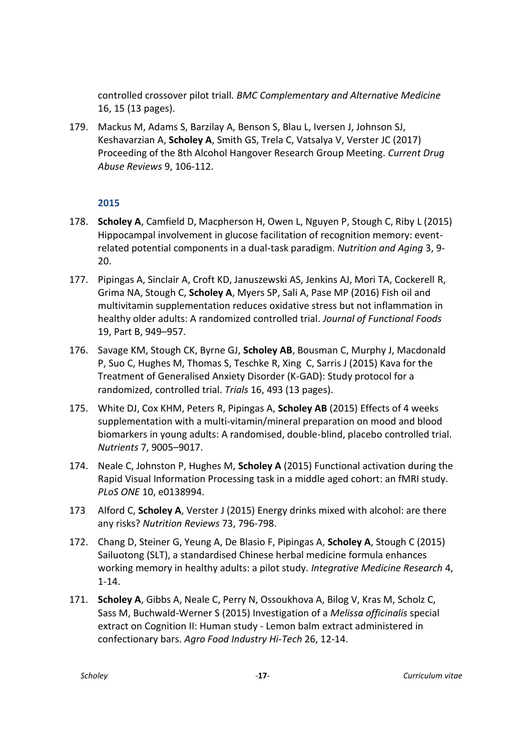controlled crossover pilot triall. *BMC Complementary and Alternative Medicine* 16, 15 (13 pages).

179. Mackus M, Adams S, Barzilay A, Benson S, Blau L, Iversen J, Johnson SJ, Keshavarzian A, **Scholey A**, Smith GS, Trela C, Vatsalya V, Verster JC (2017) Proceeding of the 8th Alcohol Hangover Research Group Meeting. *Current Drug Abuse Reviews* 9, 106-112.

### 2015

178. **Scholey A**, Camfield D, Macpherson H, Owen L, Nguyen P, Stough C, Riby L (2015) Hippocampal involvement in glucose facilitation of recognition memory: event-related potential components in a dual-task paradigm. *Nutrition and Aging* 3, 9-20.

177. Pipingas A, Sinclair A, Croft KD, Januszewski AS, Jenkins AJ, Mori TA, Cockerell R, Grima NA, Stough C, **Scholey A**, Myers SP, Sali A, Pase MP (2016) Fish oil and multivitamin supplementation reduces oxidative stress but not inflammation in healthy older adults: A randomized controlled trial. *Journal of Functional Foods* 19, Part B, 949–957.

176. Savage KM, Stough CK, Byrne GJ, **Scholey AB**, Bousman C, Murphy J, Macdonald P, Suo C, Hughes M, Thomas S, Teschke R, Xing C, Sarris J (2015) Kava for the Treatment of Generalised Anxiety Disorder (K-GAD): Study protocol for a randomized, controlled trial. *Trials* 16, 493 (13 pages).

175. White DJ, Cox KHM, Peters R, Pipingas A, **Scholey AB** (2015) Effects of 4 weeks supplementation with a multi-vitamin/mineral preparation on mood and blood biomarkers in young adults: A randomised, double-blind, placebo controlled trial. *Nutrients* 7, 9005–9017.

174. Neale C, Johnston P, Hughes M, **Scholey A** (2015) Functional activation during the Rapid Visual Information Processing task in a middle aged cohort: an fMRI study. *PLoS ONE* 10, e0138994.

173 Alford C, **Scholey A**, Verster J (2015) Energy drinks mixed with alcohol: are there any risks? *Nutrition Reviews* 73, 796-798.

172. Chang D, Steiner G, Yeung A, De Blasio F, Pipingas A, **Scholey A**, Stough C (2015) Sailuotong (SLT), a standardised Chinese herbal medicine formula enhances working memory in healthy adults: a pilot study. *Integrative Medicine Research* 4, 1-14.

171. **Scholey A**, Gibbs A, Neale C, Perry N, Ossoukhova A, Bilog V, Kras M, Scholz C, Sass M, Buchwald-Werner S (2015) Investigation of a *Melissa officinalis* special extract on Cognition II: Human study - Lemon balm extract administered in confectionary bars. *Agro Food Industry Hi-Tech* 26, 12-14.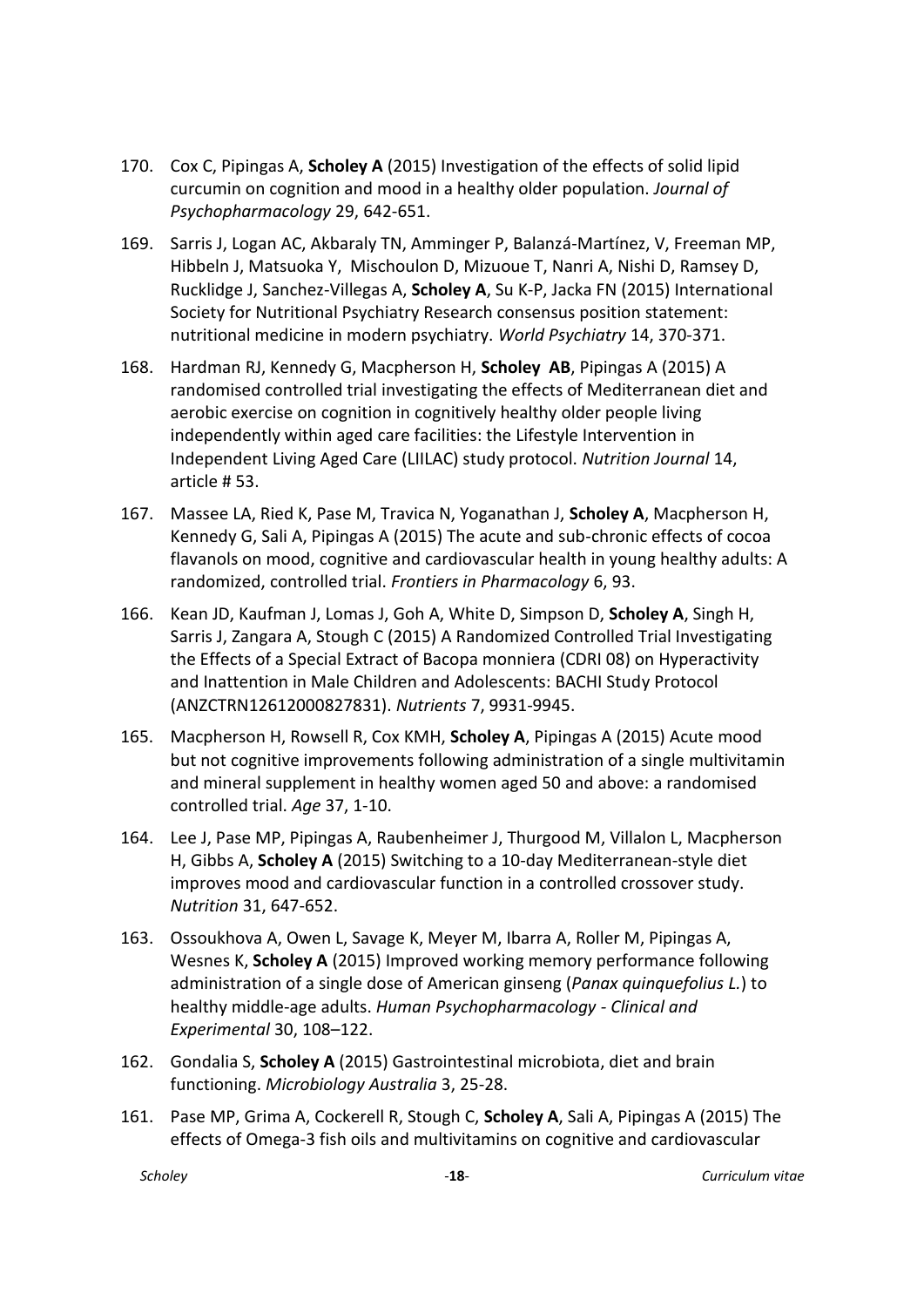170. Cox C, Pipingas A, **Scholey A** (2015) Investigation of the effects of solid lipid curcumin on cognition and mood in a healthy older population. *Journal of Psychopharmacology* 29, 642-651.

169. Sarris J, Logan AC, Akbaraly TN, Amminger P, Balanzá-Martínez, V, Freeman MP, Hibbeln J, Matsuoka Y, Mischoulon D, Mizouoe T, Nanri A, Nishi D, Ramsey D, Rucklidge J, Sanchez-Villegas A, **Scholey A**, Su K-P, Jacka FN (2015) International Society for Nutritional Psychiatry Research consensus position statement: nutritional medicine in modern psychiatry. *World Psychiatry* 14, 370-371.

168. Hardman RJ, Kennedy G, Macpherson H, **Scholey AB**, Pipingas A (2015) A randomised controlled trial investigating the effects of Mediterranean diet and aerobic exercise on cognition in cognitively healthy older people living independently within aged care facilities: the Lifestyle Intervention in Independent Living Aged Care (LIILAC) study protocol. *Nutrition Journal* 14, article # 53.

167. Massee LA, Ried K, Pase M, Travica N, Yoganathan J, **Scholey A**, Macpherson H, Kennedy G, Sali A, Pipingas A (2015) The acute and sub-chronic effects of cocoa flavanols on mood, cognitive and cardiovascular health in young healthy adults: A randomized, controlled trial. *Frontiers in Pharmacology* 6, 93.

166. Kean JD, Kaufman J, Lomas J, Goh A, White D, Simpson D, **Scholey A**, Singh H, Sarris J, Zangara A, Stough C (2015) A Randomized Controlled Trial Investigating the Effects of a Special Extract of Bacopa monniera (CDRI 08) on Hyperactivity and Inattention in Male Children and Adolescents: BACHI Study Protocol (ANZCTRN12612000827831). *Nutrients* 7, 9931-9945.

165. Macpherson H, Rowsell R, Cox KMH, **Scholey A**, Pipingas A (2015) Acute mood but not cognitive improvements following administration of a single multivitamin and mineral supplement in healthy women aged 50 and above: a randomised controlled trial. *Age* 37, 1-10.

164. Lee J, Pase MP, Pipingas A, Raubenheimer J, Thurgood M, Villalon L, Macpherson H, Gibbs A, **Scholey A** (2015) Switching to a 10-day Mediterranean-style diet improves mood and cardiovascular function in a controlled crossover study. *Nutrition* 31, 647-652.

163. Ossoukhova A, Owen L, Savage K, Meyer M, Ibarra A, Roller M, Pipingas A, Wesnes K, **Scholey A** (2015) Improved working memory performance following administration of a single dose of American ginseng (*Panax quinquefolius L.*) to healthy middle-age adults. *Human Psychopharmacology - Clinical and Experimental* 30, 108–122.

162. Gondalia S, **Scholey A** (2015) Gastrointestinal microbiota, diet and brain functioning. *Microbiology Australia* 3, 25-28.

161. Pase MP, Grima A, Cockerell R, Stough C, **Scholey A**, Sali A, Pipingas A (2015) The effects of Omega-3 fish oils and multivitamins on cognitive and cardiovascular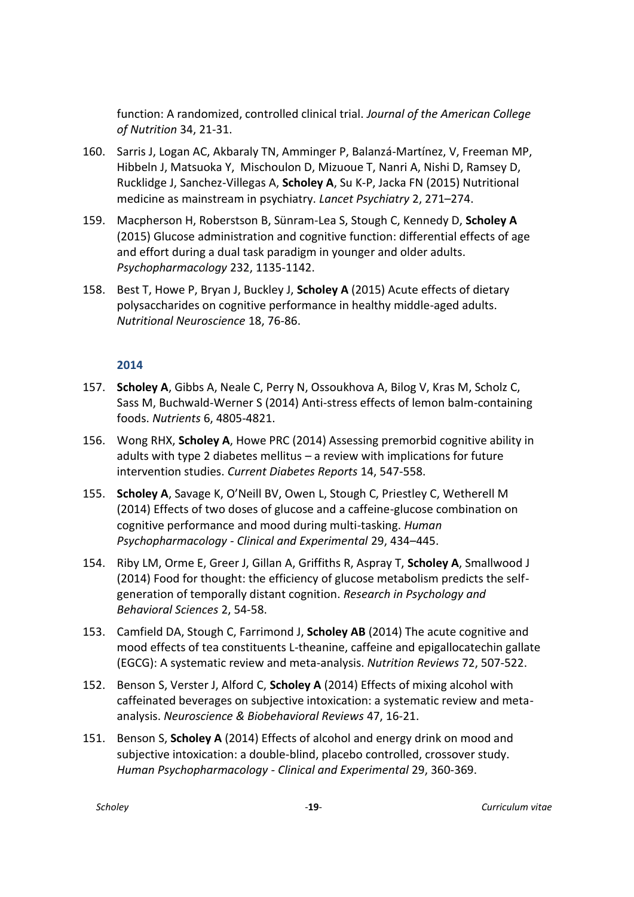function: A randomized, controlled clinical trial. *Journal of the American College of Nutrition* 34, 21-31.

160. Sarris J, Logan AC, Akbaraly TN, Amminger P, Balanzá-Martínez, V, Freeman MP, Hibbeln J, Matsuoka Y, Mischoulon D, Mizuoue T, Nanri A, Nishi D, Ramsey D, Rucklidge J, Sanchez-Villegas A, **Scholey A**, Su K-P, Jacka FN (2015) Nutritional medicine as mainstream in psychiatry. *Lancet Psychiatry* 2, 271–274.

159. Macpherson H, Roberstson B, Sünram-Lea S, Stough C, Kennedy D, **Scholey A** (2015) Glucose administration and cognitive function: differential effects of age and effort during a dual task paradigm in younger and older adults. *Psychopharmacology* 232, 1135-1142.

158. Best T, Howe P, Bryan J, Buckley J, **Scholey A** (2015) Acute effects of dietary polysaccharides on cognitive performance in healthy middle-aged adults. *Nutritional Neuroscience* 18, 76-86.

### 2014

157. **Scholey A**, Gibbs A, Neale C, Perry N, Ossoukhova A, Bilog V, Kras M, Scholz C, Sass M, Buchwald-Werner S (2014) Anti-stress effects of lemon balm-containing foods. *Nutrients* 6, 4805-4821.

156. Wong RHX, **Scholey A**, Howe PRC (2014) Assessing premorbid cognitive ability in adults with type 2 diabetes mellitus – a review with implications for future intervention studies. *Current Diabetes Reports* 14, 547-558.

155. **Scholey A**, Savage K, O'Neill BV, Owen L, Stough C, Priestley C, Wetherell M (2014) Effects of two doses of glucose and a caffeine-glucose combination on cognitive performance and mood during multi-tasking. *Human Psychopharmacology - Clinical and Experimental* 29, 434–445.

154. Riby LM, Orme E, Greer J, Gillan A, Griffiths R, Aspray T, **Scholey A**, Smallwood J (2014) Food for thought: the efficiency of glucose metabolism predicts the self-generation of temporally distant cognition. *Research in Psychology and Behavioral Sciences* 2, 54-58.

153. Camfield DA, Stough C, Farrimond J, **Scholey AB** (2014) The acute cognitive and mood effects of tea constituents L-theanine, caffeine and epigallocatechin gallate (EGCG): A systematic review and meta-analysis. *Nutrition Reviews* 72, 507-522.

152. Benson S, Verster J, Alford C, **Scholey A** (2014) Effects of mixing alcohol with caffeinated beverages on subjective intoxication: a systematic review and meta-analysis. *Neuroscience & Biobehavioral Reviews* 47, 16-21.

151. Benson S, **Scholey A** (2014) Effects of alcohol and energy drink on mood and subjective intoxication: a double-blind, placebo controlled, crossover study. *Human Psychopharmacology - Clinical and Experimental* 29, 360-369.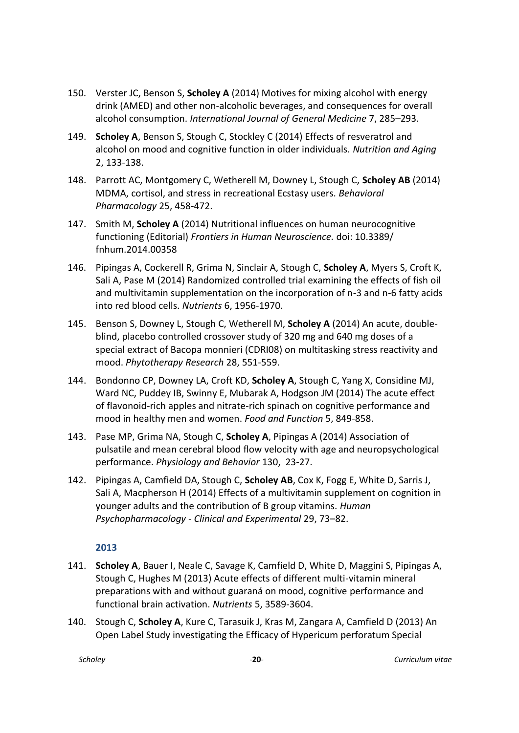150. Verster JC, Benson S, **Scholey A** (2014) Motives for mixing alcohol with energy drink (AMED) and other non-alcoholic beverages, and consequences for overall alcohol consumption. *International Journal of General Medicine* 7, 285–293.

149. **Scholey A**, Benson S, Stough C, Stockley C (2014) Effects of resveratrol and alcohol on mood and cognitive function in older individuals. *Nutrition and Aging* 2, 133-138.

148. Parrott AC, Montgomery C, Wetherell M, Downey L, Stough C, **Scholey AB** (2014) MDMA, cortisol, and stress in recreational Ecstasy users. *Behavioral Pharmacology* 25, 458-472.

147. Smith M, **Scholey A** (2014) Nutritional influences on human neurocognitive functioning (Editorial) *Frontiers in Human Neuroscience.* doi: 10.3389/ fnhum.2014.00358

146. Pipingas A, Cockerell R, Grima N, Sinclair A, Stough C, **Scholey A**, Myers S, Croft K, Sali A, Pase M (2014) Randomized controlled trial examining the effects of fish oil and multivitamin supplementation on the incorporation of n-3 and n-6 fatty acids into red blood cells. *Nutrients* 6, 1956-1970.

145. Benson S, Downey L, Stough C, Wetherell M, **Scholey A** (2014) An acute, double-blind, placebo controlled crossover study of 320 mg and 640 mg doses of a special extract of Bacopa monnieri (CDRI08) on multitasking stress reactivity and mood. *Phytotherapy Research* 28, 551-559.

144. Bondonno CP, Downey LA, Croft KD, **Scholey A**, Stough C, Yang X, Considine MJ, Ward NC, Puddey IB, Swinny E, Mubarak A, Hodgson JM (2014) The acute effect of flavonoid-rich apples and nitrate-rich spinach on cognitive performance and mood in healthy men and women. *Food and Function* 5, 849-858.

143. Pase MP, Grima NA, Stough C, **Scholey A**, Pipingas A (2014) Association of pulsatile and mean cerebral blood flow velocity with age and neuropsychological performance. *Physiology and Behavior* 130, 23-27.

142. Pipingas A, Camfield DA, Stough C, **Scholey AB**, Cox K, Fogg E, White D, Sarris J, Sali A, Macpherson H (2014) Effects of a multivitamin supplement on cognition in younger adults and the contribution of B group vitamins. *Human Psychopharmacology - Clinical and Experimental* 29, 73–82.

### 2013

141. **Scholey A**, Bauer I, Neale C, Savage K, Camfield D, White D, Maggini S, Pipingas A, Stough C, Hughes M (2013) Acute effects of different multi-vitamin mineral preparations with and without guaraná on mood, cognitive performance and functional brain activation. *Nutrients* 5, 3589-3604.

140. Stough C, **Scholey A**, Kure C, Tarasuik J, Kras M, Zangara A, Camfield D (2013) An Open Label Study investigating the Efficacy of Hypericum perforatum Special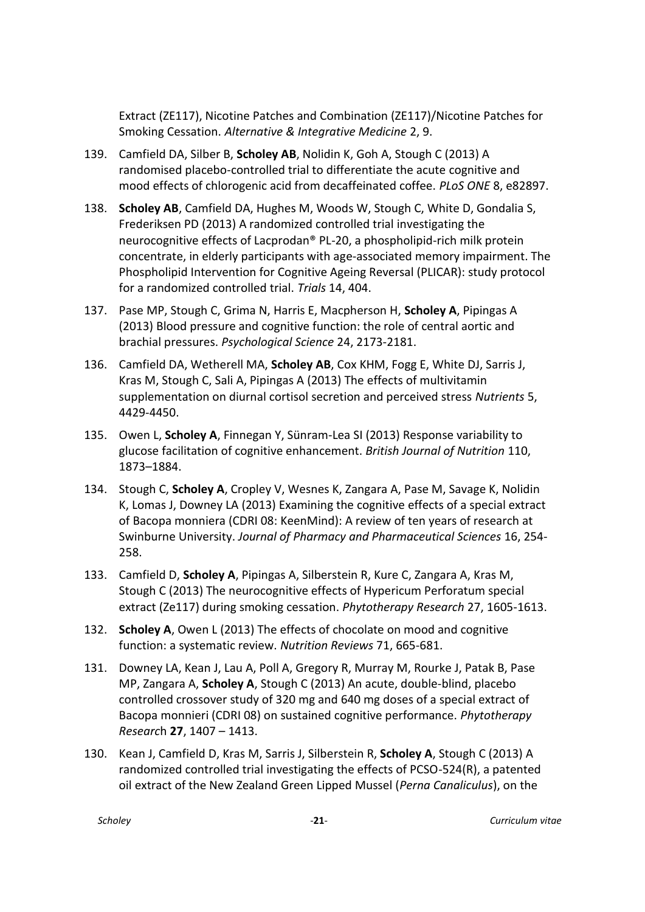Extract (ZE117), Nicotine Patches and Combination (ZE117)/Nicotine Patches for Smoking Cessation. *Alternative & Integrative Medicine* 2, 9.

139. Camfield DA, Silber B, **Scholey AB**, Nolidin K, Goh A, Stough C (2013) A randomised placebo-controlled trial to differentiate the acute cognitive and mood effects of chlorogenic acid from decaffeinated coffee. *PLoS ONE* 8, e82897.

138. **Scholey AB**, Camfield DA, Hughes M, Woods W, Stough C, White D, Gondalia S, Frederiksen PD (2013) A randomized controlled trial investigating the neurocognitive effects of Lacprodan® PL-20, a phospholipid-rich milk protein concentrate, in elderly participants with age-associated memory impairment. The Phospholipid Intervention for Cognitive Ageing Reversal (PLICAR): study protocol for a randomized controlled trial. *Trials* 14, 404.

137. Pase MP, Stough C, Grima N, Harris E, Macpherson H, **Scholey A**, Pipingas A (2013) Blood pressure and cognitive function: the role of central aortic and brachial pressures. *Psychological Science* 24, 2173-2181.

136. Camfield DA, Wetherell MA, **Scholey AB**, Cox KHM, Fogg E, White DJ, Sarris J, Kras M, Stough C, Sali A, Pipingas A (2013) The effects of multivitamin supplementation on diurnal cortisol secretion and perceived stress *Nutrients* 5, 4429-4450.

135. Owen L, **Scholey A**, Finnegan Y, Sünram-Lea SI (2013) Response variability to glucose facilitation of cognitive enhancement. *British Journal of Nutrition* 110, 1873–1884.

134. Stough C, **Scholey A**, Cropley V, Wesnes K, Zangara A, Pase M, Savage K, Nolidin K, Lomas J, Downey LA (2013) Examining the cognitive effects of a special extract of Bacopa monniera (CDRI 08: KeenMind): A review of ten years of research at Swinburne University. *Journal of Pharmacy and Pharmaceutical Sciences* 16, 254-258.

133. Camfield D, **Scholey A**, Pipingas A, Silberstein R, Kure C, Zangara A, Kras M, Stough C (2013) The neurocognitive effects of Hypericum Perforatum special extract (Ze117) during smoking cessation. *Phytotherapy Research* 27, 1605-1613.

132. **Scholey A**, Owen L (2013) The effects of chocolate on mood and cognitive function: a systematic review. *Nutrition Reviews* 71, 665-681.

131. Downey LA, Kean J, Lau A, Poll A, Gregory R, Murray M, Rourke J, Patak B, Pase MP, Zangara A, **Scholey A**, Stough C (2013) An acute, double-blind, placebo controlled crossover study of 320 mg and 640 mg doses of a special extract of Bacopa monnieri (CDRI 08) on sustained cognitive performance. *Phytotherapy Research* **27**, 1407 – 1413.

130. Kean J, Camfield D, Kras M, Sarris J, Silberstein R, **Scholey A**, Stough C (2013) A randomized controlled trial investigating the effects of PCSO-524(R), a patented oil extract of the New Zealand Green Lipped Mussel (*Perna Canaliculus*), on the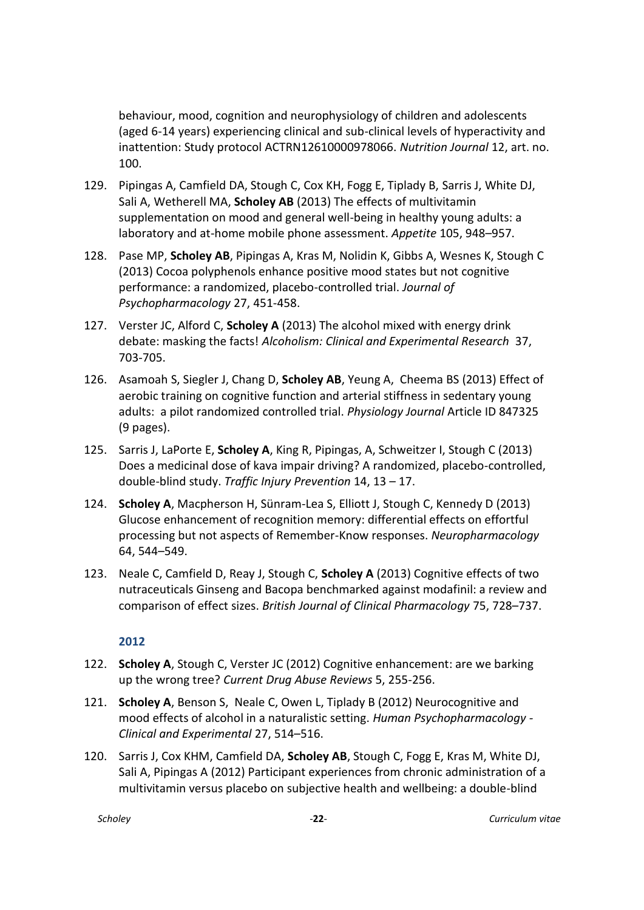behaviour, mood, cognition and neurophysiology of children and adolescents (aged 6-14 years) experiencing clinical and sub-clinical levels of hyperactivity and inattention: Study protocol ACTRN12610000978066. *Nutrition Journal* 12, art. no. 100.

129. Pipingas A, Camfield DA, Stough C, Cox KH, Fogg E, Tiplady B, Sarris J, White DJ, Sali A, Wetherell MA, **Scholey AB** (2013) The effects of multivitamin supplementation on mood and general well-being in healthy young adults: a laboratory and at-home mobile phone assessment. *Appetite* 105, 948–957.

128. Pase MP, **Scholey AB**, Pipingas A, Kras M, Nolidin K, Gibbs A, Wesnes K, Stough C (2013) Cocoa polyphenols enhance positive mood states but not cognitive performance: a randomized, placebo-controlled trial. *Journal of Psychopharmacology* 27, 451-458.

127. Verster JC, Alford C, **Scholey A** (2013) The alcohol mixed with energy drink debate: masking the facts! *Alcoholism: Clinical and Experimental Research* 37, 703-705.

126. Asamoah S, Siegler J, Chang D, **Scholey AB**, Yeung A, Cheema BS (2013) Effect of aerobic training on cognitive function and arterial stiffness in sedentary young adults: a pilot randomized controlled trial. *Physiology Journal* Article ID 847325 (9 pages).

125. Sarris J, LaPorte E, **Scholey A**, King R, Pipingas, A, Schweitzer I, Stough C (2013) Does a medicinal dose of kava impair driving? A randomized, placebo-controlled, double-blind study. *Traffic Injury Prevention* 14, 13 – 17.

124. **Scholey A**, Macpherson H, Sünram-Lea S, Elliott J, Stough C, Kennedy D (2013) Glucose enhancement of recognition memory: differential effects on effortful processing but not aspects of Remember-Know responses. *Neuropharmacology* 64, 544–549.

123. Neale C, Camfield D, Reay J, Stough C, **Scholey A** (2013) Cognitive effects of two nutraceuticals Ginseng and Bacopa benchmarked against modafinil: a review and comparison of effect sizes. *British Journal of Clinical Pharmacology* 75, 728–737.

### 2012

122. **Scholey A**, Stough C, Verster JC (2012) Cognitive enhancement: are we barking up the wrong tree? *Current Drug Abuse Reviews* 5, 255-256.

121. **Scholey A**, Benson S, Neale C, Owen L, Tiplady B (2012) Neurocognitive and mood effects of alcohol in a naturalistic setting. *Human Psychopharmacology - Clinical and Experimental* 27, 514–516.

120. Sarris J, Cox KHM, Camfield DA, **Scholey AB**, Stough C, Fogg E, Kras M, White DJ, Sali A, Pipingas A (2012) Participant experiences from chronic administration of a multivitamin versus placebo on subjective health and wellbeing: a double-blind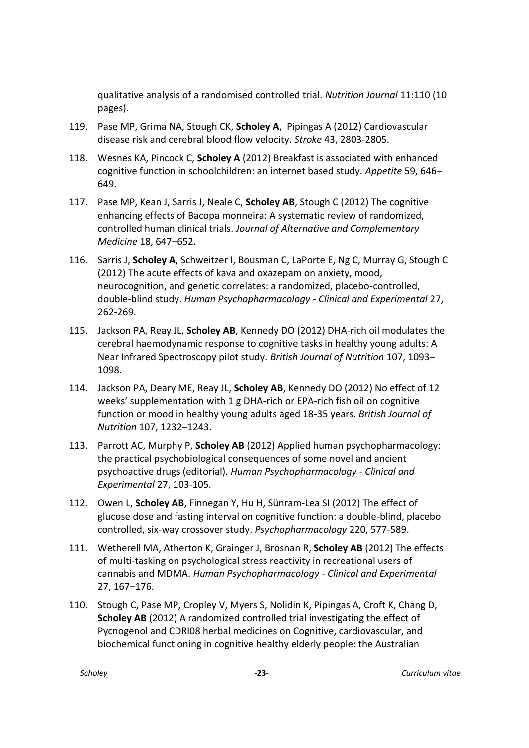qualitative analysis of a randomised controlled trial. *Nutrition Journal* 11:110 (10 pages).

119. Pase MP, Grima NA, Stough CK, **Scholey A**, Pipingas A (2012) Cardiovascular disease risk and cerebral blood flow velocity. *Stroke* 43, 2803-2805.

118. Wesnes KA, Pincock C, **Scholey A** (2012) Breakfast is associated with enhanced cognitive function in schoolchildren: an internet based study. *Appetite* 59, 646–649.

117. Pase MP, Kean J, Sarris J, Neale C, **Scholey AB**, Stough C (2012) The cognitive enhancing effects of Bacopa monneira: A systematic review of randomized, controlled human clinical trials. *Journal of Alternative and Complementary Medicine* 18, 647–652.

116. Sarris J, **Scholey A**, Schweitzer I, Bousman C, LaPorte E, Ng C, Murray G, Stough C (2012) The acute effects of kava and oxazepam on anxiety, mood, neurocognition, and genetic correlates: a randomized, placebo-controlled, double-blind study. *Human Psychopharmacology - Clinical and Experimental* 27, 262-269.

115. Jackson PA, Reay JL, **Scholey AB**, Kennedy DO (2012) DHA-rich oil modulates the cerebral haemodynamic response to cognitive tasks in healthy young adults: A Near Infrared Spectroscopy pilot study. *British Journal of Nutrition* 107, 1093–1098.

114. Jackson PA, Deary ME, Reay JL, **Scholey AB**, Kennedy DO (2012) No effect of 12 weeks' supplementation with 1 g DHA-rich or EPA-rich fish oil on cognitive function or mood in healthy young adults aged 18-35 years. *British Journal of Nutrition* 107, 1232–1243.

113. Parrott AC, Murphy P, **Scholey AB** (2012) Applied human psychopharmacology: the practical psychobiological consequences of some novel and ancient psychoactive drugs (editorial). *Human Psychopharmacology - Clinical and Experimental* 27, 103-105.

112. Owen L, **Scholey AB**, Finnegan Y, Hu H, Sünram-Lea SI (2012) The effect of glucose dose and fasting interval on cognitive function: a double-blind, placebo controlled, six-way crossover study. *Psychopharmacology* 220, 577-589.

111. Wetherell MA, Atherton K, Grainger J, Brosnan R, **Scholey AB** (2012) The effects of multi-tasking on psychological stress reactivity in recreational users of cannabis and MDMA. *Human Psychopharmacology - Clinical and Experimental* 27, 167–176.

110. Stough C, Pase MP, Cropley V, Myers S, Nolidin K, Pipingas A, Croft K, Chang D, **Scholey AB** (2012) A randomized controlled trial investigating the effect of Pycnogenol and CDRI08 herbal medicines on Cognitive, cardiovascular, and biochemical functioning in cognitive healthy elderly people: the Australian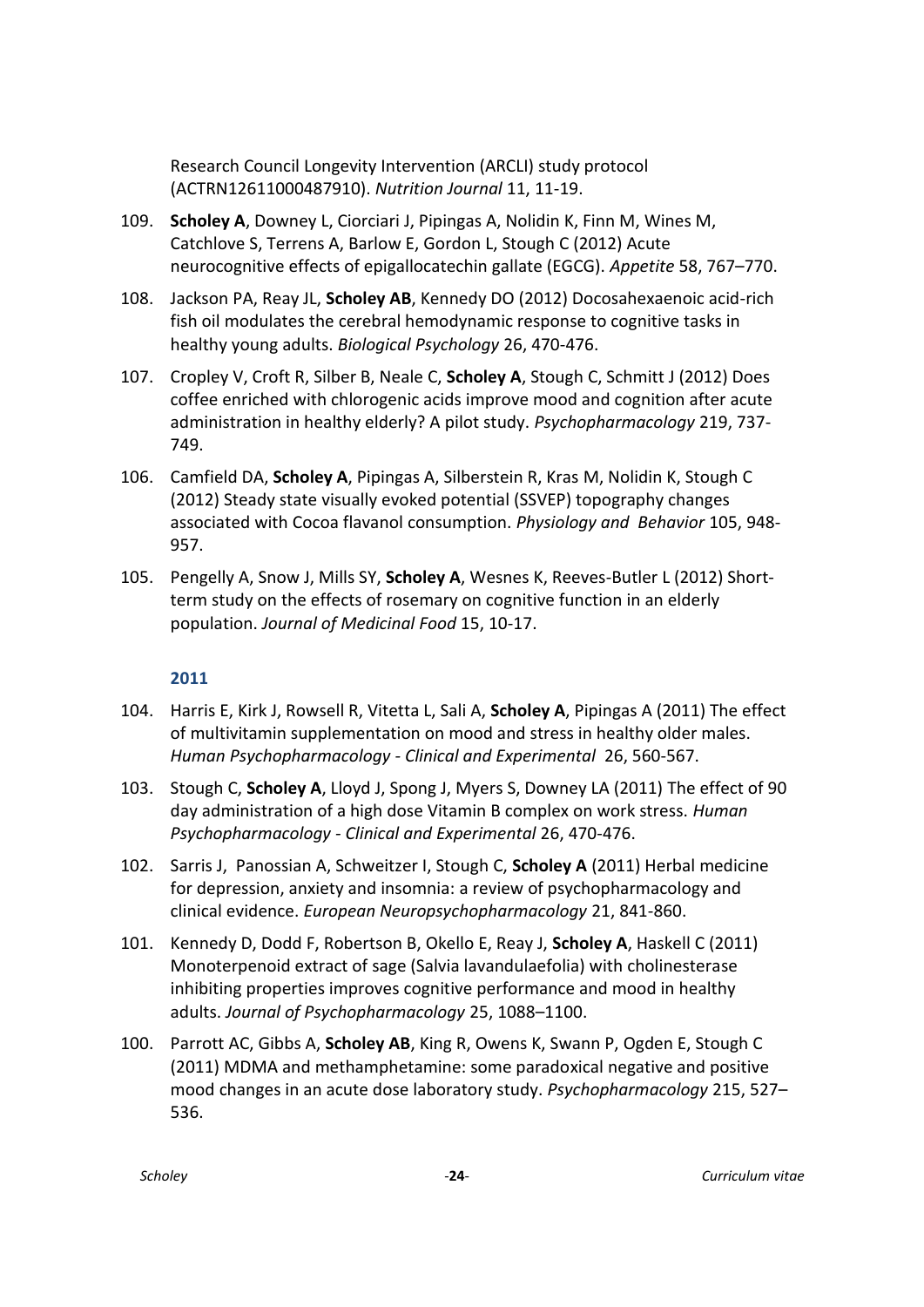Research Council Longevity Intervention (ARCLI) study protocol (ACTRN12611000487910). *Nutrition Journal* 11, 11-19.

109. **Scholey A**, Downey L, Ciorciari J, Pipingas A, Nolidin K, Finn M, Wines M, Catchlove S, Terrens A, Barlow E, Gordon L, Stough C (2012) Acute neurocognitive effects of epigallocatechin gallate (EGCG). *Appetite* 58, 767–770.

108. Jackson PA, Reay JL, **Scholey AB**, Kennedy DO (2012) Docosahexaenoic acid-rich fish oil modulates the cerebral hemodynamic response to cognitive tasks in healthy young adults. *Biological Psychology* 26, 470-476.

107. Cropley V, Croft R, Silber B, Neale C, **Scholey A**, Stough C, Schmitt J (2012) Does coffee enriched with chlorogenic acids improve mood and cognition after acute administration in healthy elderly? A pilot study. *Psychopharmacology* 219, 737-749.

106. Camfield DA, **Scholey A**, Pipingas A, Silberstein R, Kras M, Nolidin K, Stough C (2012) Steady state visually evoked potential (SSVEP) topography changes associated with Cocoa flavanol consumption. *Physiology and Behavior* 105, 948-957.

105. Pengelly A, Snow J, Mills SY, **Scholey A**, Wesnes K, Reeves-Butler L (2012) Short-term study on the effects of rosemary on cognitive function in an elderly population. *Journal of Medicinal Food* 15, 10-17.

### 2011

104. Harris E, Kirk J, Rowsell R, Vitetta L, Sali A, **Scholey A**, Pipingas A (2011) The effect of multivitamin supplementation on mood and stress in healthy older males. *Human Psychopharmacology - Clinical and Experimental* 26, 560-567.

103. Stough C, **Scholey A**, Lloyd J, Spong J, Myers S, Downey LA (2011) The effect of 90 day administration of a high dose Vitamin B complex on work stress. *Human Psychopharmacology - Clinical and Experimental* 26, 470-476.

102. Sarris J, Panossian A, Schweitzer I, Stough C, **Scholey A** (2011) Herbal medicine for depression, anxiety and insomnia: a review of psychopharmacology and clinical evidence. *European Neuropsychopharmacology* 21, 841-860.

101. Kennedy D, Dodd F, Robertson B, Okello E, Reay J, **Scholey A**, Haskell C (2011) Monoterpenoid extract of sage (Salvia lavandulaefolia) with cholinesterase inhibiting properties improves cognitive performance and mood in healthy adults. *Journal of Psychopharmacology* 25, 1088–1100.

100. Parrott AC, Gibbs A, **Scholey AB**, King R, Owens K, Swann P, Ogden E, Stough C (2011) MDMA and methamphetamine: some paradoxical negative and positive mood changes in an acute dose laboratory study. *Psychopharmacology* 215, 527–536.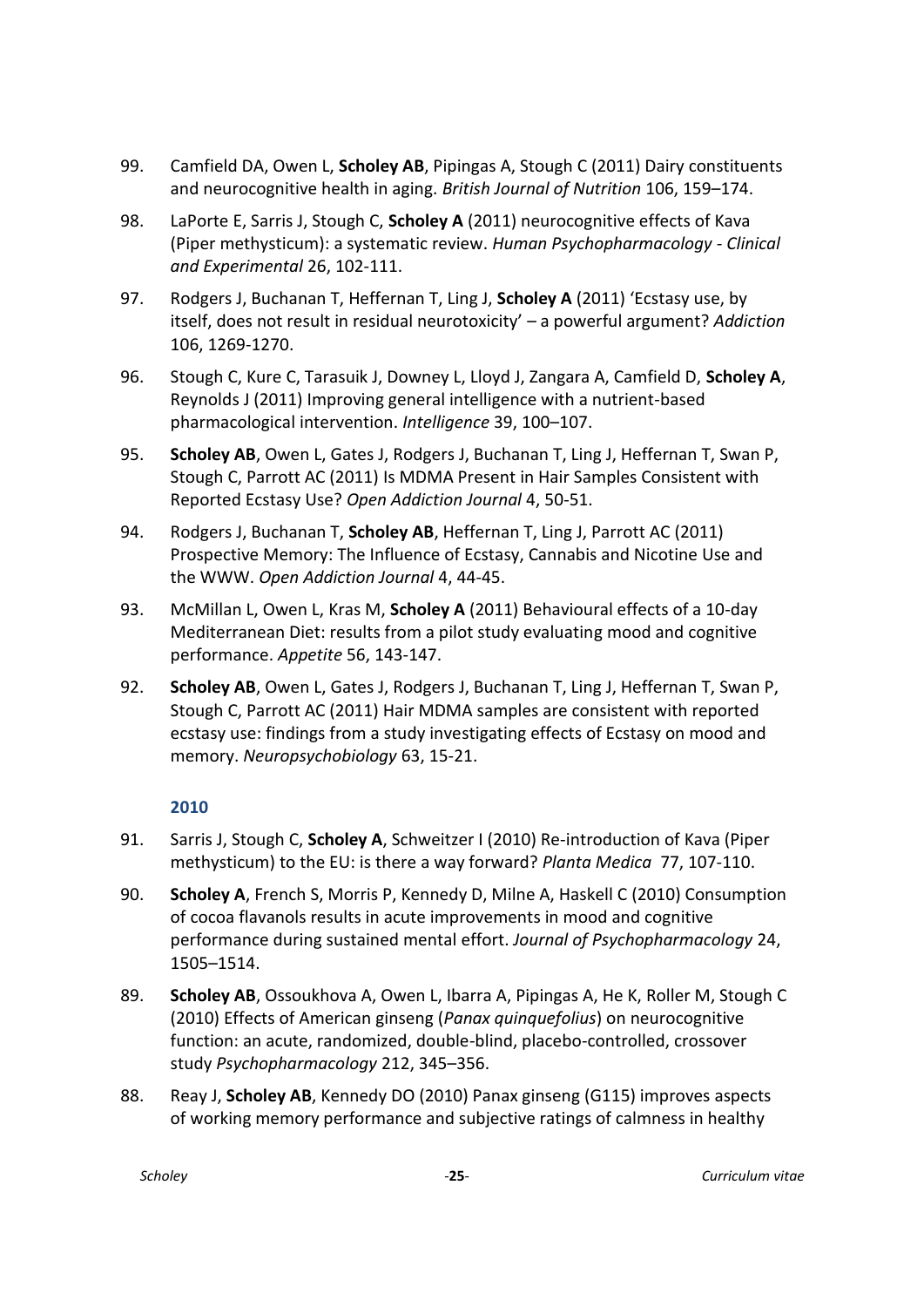99. Camfield DA, Owen L, **Scholey AB**, Pipingas A, Stough C (2011) Dairy constituents and neurocognitive health in aging. *British Journal of Nutrition* 106, 159–174.

98. LaPorte E, Sarris J, Stough C, **Scholey A** (2011) neurocognitive effects of Kava (Piper methysticum): a systematic review. *Human Psychopharmacology - Clinical and Experimental* 26, 102-111.

97. Rodgers J, Buchanan T, Heffernan T, Ling J, **Scholey A** (2011) 'Ecstasy use, by itself, does not result in residual neurotoxicity' – a powerful argument? *Addiction* 106, 1269-1270.

96. Stough C, Kure C, Tarasuik J, Downey L, Lloyd J, Zangara A, Camfield D, **Scholey A**, Reynolds J (2011) Improving general intelligence with a nutrient-based pharmacological intervention. *Intelligence* 39, 100–107.

95. **Scholey AB**, Owen L, Gates J, Rodgers J, Buchanan T, Ling J, Heffernan T, Swan P, Stough C, Parrott AC (2011) Is MDMA Present in Hair Samples Consistent with Reported Ecstasy Use? *Open Addiction Journal* 4, 50-51.

94. Rodgers J, Buchanan T, **Scholey AB**, Heffernan T, Ling J, Parrott AC (2011) Prospective Memory: The Influence of Ecstasy, Cannabis and Nicotine Use and the WWW. *Open Addiction Journal* 4, 44-45.

93. McMillan L, Owen L, Kras M, **Scholey A** (2011) Behavioural effects of a 10-day Mediterranean Diet: results from a pilot study evaluating mood and cognitive performance. *Appetite* 56, 143-147.

92. **Scholey AB**, Owen L, Gates J, Rodgers J, Buchanan T, Ling J, Heffernan T, Swan P, Stough C, Parrott AC (2011) Hair MDMA samples are consistent with reported ecstasy use: findings from a study investigating effects of Ecstasy on mood and memory. *Neuropsychobiology* 63, 15-21.

### 2010

91. Sarris J, Stough C, **Scholey A**, Schweitzer I (2010) Re-introduction of Kava (Piper methysticum) to the EU: is there a way forward? *Planta Medica* 77, 107-110.

90. **Scholey A**, French S, Morris P, Kennedy D, Milne A, Haskell C (2010) Consumption of cocoa flavanols results in acute improvements in mood and cognitive performance during sustained mental effort. *Journal of Psychopharmacology* 24, 1505–1514.

89. **Scholey AB**, Ossoukhova A, Owen L, Ibarra A, Pipingas A, He K, Roller M, Stough C (2010) Effects of American ginseng (*Panax quinquefolius*) on neurocognitive function: an acute, randomized, double-blind, placebo-controlled, crossover study *Psychopharmacology* 212, 345–356.

88. Reay J, **Scholey AB**, Kennedy DO (2010) Panax ginseng (G115) improves aspects of working memory performance and subjective ratings of calmness in healthy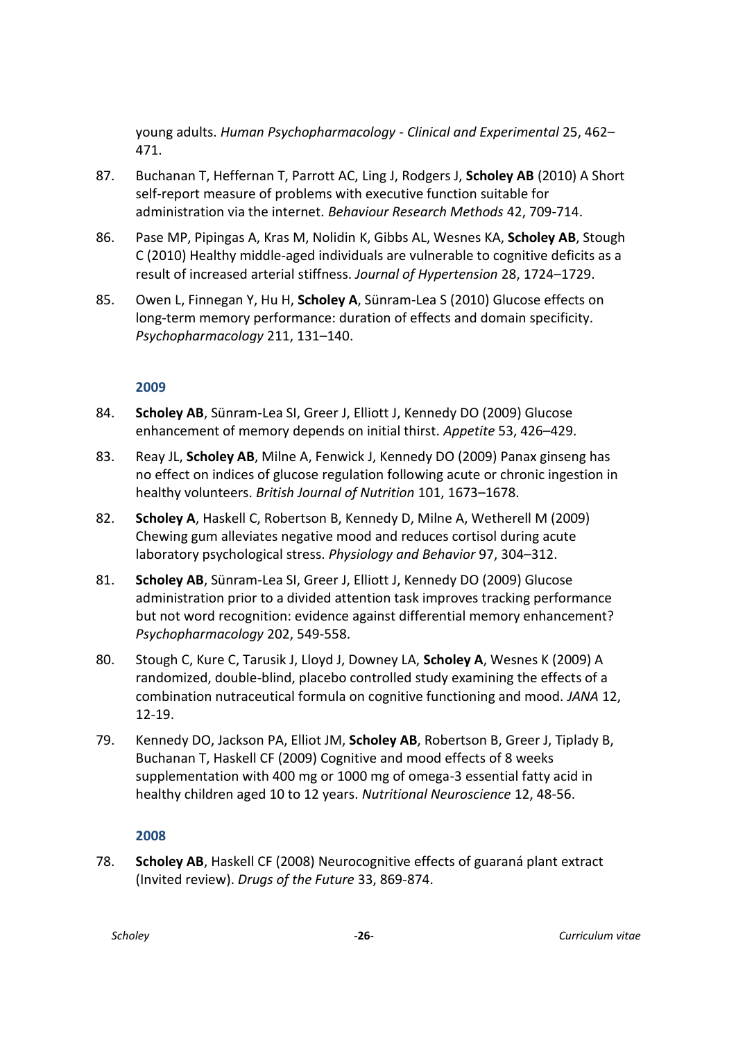young adults. *Human Psychopharmacology - Clinical and Experimental* 25, 462–471.

87. Buchanan T, Heffernan T, Parrott AC, Ling J, Rodgers J, **Scholey AB** (2010) A Short self-report measure of problems with executive function suitable for administration via the internet. *Behaviour Research Methods* 42, 709-714.

86. Pase MP, Pipingas A, Kras M, Nolidin K, Gibbs AL, Wesnes KA, **Scholey AB**, Stough C (2010) Healthy middle-aged individuals are vulnerable to cognitive deficits as a result of increased arterial stiffness. *Journal of Hypertension* 28, 1724–1729.

85. Owen L, Finnegan Y, Hu H, **Scholey A**, Sünram-Lea S (2010) Glucose effects on long-term memory performance: duration of effects and domain specificity. *Psychopharmacology* 211, 131–140.

### 2009

84. **Scholey AB**, Sünram-Lea SI, Greer J, Elliott J, Kennedy DO (2009) Glucose enhancement of memory depends on initial thirst. *Appetite* 53, 426–429.

83. Reay JL, **Scholey AB**, Milne A, Fenwick J, Kennedy DO (2009) Panax ginseng has no effect on indices of glucose regulation following acute or chronic ingestion in healthy volunteers. *British Journal of Nutrition* 101, 1673–1678.

82. **Scholey A**, Haskell C, Robertson B, Kennedy D, Milne A, Wetherell M (2009) Chewing gum alleviates negative mood and reduces cortisol during acute laboratory psychological stress. *Physiology and Behavior* 97, 304–312.

81. **Scholey AB**, Sünram-Lea SI, Greer J, Elliott J, Kennedy DO (2009) Glucose administration prior to a divided attention task improves tracking performance but not word recognition: evidence against differential memory enhancement? *Psychopharmacology* 202, 549-558.

80. Stough C, Kure C, Tarusik J, Lloyd J, Downey LA, **Scholey A**, Wesnes K (2009) A randomized, double-blind, placebo controlled study examining the effects of a combination nutraceutical formula on cognitive functioning and mood. *JANA* 12, 12-19.

79. Kennedy DO, Jackson PA, Elliot JM, **Scholey AB**, Robertson B, Greer J, Tiplady B, Buchanan T, Haskell CF (2009) Cognitive and mood effects of 8 weeks supplementation with 400 mg or 1000 mg of omega-3 essential fatty acid in healthy children aged 10 to 12 years. *Nutritional Neuroscience* 12, 48-56.

### 2008

78. **Scholey AB**, Haskell CF (2008) Neurocognitive effects of guaraná plant extract (Invited review). *Drugs of the Future* 33, 869-874.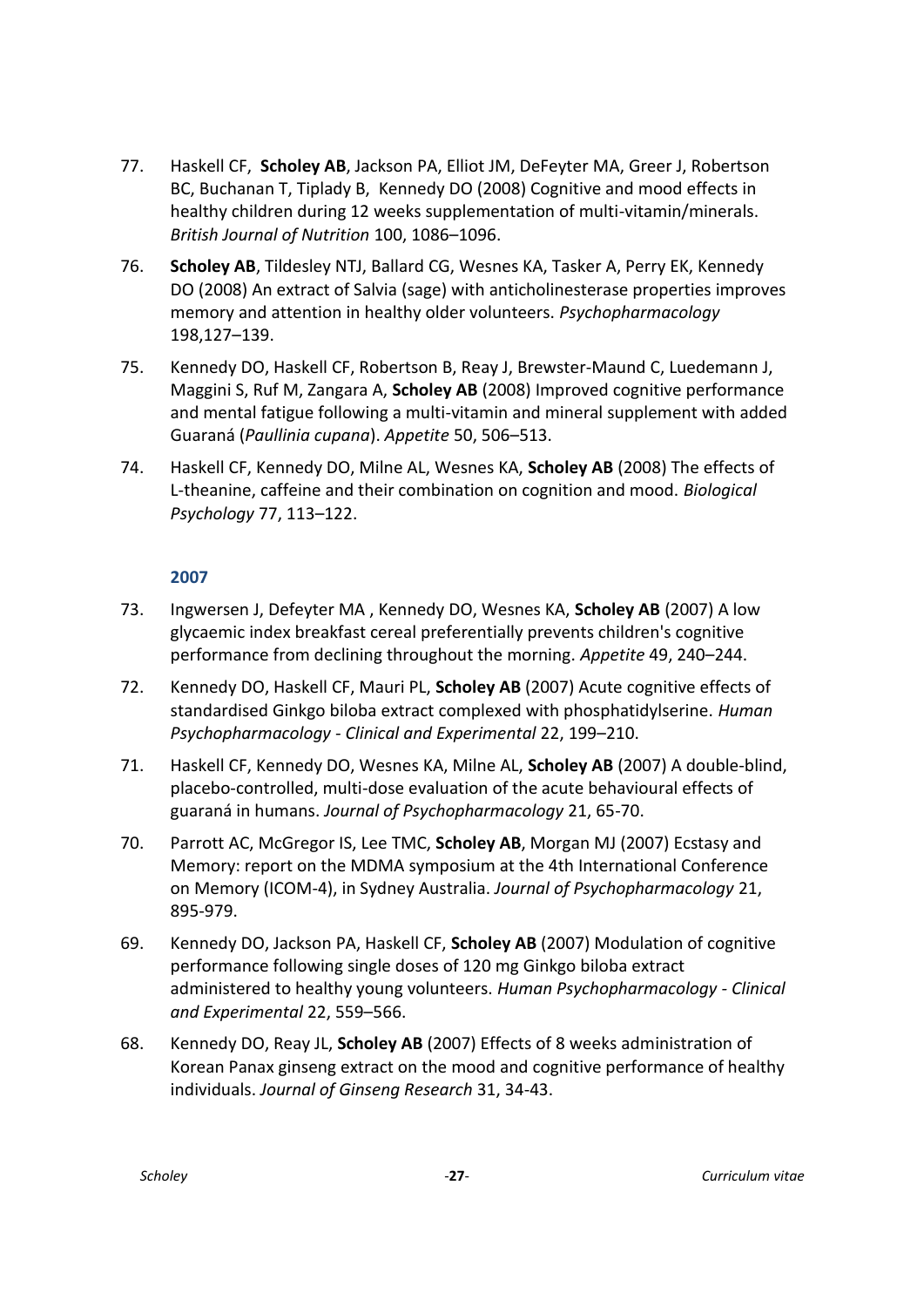77. Haskell CF, **Scholey AB**, Jackson PA, Elliot JM, DeFeyter MA, Greer J, Robertson BC, Buchanan T, Tiplady B, Kennedy DO (2008) Cognitive and mood effects in healthy children during 12 weeks supplementation of multi-vitamin/minerals. *British Journal of Nutrition* 100, 1086–1096.

76. **Scholey AB**, Tildesley NTJ, Ballard CG, Wesnes KA, Tasker A, Perry EK, Kennedy DO (2008) An extract of Salvia (sage) with anticholinesterase properties improves memory and attention in healthy older volunteers. *Psychopharmacology* 198,127–139.

75. Kennedy DO, Haskell CF, Robertson B, Reay J, Brewster-Maund C, Luedemann J, Maggini S, Ruf M, Zangara A, **Scholey AB** (2008) Improved cognitive performance and mental fatigue following a multi-vitamin and mineral supplement with added Guaraná (*Paullinia cupana*). *Appetite* 50, 506–513.

74. Haskell CF, Kennedy DO, Milne AL, Wesnes KA, **Scholey AB** (2008) The effects of L-theanine, caffeine and their combination on cognition and mood. *Biological Psychology* 77, 113–122.

### 2007

73. Ingwersen J, Defeyter MA , Kennedy DO, Wesnes KA, **Scholey AB** (2007) A low glycaemic index breakfast cereal preferentially prevents children's cognitive performance from declining throughout the morning. *Appetite* 49, 240–244.

72. Kennedy DO, Haskell CF, Mauri PL, **Scholey AB** (2007) Acute cognitive effects of standardised Ginkgo biloba extract complexed with phosphatidylserine. *Human Psychopharmacology - Clinical and Experimental* 22, 199–210.

71. Haskell CF, Kennedy DO, Wesnes KA, Milne AL, **Scholey AB** (2007) A double-blind, placebo-controlled, multi-dose evaluation of the acute behavioural effects of guaraná in humans. *Journal of Psychopharmacology* 21, 65-70.

70. Parrott AC, McGregor IS, Lee TMC, **Scholey AB**, Morgan MJ (2007) Ecstasy and Memory: report on the MDMA symposium at the 4th International Conference on Memory (ICOM-4), in Sydney Australia. *Journal of Psychopharmacology* 21, 895-979.

69. Kennedy DO, Jackson PA, Haskell CF, **Scholey AB** (2007) Modulation of cognitive performance following single doses of 120 mg Ginkgo biloba extract administered to healthy young volunteers. *Human Psychopharmacology - Clinical and Experimental* 22, 559–566.

68. Kennedy DO, Reay JL, **Scholey AB** (2007) Effects of 8 weeks administration of Korean Panax ginseng extract on the mood and cognitive performance of healthy individuals. *Journal of Ginseng Research* 31, 34-43.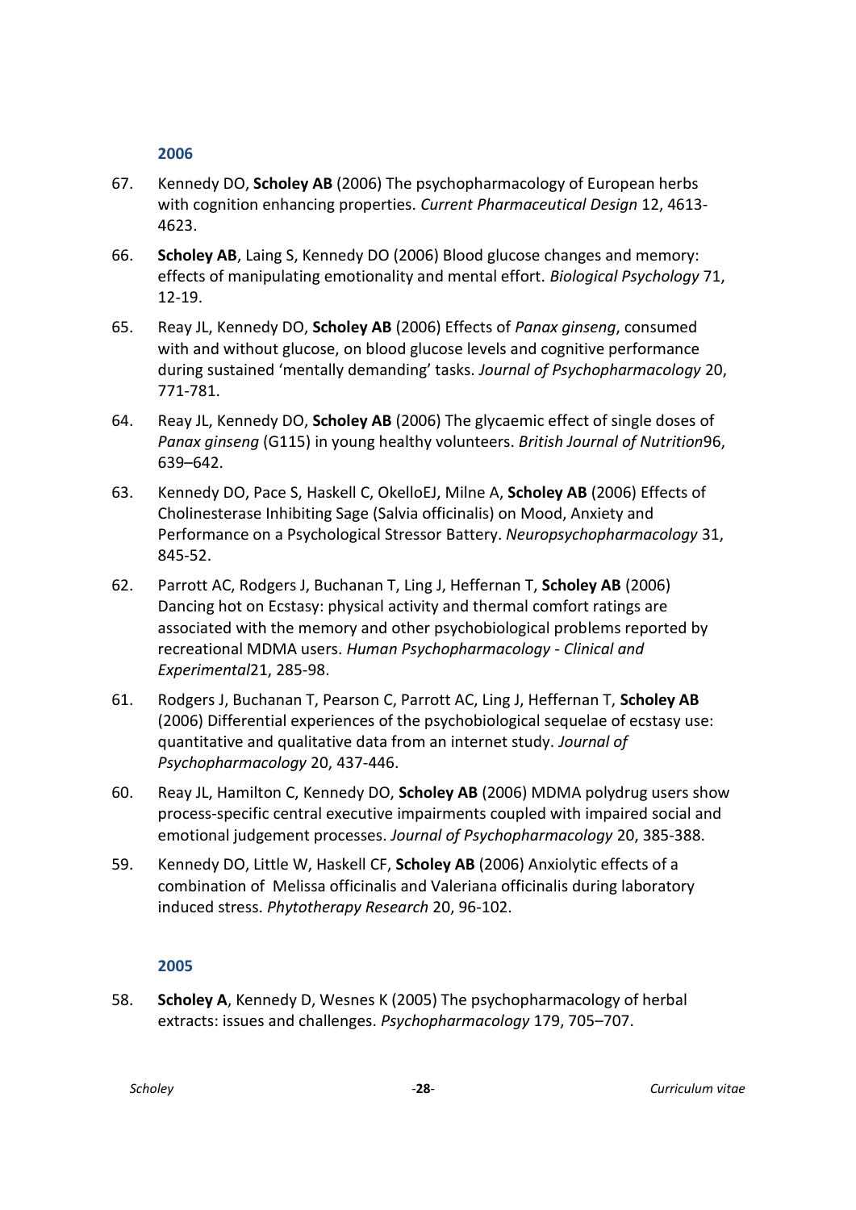### 2006

67. Kennedy DO, **Scholey AB** (2006) The psychopharmacology of European herbs with cognition enhancing properties. *Current Pharmaceutical Design* 12, 4613-4623.

66. **Scholey AB**, Laing S, Kennedy DO (2006) Blood glucose changes and memory: effects of manipulating emotionality and mental effort. *Biological Psychology* 71, 12-19.

65. Reay JL, Kennedy DO, **Scholey AB** (2006) Effects of *Panax ginseng*, consumed with and without glucose, on blood glucose levels and cognitive performance during sustained 'mentally demanding' tasks. *Journal of Psychopharmacology* 20, 771-781.

64. Reay JL, Kennedy DO, **Scholey AB** (2006) The glycaemic effect of single doses of *Panax ginseng* (G115) in young healthy volunteers. *British Journal of Nutrition*96, 639–642.

63. Kennedy DO, Pace S, Haskell C, OkelloEJ, Milne A, **Scholey AB** (2006) Effects of Cholinesterase Inhibiting Sage (Salvia officinalis) on Mood, Anxiety and Performance on a Psychological Stressor Battery. *Neuropsychopharmacology* 31, 845-52.

62. Parrott AC, Rodgers J, Buchanan T, Ling J, Heffernan T, **Scholey AB** (2006) Dancing hot on Ecstasy: physical activity and thermal comfort ratings are associated with the memory and other psychobiological problems reported by recreational MDMA users. *Human Psychopharmacology - Clinical and Experimental*21, 285-98.

61. Rodgers J, Buchanan T, Pearson C, Parrott AC, Ling J, Heffernan T, **Scholey AB** (2006) Differential experiences of the psychobiological sequelae of ecstasy use: quantitative and qualitative data from an internet study. *Journal of Psychopharmacology* 20, 437-446.

60. Reay JL, Hamilton C, Kennedy DO, **Scholey AB** (2006) MDMA polydrug users show process-specific central executive impairments coupled with impaired social and emotional judgement processes. *Journal of Psychopharmacology* 20, 385-388.

59. Kennedy DO, Little W, Haskell CF, **Scholey AB** (2006) Anxiolytic effects of a combination of Melissa officinalis and Valeriana officinalis during laboratory induced stress. *Phytotherapy Research* 20, 96-102.

### 2005

58. **Scholey A**, Kennedy D, Wesnes K (2005) The psychopharmacology of herbal extracts: issues and challenges. *Psychopharmacology* 179, 705–707.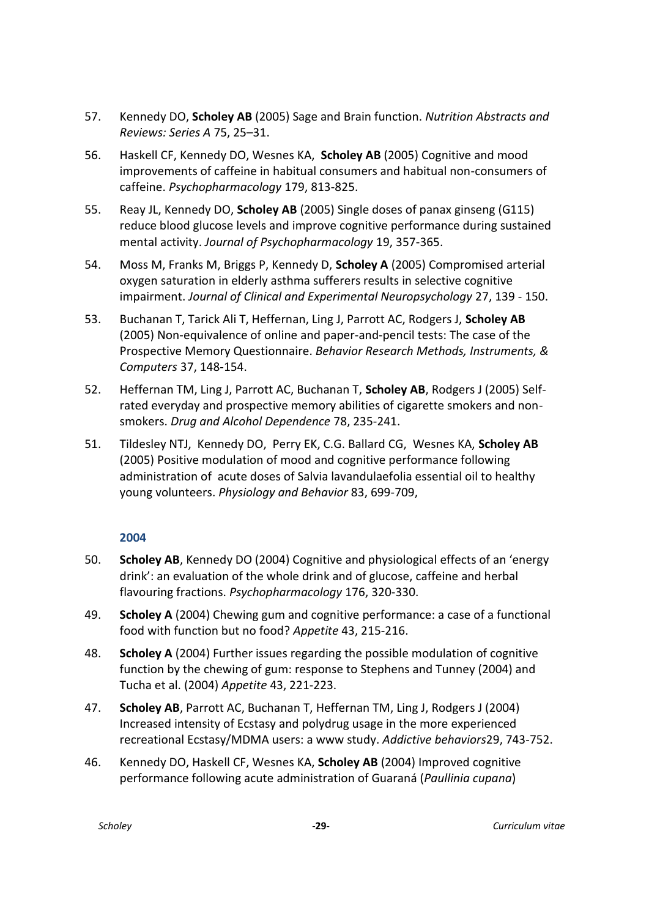57. Kennedy DO, **Scholey AB** (2005) Sage and Brain function. *Nutrition Abstracts and Reviews: Series A* 75, 25–31.

56. Haskell CF, Kennedy DO, Wesnes KA, **Scholey AB** (2005) Cognitive and mood improvements of caffeine in habitual consumers and habitual non-consumers of caffeine. *Psychopharmacology* 179, 813-825.

55. Reay JL, Kennedy DO, **Scholey AB** (2005) Single doses of panax ginseng (G115) reduce blood glucose levels and improve cognitive performance during sustained mental activity. *Journal of Psychopharmacology* 19, 357-365.

54. Moss M, Franks M, Briggs P, Kennedy D, **Scholey A** (2005) Compromised arterial oxygen saturation in elderly asthma sufferers results in selective cognitive impairment. *Journal of Clinical and Experimental Neuropsychology* 27, 139 - 150.

53. Buchanan T, Tarick Ali T, Heffernan, Ling J, Parrott AC, Rodgers J, **Scholey AB** (2005) Non-equivalence of online and paper-and-pencil tests: The case of the Prospective Memory Questionnaire. *Behavior Research Methods, Instruments, & Computers* 37, 148-154.

52. Heffernan TM, Ling J, Parrott AC, Buchanan T, **Scholey AB**, Rodgers J (2005) Self-rated everyday and prospective memory abilities of cigarette smokers and non-smokers. *Drug and Alcohol Dependence* 78, 235-241.

51. Tildesley NTJ, Kennedy DO, Perry EK, C.G. Ballard CG, Wesnes KA, **Scholey AB** (2005) Positive modulation of mood and cognitive performance following administration of acute doses of Salvia lavandulaefolia essential oil to healthy young volunteers. *Physiology and Behavior* 83, 699-709,

### 2004

50. **Scholey AB**, Kennedy DO (2004) Cognitive and physiological effects of an 'energy drink': an evaluation of the whole drink and of glucose, caffeine and herbal flavouring fractions. *Psychopharmacology* 176, 320-330.

49. **Scholey A** (2004) Chewing gum and cognitive performance: a case of a functional food with function but no food? *Appetite* 43, 215-216.

48. **Scholey A** (2004) Further issues regarding the possible modulation of cognitive function by the chewing of gum: response to Stephens and Tunney (2004) and Tucha et al. (2004) *Appetite* 43, 221-223.

47. **Scholey AB**, Parrott AC, Buchanan T, Heffernan TM, Ling J, Rodgers J (2004) Increased intensity of Ecstasy and polydrug usage in the more experienced recreational Ecstasy/MDMA users: a www study. *Addictive behaviors*29, 743-752.

46. Kennedy DO, Haskell CF, Wesnes KA, **Scholey AB** (2004) Improved cognitive performance following acute administration of Guaraná (*Paullinia cupana*)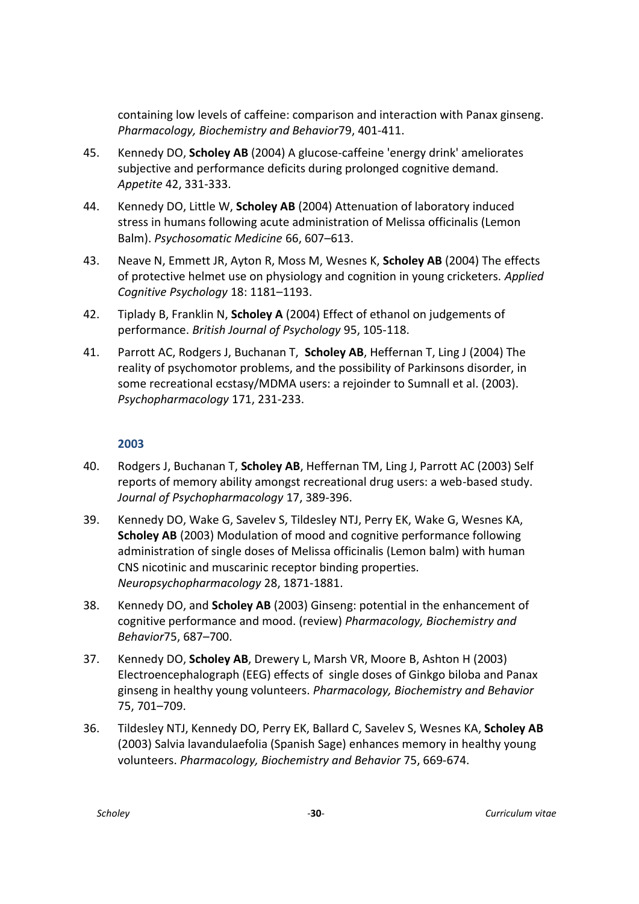containing low levels of caffeine: comparison and interaction with Panax ginseng. *Pharmacology, Biochemistry and Behavior*79, 401-411.

45. Kennedy DO, **Scholey AB** (2004) A glucose-caffeine 'energy drink' ameliorates subjective and performance deficits during prolonged cognitive demand. *Appetite* 42, 331-333.

44. Kennedy DO, Little W, **Scholey AB** (2004) Attenuation of laboratory induced stress in humans following acute administration of Melissa officinalis (Lemon Balm). *Psychosomatic Medicine* 66, 607–613.

43. Neave N, Emmett JR, Ayton R, Moss M, Wesnes K, **Scholey AB** (2004) The effects of protective helmet use on physiology and cognition in young cricketers. *Applied Cognitive Psychology* 18: 1181–1193.

42. Tiplady B, Franklin N, **Scholey A** (2004) Effect of ethanol on judgements of performance. *British Journal of Psychology* 95, 105-118.

41. Parrott AC, Rodgers J, Buchanan T, **Scholey AB**, Heffernan T, Ling J (2004) The reality of psychomotor problems, and the possibility of Parkinsons disorder, in some recreational ecstasy/MDMA users: a rejoinder to Sumnall et al. (2003). *Psychopharmacology* 171, 231-233.

### 2003

40. Rodgers J, Buchanan T, **Scholey AB**, Heffernan TM, Ling J, Parrott AC (2003) Self reports of memory ability amongst recreational drug users: a web-based study. *Journal of Psychopharmacology* 17, 389-396.

39. Kennedy DO, Wake G, Savelev S, Tildesley NTJ, Perry EK, Wake G, Wesnes KA, **Scholey AB** (2003) Modulation of mood and cognitive performance following administration of single doses of Melissa officinalis (Lemon balm) with human CNS nicotinic and muscarinic receptor binding properties. *Neuropsychopharmacology* 28, 1871-1881.

38. Kennedy DO, and **Scholey AB** (2003) Ginseng: potential in the enhancement of cognitive performance and mood. (review) *Pharmacology, Biochemistry and Behavior*75, 687–700.

37. Kennedy DO, **Scholey AB**, Drewery L, Marsh VR, Moore B, Ashton H (2003) Electroencephalograph (EEG) effects of single doses of Ginkgo biloba and Panax ginseng in healthy young volunteers. *Pharmacology, Biochemistry and Behavior* 75, 701–709.

36. Tildesley NTJ, Kennedy DO, Perry EK, Ballard C, Savelev S, Wesnes KA, **Scholey AB** (2003) Salvia lavandulaefolia (Spanish Sage) enhances memory in healthy young volunteers. *Pharmacology, Biochemistry and Behavior* 75, 669-674.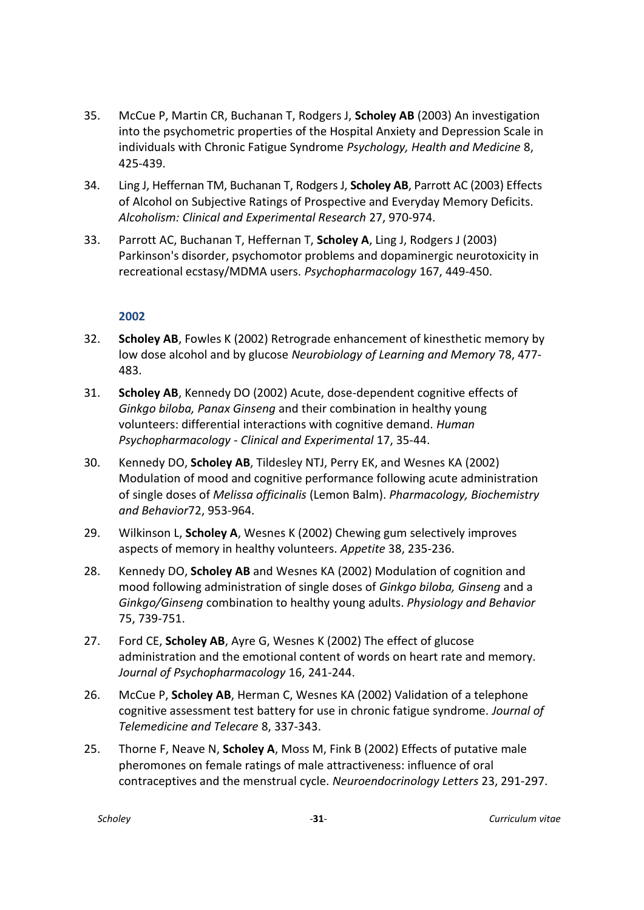35. McCue P, Martin CR, Buchanan T, Rodgers J, **Scholey AB** (2003) An investigation into the psychometric properties of the Hospital Anxiety and Depression Scale in individuals with Chronic Fatigue Syndrome *Psychology, Health and Medicine* 8, 425-439.

34. Ling J, Heffernan TM, Buchanan T, Rodgers J, **Scholey AB**, Parrott AC (2003) Effects of Alcohol on Subjective Ratings of Prospective and Everyday Memory Deficits. *Alcoholism: Clinical and Experimental Research* 27, 970-974.

33. Parrott AC, Buchanan T, Heffernan T, **Scholey A**, Ling J, Rodgers J (2003) Parkinson's disorder, psychomotor problems and dopaminergic neurotoxicity in recreational ecstasy/MDMA users. *Psychopharmacology* 167, 449-450.

### 2002

32. **Scholey AB**, Fowles K (2002) Retrograde enhancement of kinesthetic memory by low dose alcohol and by glucose *Neurobiology of Learning and Memory* 78, 477-483.

31. **Scholey AB**, Kennedy DO (2002) Acute, dose-dependent cognitive effects of *Ginkgo biloba, Panax Ginseng* and their combination in healthy young volunteers: differential interactions with cognitive demand. *Human Psychopharmacology - Clinical and Experimental* 17, 35-44.

30. Kennedy DO, **Scholey AB**, Tildesley NTJ, Perry EK, and Wesnes KA (2002) Modulation of mood and cognitive performance following acute administration of single doses of *Melissa officinalis* (Lemon Balm). *Pharmacology, Biochemistry and Behavior*72, 953-964.

29. Wilkinson L, **Scholey A**, Wesnes K (2002) Chewing gum selectively improves aspects of memory in healthy volunteers. *Appetite* 38, 235-236.

28. Kennedy DO, **Scholey AB** and Wesnes KA (2002) Modulation of cognition and mood following administration of single doses of *Ginkgo biloba, Ginseng* and a *Ginkgo/Ginseng* combination to healthy young adults. *Physiology and Behavior* 75, 739-751.

27. Ford CE, **Scholey AB**, Ayre G, Wesnes K (2002) The effect of glucose administration and the emotional content of words on heart rate and memory. *Journal of Psychopharmacology* 16, 241-244.

26. McCue P, **Scholey AB**, Herman C, Wesnes KA (2002) Validation of a telephone cognitive assessment test battery for use in chronic fatigue syndrome. *Journal of Telemedicine and Telecare* 8, 337-343.

25. Thorne F, Neave N, **Scholey A**, Moss M, Fink B (2002) Effects of putative male pheromones on female ratings of male attractiveness: influence of oral contraceptives and the menstrual cycle. *Neuroendocrinology Letters* 23, 291-297.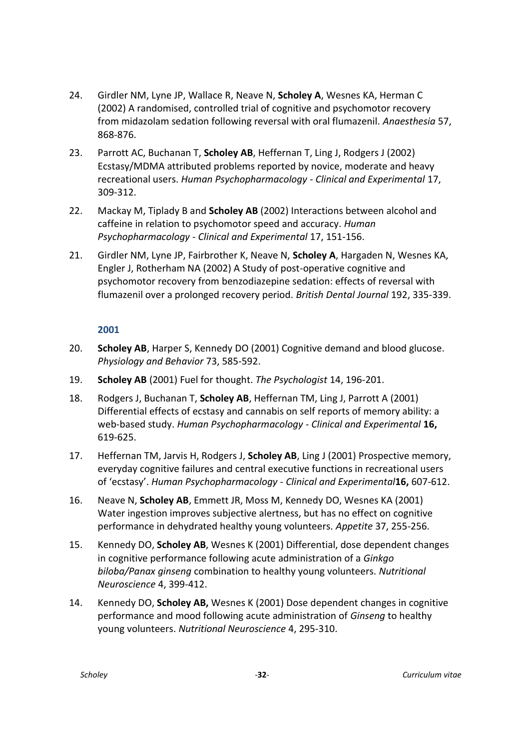24. Girdler NM, Lyne JP, Wallace R, Neave N, **Scholey A**, Wesnes KA, Herman C (2002) A randomised, controlled trial of cognitive and psychomotor recovery from midazolam sedation following reversal with oral flumazenil. *Anaesthesia* 57, 868-876.

23. Parrott AC, Buchanan T, **Scholey AB**, Heffernan T, Ling J, Rodgers J (2002) Ecstasy/MDMA attributed problems reported by novice, moderate and heavy recreational users. *Human Psychopharmacology - Clinical and Experimental* 17, 309-312.

22. Mackay M, Tiplady B and **Scholey AB** (2002) Interactions between alcohol and caffeine in relation to psychomotor speed and accuracy. *Human Psychopharmacology - Clinical and Experimental* 17, 151-156.

21. Girdler NM, Lyne JP, Fairbrother K, Neave N, **Scholey A**, Hargaden N, Wesnes KA, Engler J, Rotherham NA (2002) A Study of post-operative cognitive and psychomotor recovery from benzodiazepine sedation: effects of reversal with flumazenil over a prolonged recovery period. *British Dental Journal* 192, 335-339.

### 2001

20. **Scholey AB**, Harper S, Kennedy DO (2001) Cognitive demand and blood glucose. *Physiology and Behavior* 73, 585-592.

19. **Scholey AB** (2001) Fuel for thought. *The Psychologist* 14, 196-201.

18. Rodgers J, Buchanan T, **Scholey AB**, Heffernan TM, Ling J, Parrott A (2001) Differential effects of ecstasy and cannabis on self reports of memory ability: a web-based study. *Human Psychopharmacology - Clinical and Experimental* **16,** 619-625.

17. Heffernan TM, Jarvis H, Rodgers J, **Scholey AB**, Ling J (2001) Prospective memory, everyday cognitive failures and central executive functions in recreational users of 'ecstasy'. *Human Psychopharmacology - Clinical and Experimental* **16,** 607-612.

16. Neave N, **Scholey AB**, Emmett JR, Moss M, Kennedy DO, Wesnes KA (2001) Water ingestion improves subjective alertness, but has no effect on cognitive performance in dehydrated healthy young volunteers. *Appetite* 37, 255-256.

15. Kennedy DO, **Scholey AB**, Wesnes K (2001) Differential, dose dependent changes in cognitive performance following acute administration of a *Ginkgo biloba/Panax ginseng* combination to healthy young volunteers. *Nutritional Neuroscience* 4, 399-412.

14. Kennedy DO, **Scholey AB,** Wesnes K (2001) Dose dependent changes in cognitive performance and mood following acute administration of *Ginseng* to healthy young volunteers. *Nutritional Neuroscience* 4, 295-310.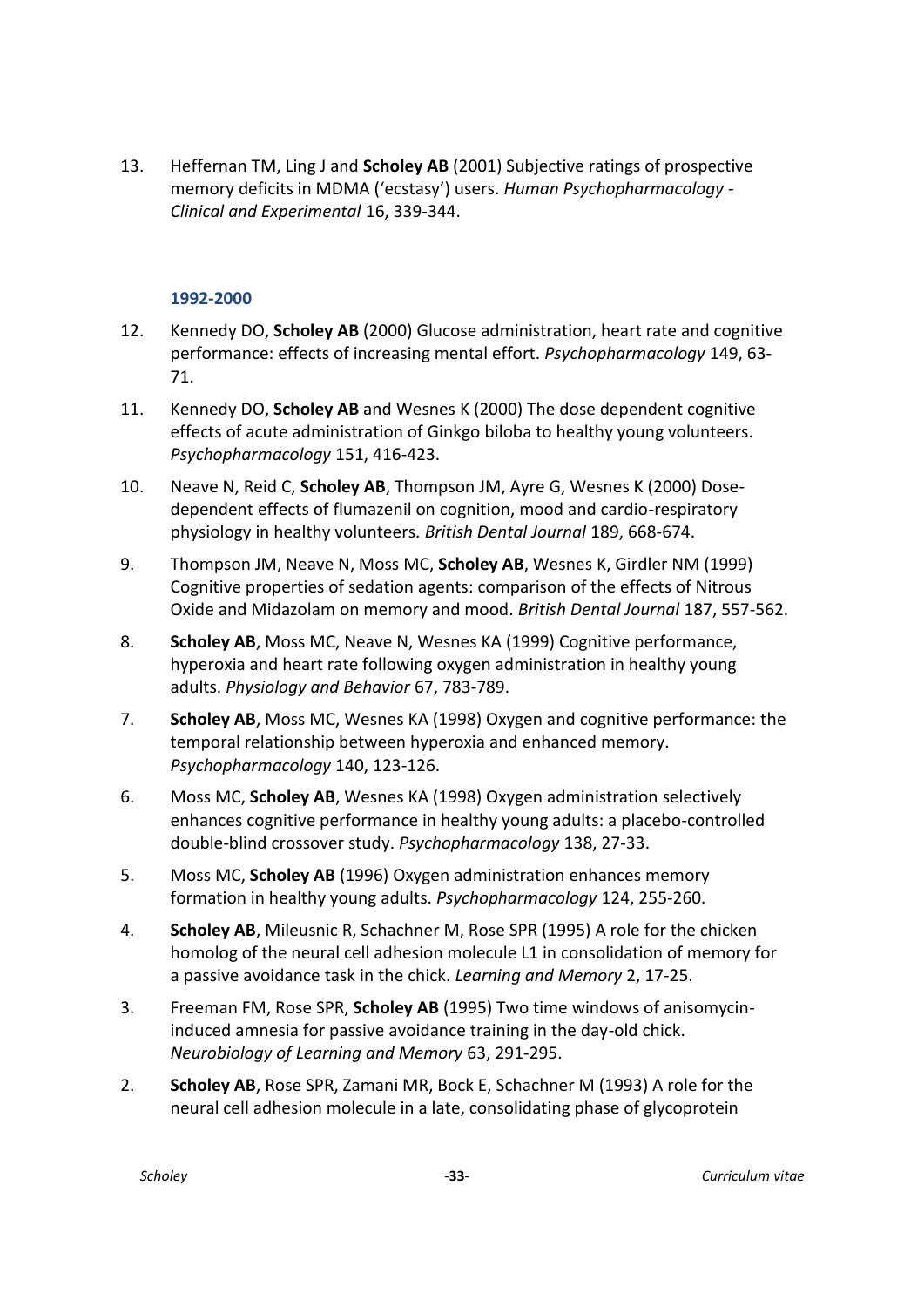13. Heffernan TM, Ling J and **Scholey AB** (2001) Subjective ratings of prospective memory deficits in MDMA ('ecstasy') users. *Human Psychopharmacology - Clinical and Experimental* 16, 339-344.

### 1992-2000

12. Kennedy DO, **Scholey AB** (2000) Glucose administration, heart rate and cognitive performance: effects of increasing mental effort. *Psychopharmacology* 149, 63-71.

11. Kennedy DO, **Scholey AB** and Wesnes K (2000) The dose dependent cognitive effects of acute administration of Ginkgo biloba to healthy young volunteers. *Psychopharmacology* 151, 416-423.

10. Neave N, Reid C, **Scholey AB**, Thompson JM, Ayre G, Wesnes K (2000) Dose-dependent effects of flumazenil on cognition, mood and cardio-respiratory physiology in healthy volunteers. *British Dental Journal* 189, 668-674.

9. Thompson JM, Neave N, Moss MC, **Scholey AB**, Wesnes K, Girdler NM (1999) Cognitive properties of sedation agents: comparison of the effects of Nitrous Oxide and Midazolam on memory and mood. *British Dental Journal* 187, 557-562.

8. **Scholey AB**, Moss MC, Neave N, Wesnes KA (1999) Cognitive performance, hyperoxia and heart rate following oxygen administration in healthy young adults. *Physiology and Behavior* 67, 783-789.

7. **Scholey AB**, Moss MC, Wesnes KA (1998) Oxygen and cognitive performance: the temporal relationship between hyperoxia and enhanced memory. *Psychopharmacology* 140, 123-126.

6. Moss MC, **Scholey AB**, Wesnes KA (1998) Oxygen administration selectively enhances cognitive performance in healthy young adults: a placebo-controlled double-blind crossover study. *Psychopharmacology* 138, 27-33.

5. Moss MC, **Scholey AB** (1996) Oxygen administration enhances memory formation in healthy young adults. *Psychopharmacology* 124, 255-260.

4. **Scholey AB**, Mileusnic R, Schachner M, Rose SPR (1995) A role for the chicken homolog of the neural cell adhesion molecule L1 in consolidation of memory for a passive avoidance task in the chick. *Learning and Memory* 2, 17-25.

3. Freeman FM, Rose SPR, **Scholey AB** (1995) Two time windows of anisomycin-induced amnesia for passive avoidance training in the day-old chick. *Neurobiology of Learning and Memory* 63, 291-295.

2. **Scholey AB**, Rose SPR, Zamani MR, Bock E, Schachner M (1993) A role for the neural cell adhesion molecule in a late, consolidating phase of glycoprotein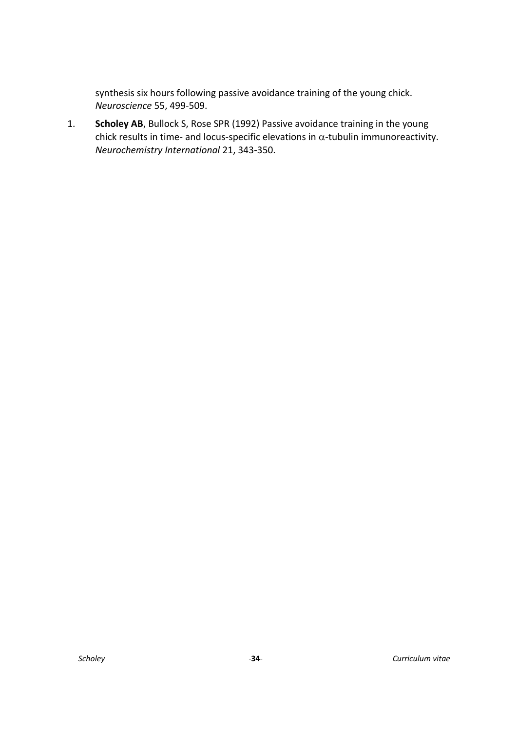synthesis six hours following passive avoidance training of the young chick. *Neuroscience* 55, 499-509.

1. **Scholey AB**, Bullock S, Rose SPR (1992) Passive avoidance training in the young chick results in time- and locus-specific elevations in $\alpha$-tubulin immunoreactivity. *Neurochemistry International* 21, 343-350.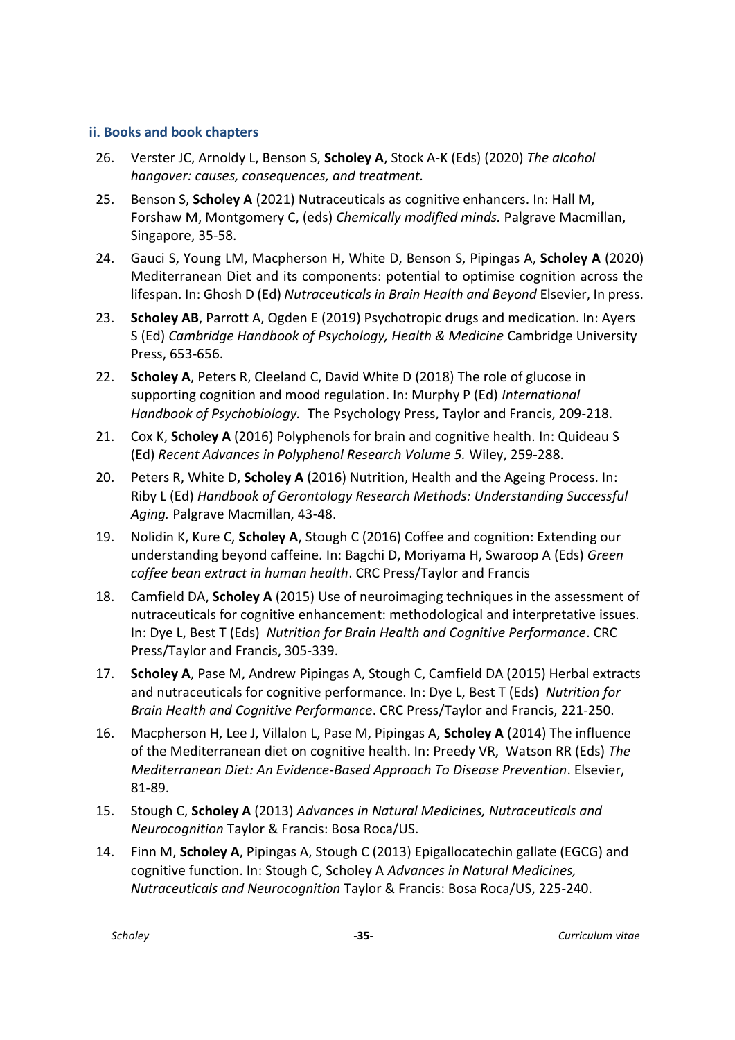### ii. Books and book chapters

26. Verster JC, Arnoldy L, Benson S, **Scholey A**, Stock A-K (Eds) (2020) *The alcohol hangover: causes, consequences, and treatment.*
25. Benson S, **Scholey A** (2021) Nutraceuticals as cognitive enhancers. In: Hall M, Forshaw M, Montgomery C, (eds) *Chemically modified minds.* Palgrave Macmillan, Singapore, 35-58.
24. Gauci S, Young LM, Macpherson H, White D, Benson S, Pipingas A, **Scholey A** (2020) Mediterranean Diet and its components: potential to optimise cognition across the lifespan. In: Ghosh D (Ed) *Nutraceuticals in Brain Health and Beyond* Elsevier, In press.
23. **Scholey AB**, Parrott A, Ogden E (2019) Psychotropic drugs and medication. In: Ayers S (Ed) *Cambridge Handbook of Psychology, Health & Medicine* Cambridge University Press, 653-656.
22. **Scholey A**, Peters R, Cleeland C, David White D (2018) The role of glucose in supporting cognition and mood regulation. In: Murphy P (Ed) *International Handbook of Psychobiology.* The Psychology Press, Taylor and Francis, 209-218.
21. Cox K, **Scholey A** (2016) Polyphenols for brain and cognitive health. In: Quideau S (Ed) *Recent Advances in Polyphenol Research Volume 5.* Wiley, 259-288.
20. Peters R, White D, **Scholey A** (2016) Nutrition, Health and the Ageing Process. In: Riby L (Ed) *Handbook of Gerontology Research Methods: Understanding Successful Aging.* Palgrave Macmillan, 43-48.
19. Nolidin K, Kure C, **Scholey A**, Stough C (2016) Coffee and cognition: Extending our understanding beyond caffeine. In: Bagchi D, Moriyama H, Swaroop A (Eds) *Green coffee bean extract in human health*. CRC Press/Taylor and Francis
18. Camfield DA, **Scholey A** (2015) Use of neuroimaging techniques in the assessment of nutraceuticals for cognitive enhancement: methodological and interpretative issues. In: Dye L, Best T (Eds) *Nutrition for Brain Health and Cognitive Performance*. CRC Press/Taylor and Francis, 305-339.
17. **Scholey A**, Pase M, Andrew Pipingas A, Stough C, Camfield DA (2015) Herbal extracts and nutraceuticals for cognitive performance. In: Dye L, Best T (Eds) *Nutrition for Brain Health and Cognitive Performance*. CRC Press/Taylor and Francis, 221-250.
16. Macpherson H, Lee J, Villalon L, Pase M, Pipingas A, **Scholey A** (2014) The influence of the Mediterranean diet on cognitive health. In: Preedy VR, Watson RR (Eds) *The Mediterranean Diet: An Evidence-Based Approach To Disease Prevention*. Elsevier, 81-89.
15. Stough C, **Scholey A** (2013) *Advances in Natural Medicines, Nutraceuticals and Neurocognition* Taylor & Francis: Bosa Roca/US.
14. Finn M, **Scholey A**, Pipingas A, Stough C (2013) Epigallocatechin gallate (EGCG) and cognitive function. In: Stough C, Scholey A *Advances in Natural Medicines, Nutraceuticals and Neurocognition* Taylor & Francis: Bosa Roca/US, 225-240.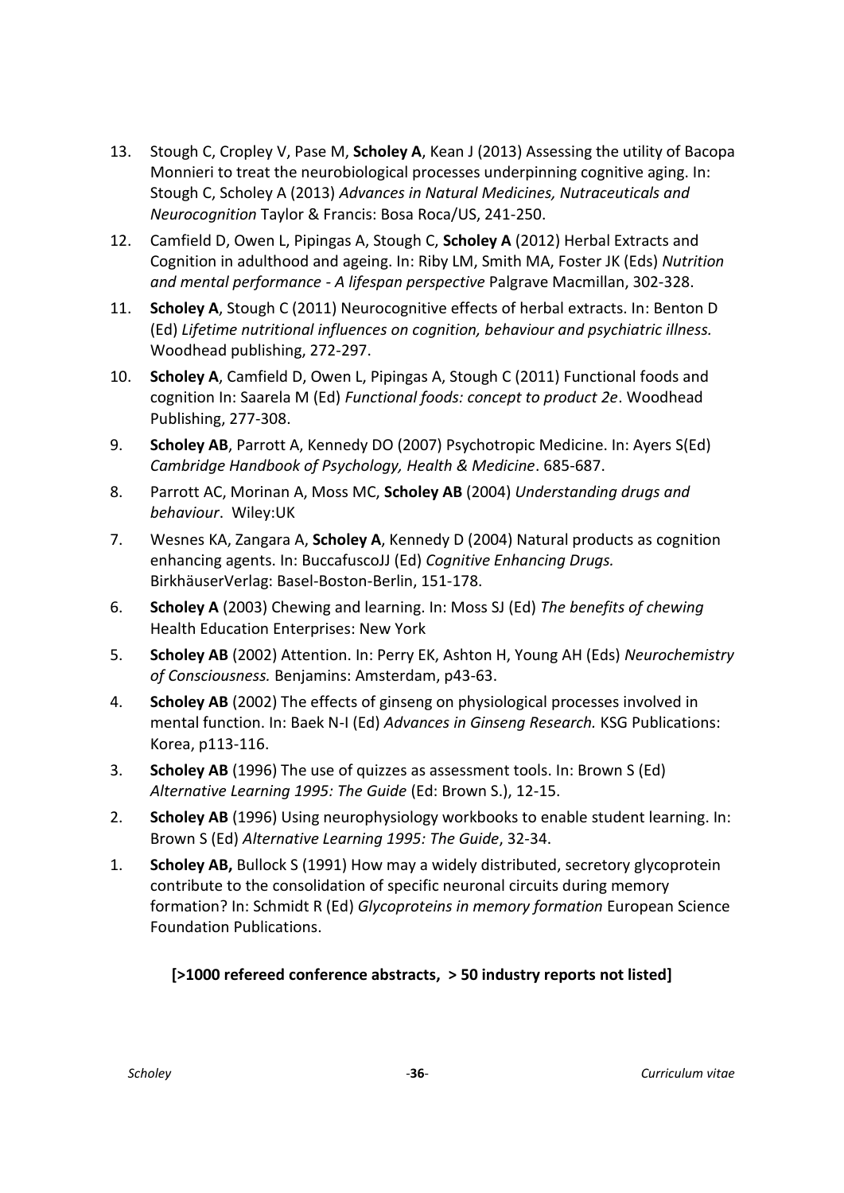13. Stough C, Cropley V, Pase M, **Scholey A**, Kean J (2013) Assessing the utility of Bacopa Monnieri to treat the neurobiological processes underpinning cognitive aging. In: Stough C, Scholey A (2013) *Advances in Natural Medicines, Nutraceuticals and Neurocognition* Taylor & Francis: Bosa Roca/US, 241-250.
12. Camfield D, Owen L, Pipingas A, Stough C, **Scholey A** (2012) Herbal Extracts and Cognition in adulthood and ageing. In: Riby LM, Smith MA, Foster JK (Eds) *Nutrition and mental performance - A lifespan perspective* Palgrave Macmillan, 302-328.
11. **Scholey A**, Stough C (2011) Neurocognitive effects of herbal extracts. In: Benton D (Ed) *Lifetime nutritional influences on cognition, behaviour and psychiatric illness.* Woodhead publishing, 272-297.
10. **Scholey A**, Camfield D, Owen L, Pipingas A, Stough C (2011) Functional foods and cognition In: Saarela M (Ed) *Functional foods: concept to product 2e*. Woodhead Publishing, 277-308.
9. **Scholey AB**, Parrott A, Kennedy DO (2007) Psychotropic Medicine. In: Ayers S(Ed) *Cambridge Handbook of Psychology, Health & Medicine*. 685-687.
8. Parrott AC, Morinan A, Moss MC, **Scholey AB** (2004) *Understanding drugs and behaviour*. Wiley:UK
7. Wesnes KA, Zangara A, **Scholey A**, Kennedy D (2004) Natural products as cognition enhancing agents. In: BuccafuscoJJ (Ed) *Cognitive Enhancing Drugs.* BirkhäuserVerlag: Basel-Boston-Berlin, 151-178.
6. **Scholey A** (2003) Chewing and learning. In: Moss SJ (Ed) *The benefits of chewing* Health Education Enterprises: New York
5. **Scholey AB** (2002) Attention. In: Perry EK, Ashton H, Young AH (Eds) *Neurochemistry of Consciousness.* Benjamins: Amsterdam, p43-63.
4. **Scholey AB** (2002) The effects of ginseng on physiological processes involved in mental function. In: Baek N-I (Ed) *Advances in Ginseng Research.* KSG Publications: Korea, p113-116.
3. **Scholey AB** (1996) The use of quizzes as assessment tools. In: Brown S (Ed) *Alternative Learning 1995: The Guide* (Ed: Brown S.), 12-15.
2. **Scholey AB** (1996) Using neurophysiology workbooks to enable student learning. In: Brown S (Ed) *Alternative Learning 1995: The Guide*, 32-34.
1. **Scholey AB,** Bullock S (1991) How may a widely distributed, secretory glycoprotein contribute to the consolidation of specific neuronal circuits during memory formation? In: Schmidt R (Ed) *Glycoproteins in memory formation* European Science Foundation Publications.

**[>1000 refereed conference abstracts, > 50 industry reports not listed]**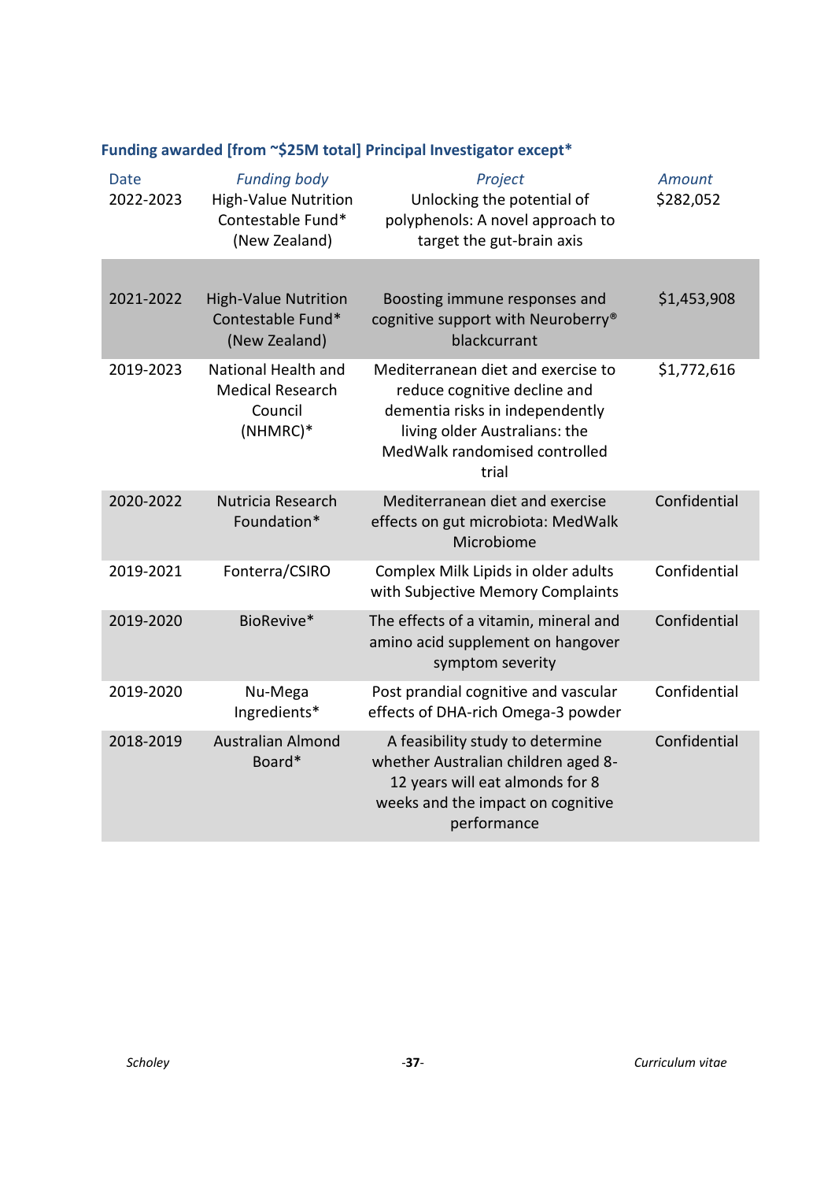### Funding awarded [from ~$25M total] Principal Investigator except*

| *Date* | *Funding body* | *Project* | *Amount* |
|---|---|---|---|
| 2022-2023 | High-Value Nutrition Contestable Fund* (New Zealand) | Unlocking the potential of polyphenols: A novel approach to target the gut-brain axis | $282,052 |
| 2021-2022 | High-Value Nutrition Contestable Fund* (New Zealand) | Boosting immune responses and cognitive support with Neuroberry® blackcurrant | $1,453,908 |
| 2019-2023 | National Health and Medical Research Council (NHMRC)* | Mediterranean diet and exercise to reduce cognitive decline and dementia risks in independently living older Australians: the MedWalk randomised controlled trial | $1,772,616 |
| 2020-2022 | Nutricia Research Foundation* | Mediterranean diet and exercise effects on gut microbiota: MedWalk Microbiome | Confidential |
| 2019-2021 | Fonterra/CSIRO | Complex Milk Lipids in older adults with Subjective Memory Complaints | Confidential |
| 2019-2020 | BioRevive* | The effects of a vitamin, mineral and amino acid supplement on hangover symptom severity | Confidential |
| 2019-2020 | Nu-Mega Ingredients* | Post prandial cognitive and vascular effects of DHA-rich Omega-3 powder | Confidential |
| 2018-2019 | Australian Almond Board* | A feasibility study to determine whether Australian children aged 8-12 years will eat almonds for 8 weeks and the impact on cognitive performance | Confidential |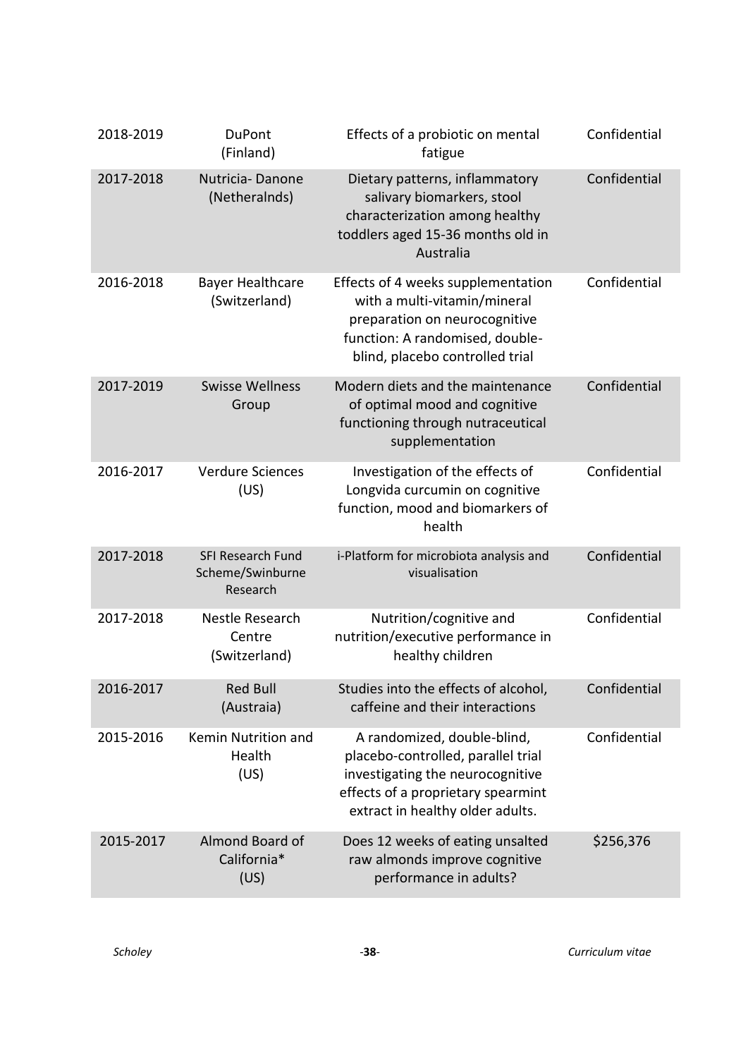| | | | |
|---|---|---|---|
| 2018-2019 | DuPont (Finland) | Effects of a probiotic on mental fatigue | Confidential |
| 2017-2018 | Nutricia- Danone (Netheralnds) | Dietary patterns, inflammatory salivary biomarkers, stool characterization among healthy toddlers aged 15-36 months old in Australia | Confidential |
| 2016-2018 | Bayer Healthcare (Switzerland) | Effects of 4 weeks supplementation with a multi-vitamin/mineral preparation on neurocognitive function: A randomised, double-blind, placebo controlled trial | Confidential |
| 2017-2019 | Swisse Wellness Group | Modern diets and the maintenance of optimal mood and cognitive functioning through nutraceutical supplementation | Confidential |
| 2016-2017 | Verdure Sciences (US) | Investigation of the effects of Longvida curcumin on cognitive function, mood and biomarkers of health | Confidential |
| 2017-2018 | SFI Research Fund Scheme/Swinburne Research | i-Platform for microbiota analysis and visualisation | Confidential |
| 2017-2018 | Nestle Research Centre (Switzerland) | Nutrition/cognitive and nutrition/executive performance in healthy children | Confidential |
| 2016-2017 | Red Bull (Austraia) | Studies into the effects of alcohol, caffeine and their interactions | Confidential |
| 2015-2016 | Kemin Nutrition and Health (US) | A randomized, double-blind, placebo-controlled, parallel trial investigating the neurocognitive effects of a proprietary spearmint extract in healthy older adults. | Confidential |
| 2015-2017 | Almond Board of California* (US) | Does 12 weeks of eating unsalted raw almonds improve cognitive performance in adults? | $256,376 |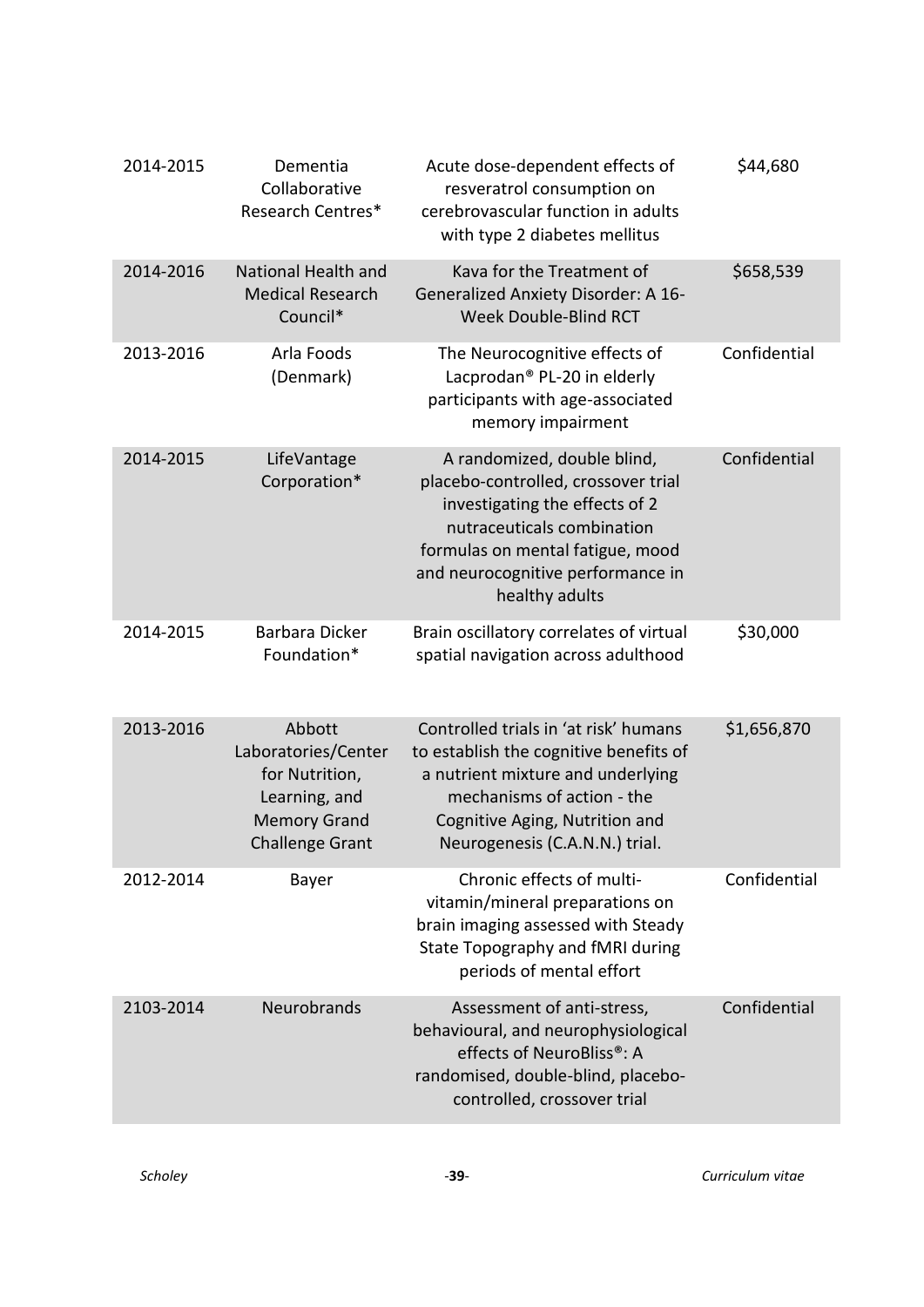| | | | |
|---|---|---|---|
| 2014-2015 | Dementia Collaborative Research Centres* | Acute dose-dependent effects of resveratrol consumption on cerebrovascular function in adults with type 2 diabetes mellitus | $44,680 |
| 2014-2016 | National Health and Medical Research Council* | Kava for the Treatment of Generalized Anxiety Disorder: A 16-Week Double-Blind RCT | $658,539 |
| 2013-2016 | Arla Foods (Denmark) | The Neurocognitive effects of Lacprodan® PL-20 in elderly participants with age-associated memory impairment | Confidential |
| 2014-2015 | LifeVantage Corporation* | A randomized, double blind, placebo-controlled, crossover trial investigating the effects of 2 nutraceuticals combination formulas on mental fatigue, mood and neurocognitive performance in healthy adults | Confidential |
| 2014-2015 | Barbara Dicker Foundation* | Brain oscillatory correlates of virtual spatial navigation across adulthood | $30,000 |
| 2013-2016 | Abbott Laboratories/Center for Nutrition, Learning, and Memory Grand Challenge Grant | Controlled trials in 'at risk' humans to establish the cognitive benefits of a nutrient mixture and underlying mechanisms of action - the Cognitive Aging, Nutrition and Neurogenesis (C.A.N.N.) trial. | $1,656,870 |
| 2012-2014 | Bayer | Chronic effects of multi-vitamin/mineral preparations on brain imaging assessed with Steady State Topography and fMRI during periods of mental effort | Confidential |
| 2103-2014 | Neurobrands | Assessment of anti-stress, behavioural, and neurophysiological effects of NeuroBliss®: A randomised, double-blind, placebo-controlled, crossover trial | Confidential |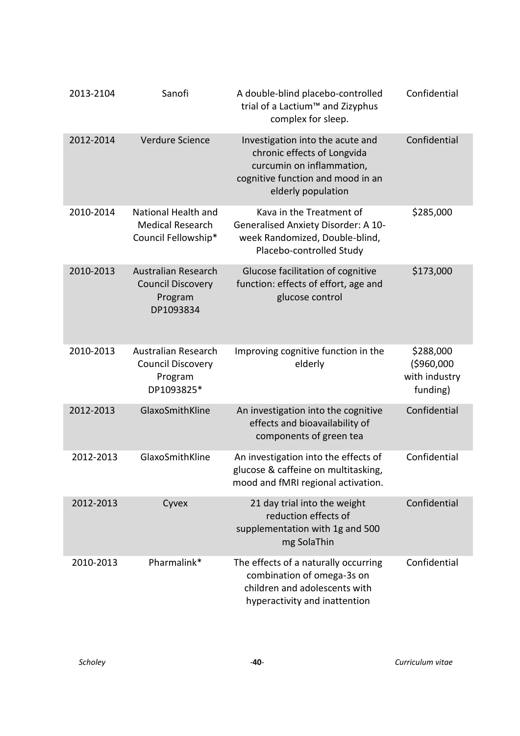| | | | |
|---|---|---|---|
| 2013-2104 | Sanofi | A double-blind placebo-controlled trial of a Lactium™ and Zizyphus complex for sleep. | Confidential |
| 2012-2014 | Verdure Science | Investigation into the acute and chronic effects of Longvida curcumin on inflammation, cognitive function and mood in an elderly population | Confidential |
| 2010-2014 | National Health and Medical Research Council Fellowship* | Kava in the Treatment of Generalised Anxiety Disorder: A 10-week Randomized, Double-blind, Placebo-controlled Study | $285,000 |
| 2010-2013 | Australian Research Council Discovery Program DP1093834 | Glucose facilitation of cognitive function: effects of effort, age and glucose control | $173,000 |
| 2010-2013 | Australian Research Council Discovery Program DP1093825* | Improving cognitive function in the elderly | $288,000 ($960,000 with industry funding) |
| 2012-2013 | GlaxoSmithKline | An investigation into the cognitive effects and bioavailability of components of green tea | Confidential |
| 2012-2013 | GlaxoSmithKline | An investigation into the effects of glucose & caffeine on multitasking, mood and fMRI regional activation. | Confidential |
| 2012-2013 | Cyvex | 21 day trial into the weight reduction effects of supplementation with 1g and 500 mg SolaThin | Confidential |
| 2010-2013 | Pharmalink* | The effects of a naturally occurring combination of omega-3s on children and adolescents with hyperactivity and inattention | Confidential |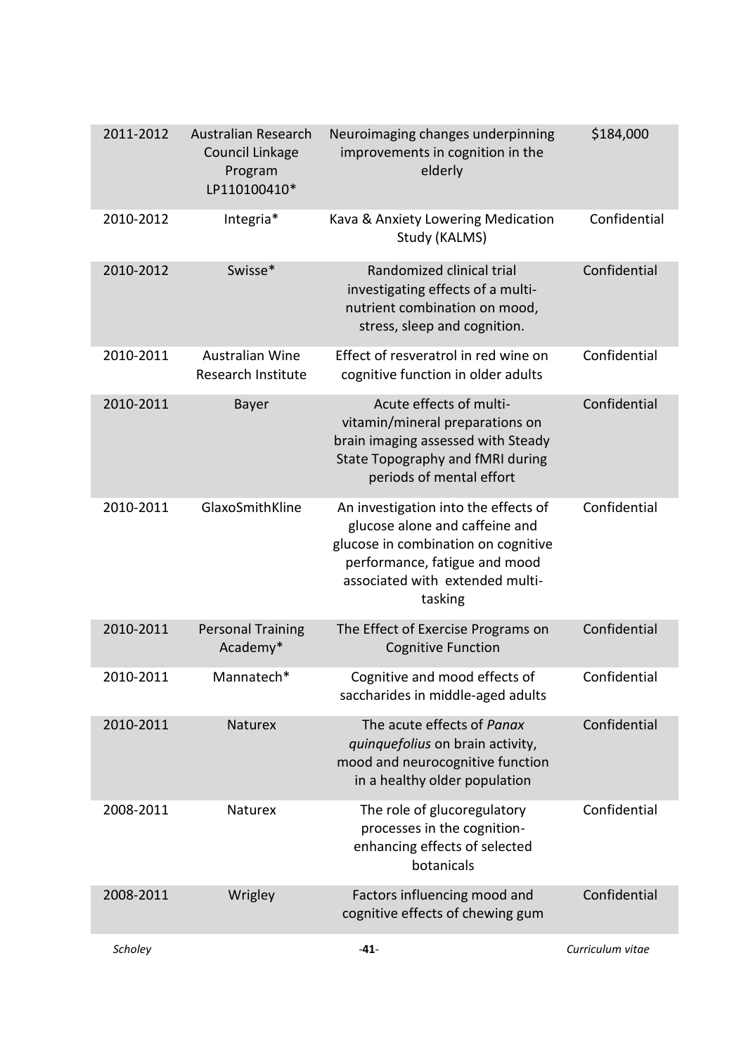| | | | |
|---|---|---|---|
| 2011-2012 | Australian Research Council Linkage Program LP110100410* | Neuroimaging changes underpinning improvements in cognition in the elderly | $184,000 |
| 2010-2012 | Integria* | Kava & Anxiety Lowering Medication Study (KALMS) | Confidential |
| 2010-2012 | Swisse* | Randomized clinical trial investigating effects of a multi-nutrient combination on mood, stress, sleep and cognition. | Confidential |
| 2010-2011 | Australian Wine Research Institute | Effect of resveratrol in red wine on cognitive function in older adults | Confidential |
| 2010-2011 | Bayer | Acute effects of multi-vitamin/mineral preparations on brain imaging assessed with Steady State Topography and fMRI during periods of mental effort | Confidential |
| 2010-2011 | GlaxoSmithKline | An investigation into the effects of glucose alone and caffeine and glucose in combination on cognitive performance, fatigue and mood associated with extended multi-tasking | Confidential |
| 2010-2011 | Personal Training Academy* | The Effect of Exercise Programs on Cognitive Function | Confidential |
| 2010-2011 | Mannatech* | Cognitive and mood effects of saccharides in middle-aged adults | Confidential |
| 2010-2011 | Naturex | The acute effects of *Panax quinquefolius* on brain activity, mood and neurocognitive function in a healthy older population | Confidential |
| 2008-2011 | Naturex | The role of glucoregulatory processes in the cognition-enhancing effects of selected botanicals | Confidential |
| 2008-2011 | Wrigley | Factors influencing mood and cognitive effects of chewing gum | Confidential |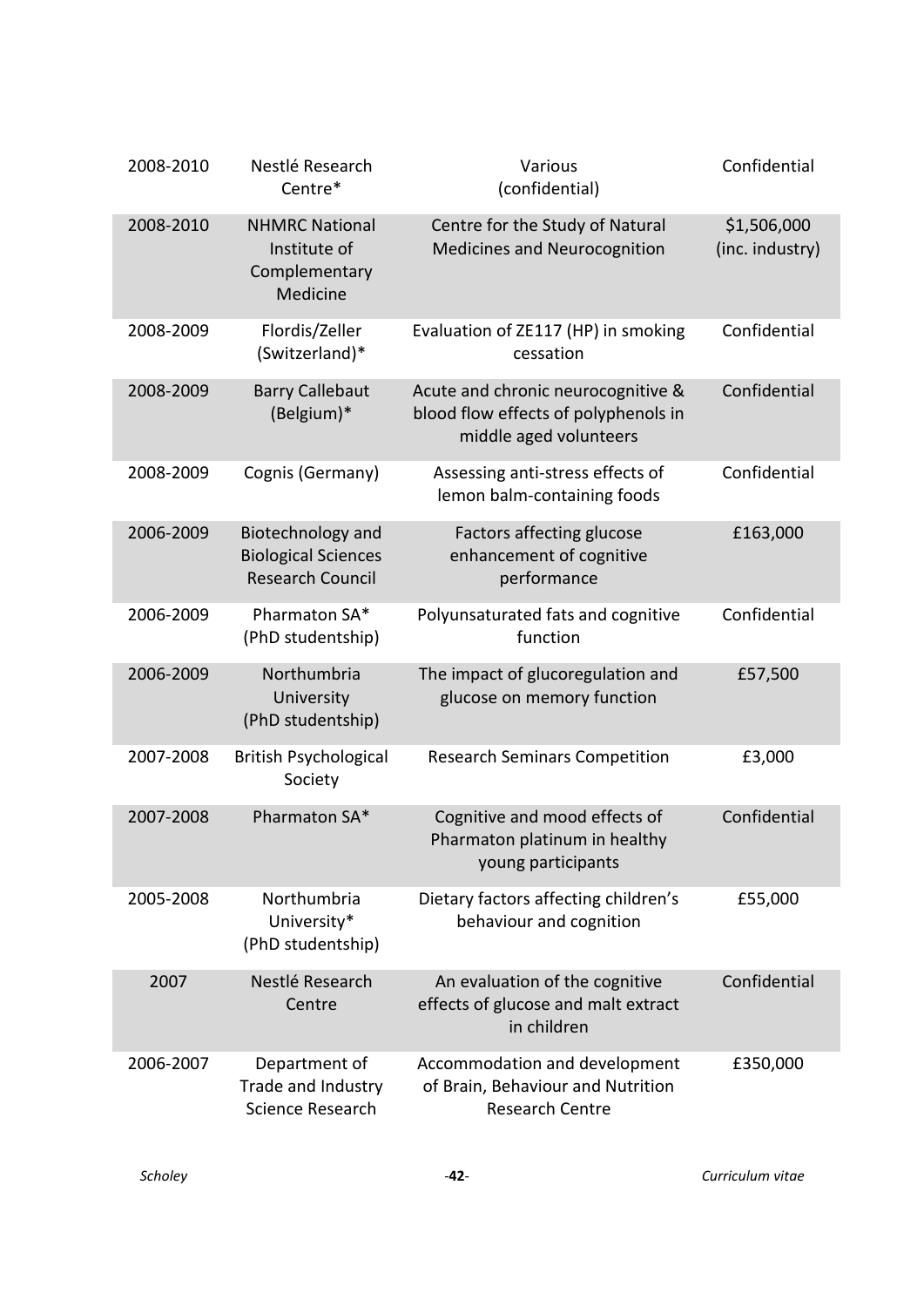| | | | |
|---|---|---|---|
| 2008-2010 | Nestlé Research Centre* | Various (confidential) | Confidential |
| 2008-2010 | NHMRC National Institute of Complementary Medicine | Centre for the Study of Natural Medicines and Neurocognition | $1,506,000 (inc. industry) |
| 2008-2009 | Flordis/Zeller (Switzerland)* | Evaluation of ZE117 (HP) in smoking cessation | Confidential |
| 2008-2009 | Barry Callebaut (Belgium)* | Acute and chronic neurocognitive & blood flow effects of polyphenols in middle aged volunteers | Confidential |
| 2008-2009 | Cognis (Germany) | Assessing anti-stress effects of lemon balm-containing foods | Confidential |
| 2006-2009 | Biotechnology and Biological Sciences Research Council | Factors affecting glucose enhancement of cognitive performance | £163,000 |
| 2006-2009 | Pharmaton SA* (PhD studentship) | Polyunsaturated fats and cognitive function | Confidential |
| 2006-2009 | Northumbria University (PhD studentship) | The impact of glucoregulation and glucose on memory function | £57,500 |
| 2007-2008 | British Psychological Society | Research Seminars Competition | £3,000 |
| 2007-2008 | Pharmaton SA* | Cognitive and mood effects of Pharmaton platinum in healthy young participants | Confidential |
| 2005-2008 | Northumbria University* (PhD studentship) | Dietary factors affecting children's behaviour and cognition | £55,000 |
| 2007 | Nestlé Research Centre | An evaluation of the cognitive effects of glucose and malt extract in children | Confidential |
| 2006-2007 | Department of Trade and Industry Science Research | Accommodation and development of Brain, Behaviour and Nutrition Research Centre | £350,000 |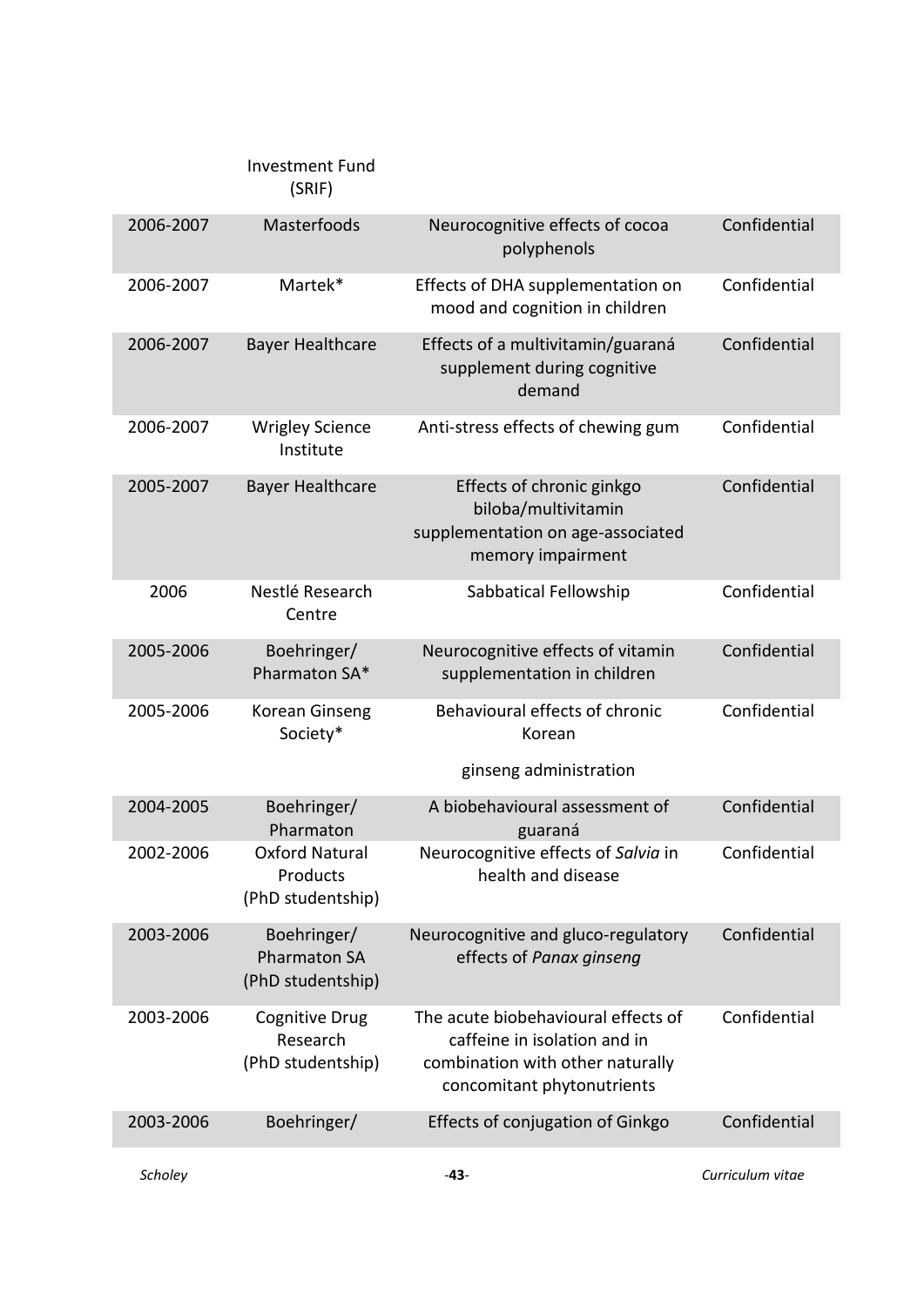| | Investment Fund (SRIF) | | |
|---|---|---|---|
| 2006-2007 | Masterfoods | Neurocognitive effects of cocoa polyphenols | Confidential |
| 2006-2007 | Martek* | Effects of DHA supplementation on mood and cognition in children | Confidential |
| 2006-2007 | Bayer Healthcare | Effects of a multivitamin/guaraná supplement during cognitive demand | Confidential |
| 2006-2007 | Wrigley Science Institute | Anti-stress effects of chewing gum | Confidential |
| 2005-2007 | Bayer Healthcare | Effects of chronic ginkgo biloba/multivitamin supplementation on age-associated memory impairment | Confidential |
| 2006 | Nestlé Research Centre | Sabbatical Fellowship | Confidential |
| 2005-2006 | Boehringer/ Pharmaton SA* | Neurocognitive effects of vitamin supplementation in children | Confidential |
| 2005-2006 | Korean Ginseng Society* | Behavioural effects of chronic Korean ginseng administration | Confidential |
| 2004-2005 | Boehringer/ Pharmaton | A biobehavioural assessment of guaraná | Confidential |
| 2002-2006 | Oxford Natural Products (PhD studentship) | Neurocognitive effects of *Salvia* in health and disease | Confidential |
| 2003-2006 | Boehringer/ Pharmaton SA (PhD studentship) | Neurocognitive and gluco-regulatory effects of *Panax ginseng* | Confidential |
| 2003-2006 | Cognitive Drug Research (PhD studentship) | The acute biobehavioural effects of caffeine in isolation and in combination with other naturally concomitant phytonutrients | Confidential |
| 2003-2006 | Boehringer/ | Effects of conjugation of Ginkgo | Confidential |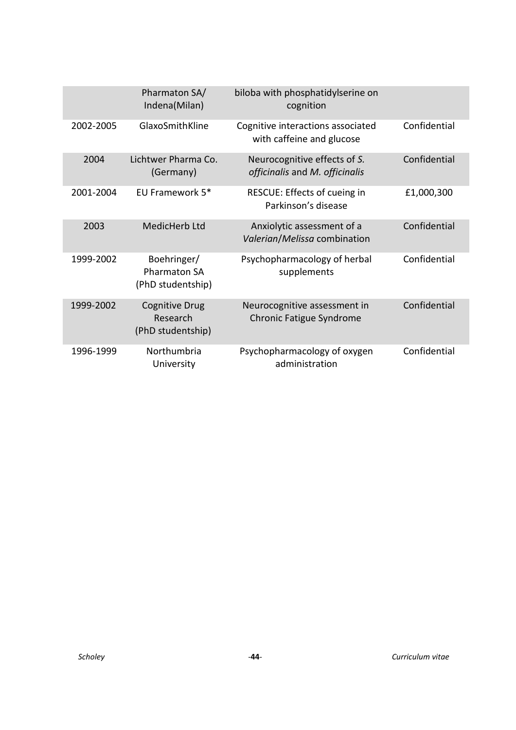| | | | |
|---|---|---|---|
| | Pharmaton SA/ Indena(Milan) | biloba with phosphatidylserine on cognition | |
| 2002-2005 | GlaxoSmithKline | Cognitive interactions associated with caffeine and glucose | Confidential |
| 2004 | Lichtwer Pharma Co. (Germany) | Neurocognitive effects of *S. officinalis* and *M. officinalis* | Confidential |
| 2001-2004 | EU Framework 5* | RESCUE: Effects of cueing in Parkinson's disease | £1,000,300 |
| 2003 | MedicHerb Ltd | Anxiolytic assessment of a *Valerian*/*Melissa* combination | Confidential |
| 1999-2002 | Boehringer/ Pharmaton SA (PhD studentship) | Psychopharmacology of herbal supplements | Confidential |
| 1999-2002 | Cognitive Drug Research (PhD studentship) | Neurocognitive assessment in Chronic Fatigue Syndrome | Confidential |
| 1996-1999 | Northumbria University | Psychopharmacology of oxygen administration | Confidential |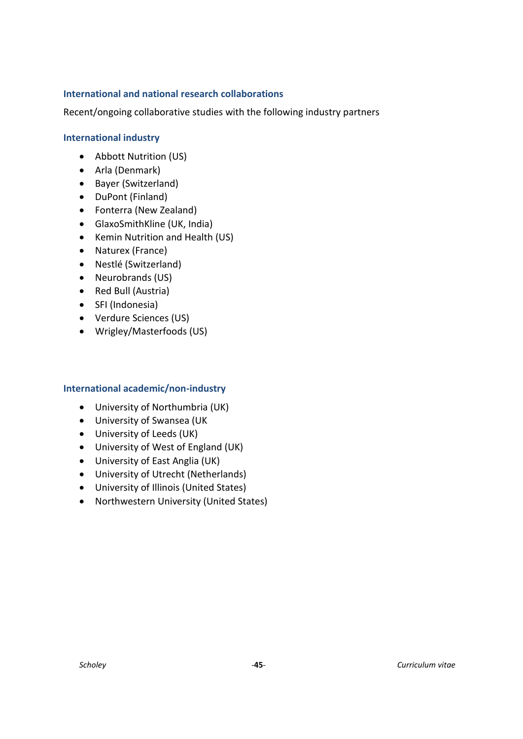### International and national research collaborations

Recent/ongoing collaborative studies with the following industry partners

### International industry

- Abbott Nutrition (US)
- Arla (Denmark)
- Bayer (Switzerland)
- DuPont (Finland)
- Fonterra (New Zealand)
- GlaxoSmithKline (UK, India)
- Kemin Nutrition and Health (US)
- Naturex (France)
- Nestlé (Switzerland)
- Neurobrands (US)
- Red Bull (Austria)
- SFI (Indonesia)
- Verdure Sciences (US)
- Wrigley/Masterfoods (US)

### International academic/non-industry

- University of Northumbria (UK)
- University of Swansea (UK
- University of Leeds (UK)
- University of West of England (UK)
- University of East Anglia (UK)
- University of Utrecht (Netherlands)
- University of Illinois (United States)
- Northwestern University (United States)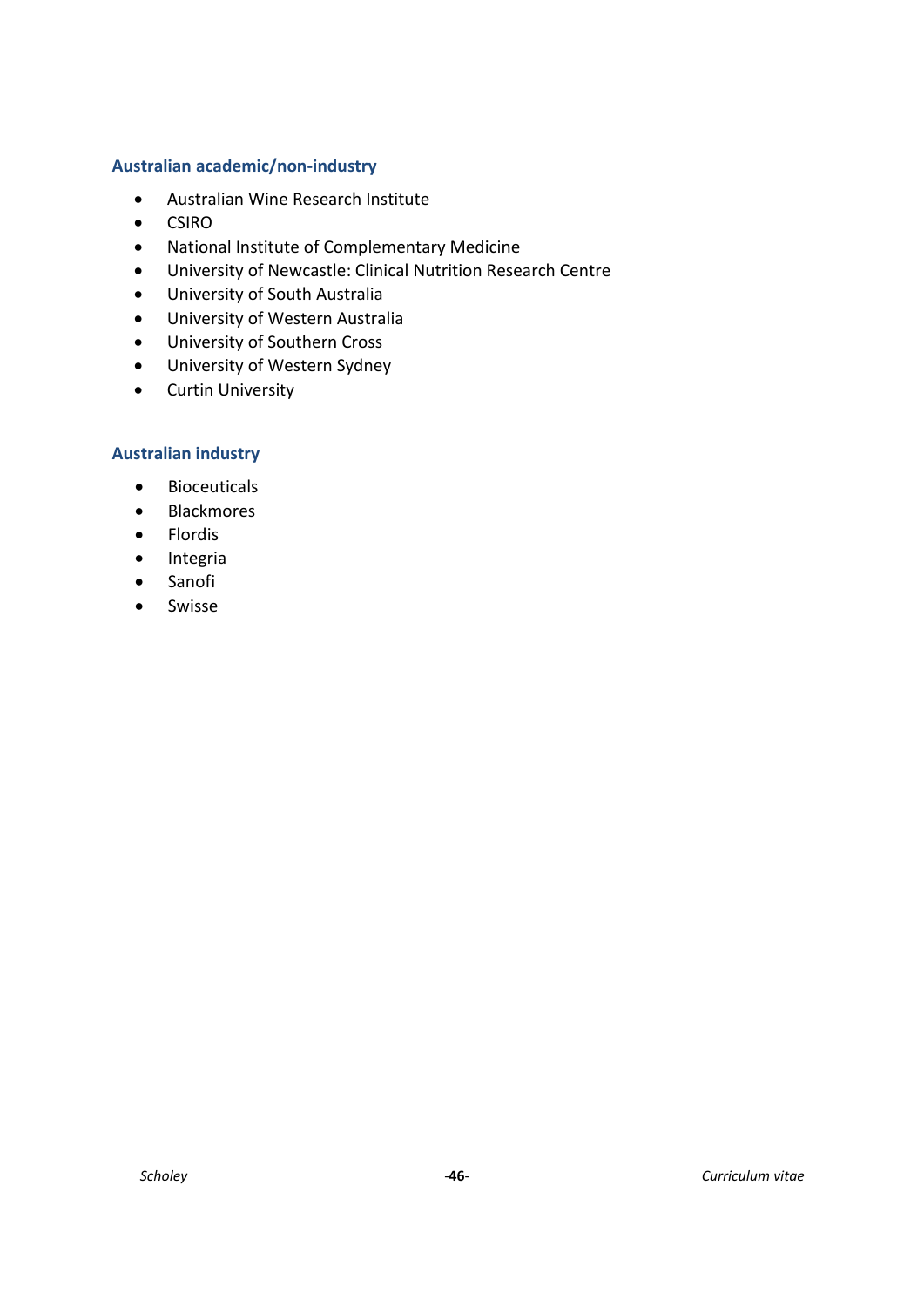### Australian academic/non-industry

- Australian Wine Research Institute
- CSIRO
- National Institute of Complementary Medicine
- University of Newcastle: Clinical Nutrition Research Centre
- University of South Australia
- University of Western Australia
- University of Southern Cross
- University of Western Sydney
- Curtin University

### Australian industry

- Bioceuticals
- Blackmores
- Flordis
- Integria
- Sanofi
- Swisse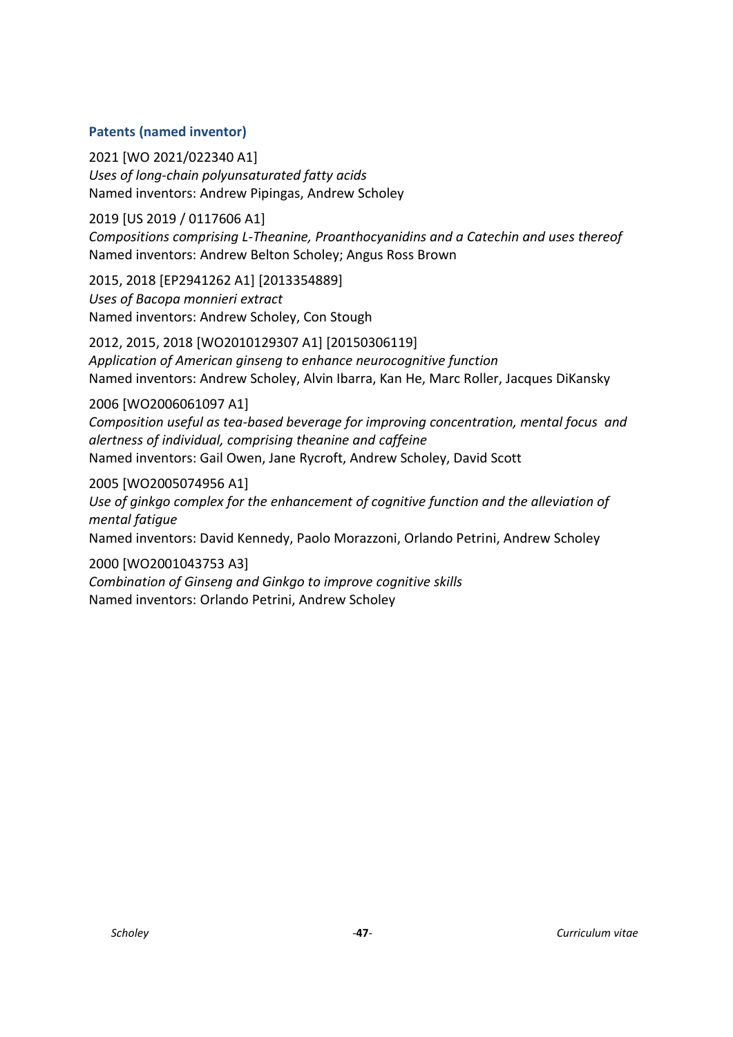### **Patents (named inventor)**

2021 [WO 2021/022340 A1]
*Uses of long-chain polyunsaturated fatty acids*
Named inventors: Andrew Pipingas, Andrew Scholey

2019 [US 2019 / 0117606 A1]
*Compositions comprising L-Theanine, Proanthocyanidins and a Catechin and uses thereof*
Named inventors: Andrew Belton Scholey; Angus Ross Brown

2015, 2018 [EP2941262 A1] [2013354889]
*Uses of Bacopa monnieri extract*
Named inventors: Andrew Scholey, Con Stough

2012, 2015, 2018 [WO2010129307 A1] [20150306119]
*Application of American ginseng to enhance neurocognitive function*
Named inventors: Andrew Scholey, Alvin Ibarra, Kan He, Marc Roller, Jacques DiKansky

2006 [WO2006061097 A1]
*Composition useful as tea-based beverage for improving concentration, mental focus and alertness of individual, comprising theanine and caffeine*
Named inventors: Gail Owen, Jane Rycroft, Andrew Scholey, David Scott

2005 [WO2005074956 A1]
*Use of ginkgo complex for the enhancement of cognitive function and the alleviation of mental fatigue*
Named inventors: David Kennedy, Paolo Morazzoni, Orlando Petrini, Andrew Scholey

2000 [WO2001043753 A3]
*Combination of Ginseng and Ginkgo to improve cognitive skills*
Named inventors: Orlando Petrini, Andrew Scholey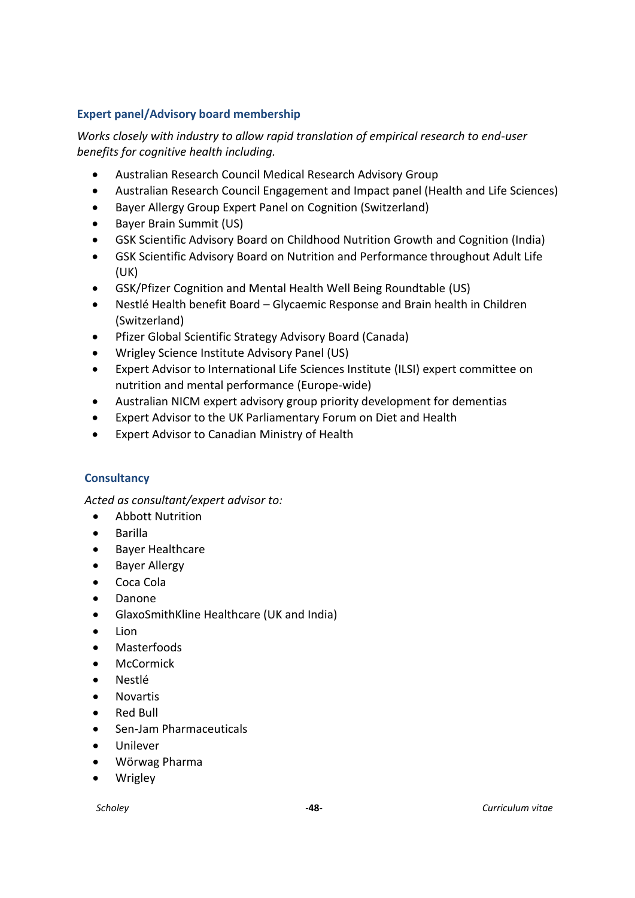### Expert panel/Advisory board membership

*Works closely with industry to allow rapid translation of empirical research to end-user benefits for cognitive health including.*

- Australian Research Council Medical Research Advisory Group
- Australian Research Council Engagement and Impact panel (Health and Life Sciences)
- Bayer Allergy Group Expert Panel on Cognition (Switzerland)
- Bayer Brain Summit (US)
- GSK Scientific Advisory Board on Childhood Nutrition Growth and Cognition (India)
- GSK Scientific Advisory Board on Nutrition and Performance throughout Adult Life (UK)
- GSK/Pfizer Cognition and Mental Health Well Being Roundtable (US)
- Nestlé Health benefit Board – Glycaemic Response and Brain health in Children (Switzerland)
- Pfizer Global Scientific Strategy Advisory Board (Canada)
- Wrigley Science Institute Advisory Panel (US)
- Expert Advisor to International Life Sciences Institute (ILSI) expert committee on nutrition and mental performance (Europe-wide)
- Australian NICM expert advisory group priority development for dementias
- Expert Advisor to the UK Parliamentary Forum on Diet and Health
- Expert Advisor to Canadian Ministry of Health

### Consultancy

*Acted as consultant/expert advisor to:*

- Abbott Nutrition
- Barilla
- Bayer Healthcare
- Bayer Allergy
- Coca Cola
- Danone
- GlaxoSmithKline Healthcare (UK and India)
- Lion
- Masterfoods
- McCormick
- Nestlé
- Novartis
- Red Bull
- Sen-Jam Pharmaceuticals
- Unilever
- Wörwag Pharma
- Wrigley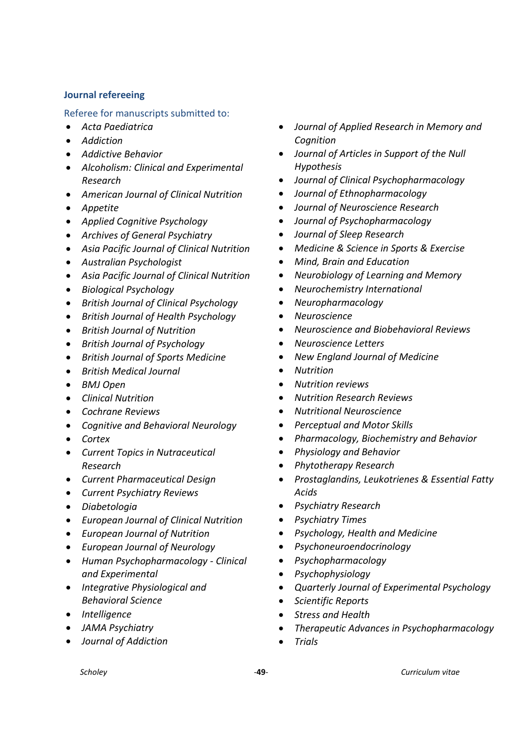### Journal refereeing

Referee for manuscripts submitted to:

- *Acta Paediatrica*
- *Addiction*
- *Addictive Behavior*
- *Alcoholism: Clinical and Experimental Research*
- *American Journal of Clinical Nutrition*
- *Appetite*
- *Applied Cognitive Psychology*
- *Archives of General Psychiatry*
- *Asia Pacific Journal of Clinical Nutrition*
- *Australian Psychologist*
- *Asia Pacific Journal of Clinical Nutrition*
- *Biological Psychology*
- *British Journal of Clinical Psychology*
- *British Journal of Health Psychology*
- *British Journal of Nutrition*
- *British Journal of Psychology*
- *British Journal of Sports Medicine*
- *British Medical Journal*
- *BMJ Open*
- *Clinical Nutrition*
- *Cochrane Reviews*
- *Cognitive and Behavioral Neurology*
- *Cortex*
- *Current Topics in Nutraceutical Research*
- *Current Pharmaceutical Design*
- *Current Psychiatry Reviews*
- *Diabetologia*
- *European Journal of Clinical Nutrition*
- *European Journal of Nutrition*
- *European Journal of Neurology*
- *Human Psychopharmacology - Clinical and Experimental*
- *Integrative Physiological and Behavioral Science*
- *Intelligence*
- *JAMA Psychiatry*
- *Journal of Addiction*
- *Journal of Applied Research in Memory and Cognition*
- *Journal of Articles in Support of the Null Hypothesis*
- *Journal of Clinical Psychopharmacology*
- *Journal of Ethnopharmacology*
- *Journal of Neuroscience Research*
- *Journal of Psychopharmacology*
- *Journal of Sleep Research*
- *Medicine & Science in Sports & Exercise*
- *Mind, Brain and Education*
- *Neurobiology of Learning and Memory*
- *Neurochemistry International*
- *Neuropharmacology*
- *Neuroscience*
- *Neuroscience and Biobehavioral Reviews*
- *Neuroscience Letters*
- *New England Journal of Medicine*
- *Nutrition*
- *Nutrition reviews*
- *Nutrition Research Reviews*
- *Nutritional Neuroscience*
- *Perceptual and Motor Skills*
- *Pharmacology, Biochemistry and Behavior*
- *Physiology and Behavior*
- *Phytotherapy Research*
- *Prostaglandins, Leukotrienes & Essential Fatty Acids*
- *Psychiatry Research*
- *Psychiatry Times*
- *Psychology, Health and Medicine*
- *Psychoneuroendocrinology*
- *Psychopharmacology*
- *Psychophysiology*
- *Quarterly Journal of Experimental Psychology*
- *Scientific Reports*
- *Stress and Health*
- *Therapeutic Advances in Psychopharmacology*
- *Trials*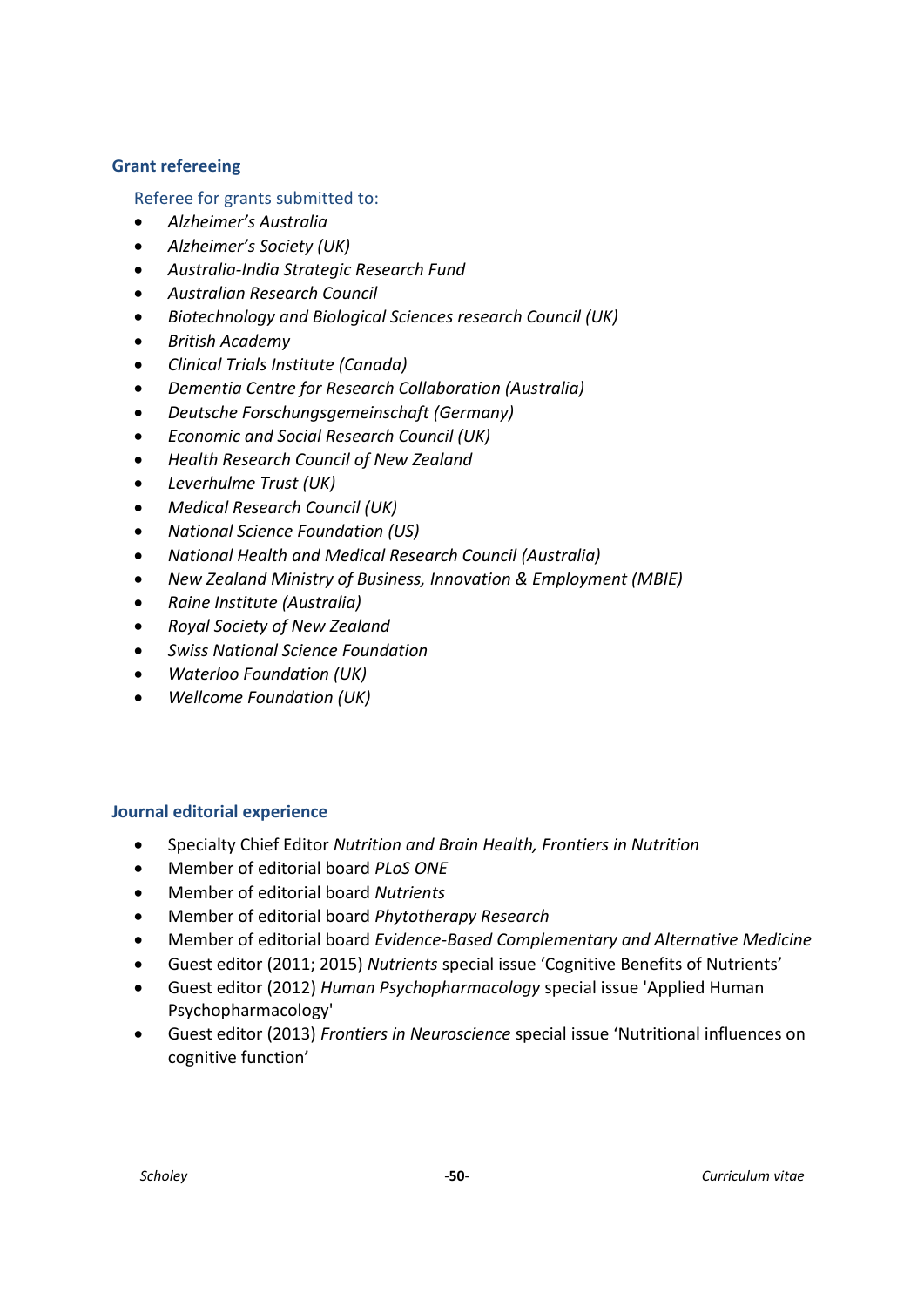### Grant refereeing

Referee for grants submitted to:

- *Alzheimer's Australia*
- *Alzheimer's Society (UK)*
- *Australia-India Strategic Research Fund*
- *Australian Research Council*
- *Biotechnology and Biological Sciences research Council (UK)*
- *British Academy*
- *Clinical Trials Institute (Canada)*
- *Dementia Centre for Research Collaboration (Australia)*
- *Deutsche Forschungsgemeinschaft (Germany)*
- *Economic and Social Research Council (UK)*
- *Health Research Council of New Zealand*
- *Leverhulme Trust (UK)*
- *Medical Research Council (UK)*
- *National Science Foundation (US)*
- *National Health and Medical Research Council (Australia)*
- *New Zealand Ministry of Business, Innovation & Employment (MBIE)*
- *Raine Institute (Australia)*
- *Royal Society of New Zealand*
- *Swiss National Science Foundation*
- *Waterloo Foundation (UK)*
- *Wellcome Foundation (UK)*

### Journal editorial experience

- Specialty Chief Editor *Nutrition and Brain Health, Frontiers in Nutrition*
- Member of editorial board *PLoS ONE*
- Member of editorial board *Nutrients*
- Member of editorial board *Phytotherapy Research*
- Member of editorial board *Evidence-Based Complementary and Alternative Medicine*
- Guest editor (2011; 2015) *Nutrients* special issue 'Cognitive Benefits of Nutrients'
- Guest editor (2012) *Human Psychopharmacology* special issue 'Applied Human Psychopharmacology'
- Guest editor (2013) *Frontiers in Neuroscience* special issue 'Nutritional influences on cognitive function'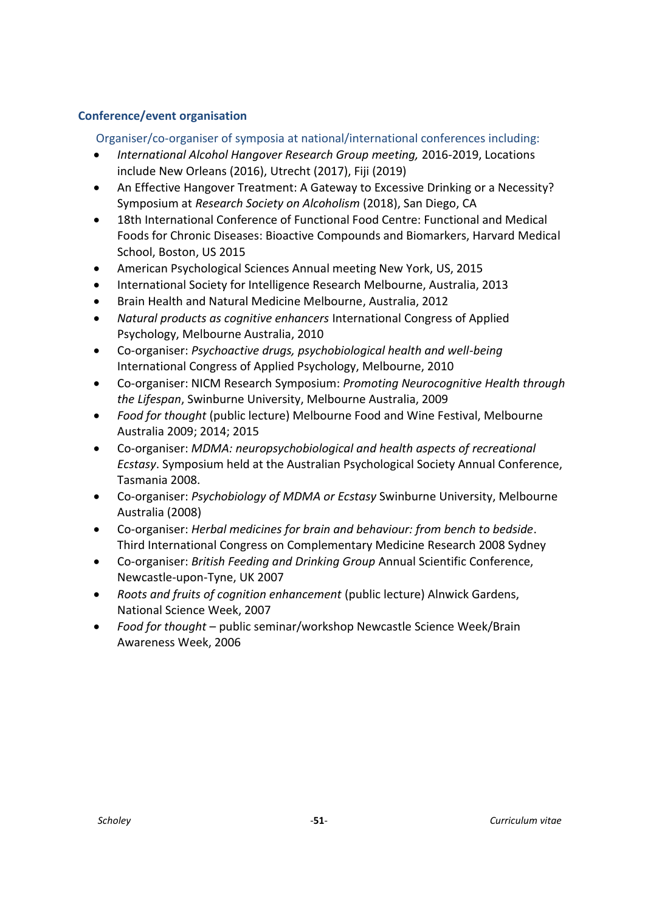### Conference/event organisation

Organiser/co-organiser of symposia at national/international conferences including:

- *International Alcohol Hangover Research Group meeting,* 2016-2019, Locations include New Orleans (2016), Utrecht (2017), Fiji (2019)
- An Effective Hangover Treatment: A Gateway to Excessive Drinking or a Necessity? Symposium at *Research Society on Alcoholism* (2018), San Diego, CA
- 18th International Conference of Functional Food Centre: Functional and Medical Foods for Chronic Diseases: Bioactive Compounds and Biomarkers, Harvard Medical School, Boston, US 2015
- American Psychological Sciences Annual meeting New York, US, 2015
- International Society for Intelligence Research Melbourne, Australia, 2013
- Brain Health and Natural Medicine Melbourne, Australia, 2012
- *Natural products as cognitive enhancers* International Congress of Applied Psychology, Melbourne Australia, 2010
- Co-organiser: *Psychoactive drugs, psychobiological health and well-being* International Congress of Applied Psychology, Melbourne, 2010
- Co-organiser: NICM Research Symposium: *Promoting Neurocognitive Health through the Lifespan*, Swinburne University, Melbourne Australia, 2009
- *Food for thought* (public lecture) Melbourne Food and Wine Festival, Melbourne Australia 2009; 2014; 2015
- Co-organiser: *MDMA: neuropsychobiological and health aspects of recreational Ecstasy*. Symposium held at the Australian Psychological Society Annual Conference, Tasmania 2008.
- Co-organiser: *Psychobiology of MDMA or Ecstasy* Swinburne University, Melbourne Australia (2008)
- Co-organiser: *Herbal medicines for brain and behaviour: from bench to bedside*. Third International Congress on Complementary Medicine Research 2008 Sydney
- Co-organiser: *British Feeding and Drinking Group* Annual Scientific Conference, Newcastle-upon-Tyne, UK 2007
- *Roots and fruits of cognition enhancement* (public lecture) Alnwick Gardens, National Science Week, 2007
- *Food for thought* – public seminar/workshop Newcastle Science Week/Brain Awareness Week, 2006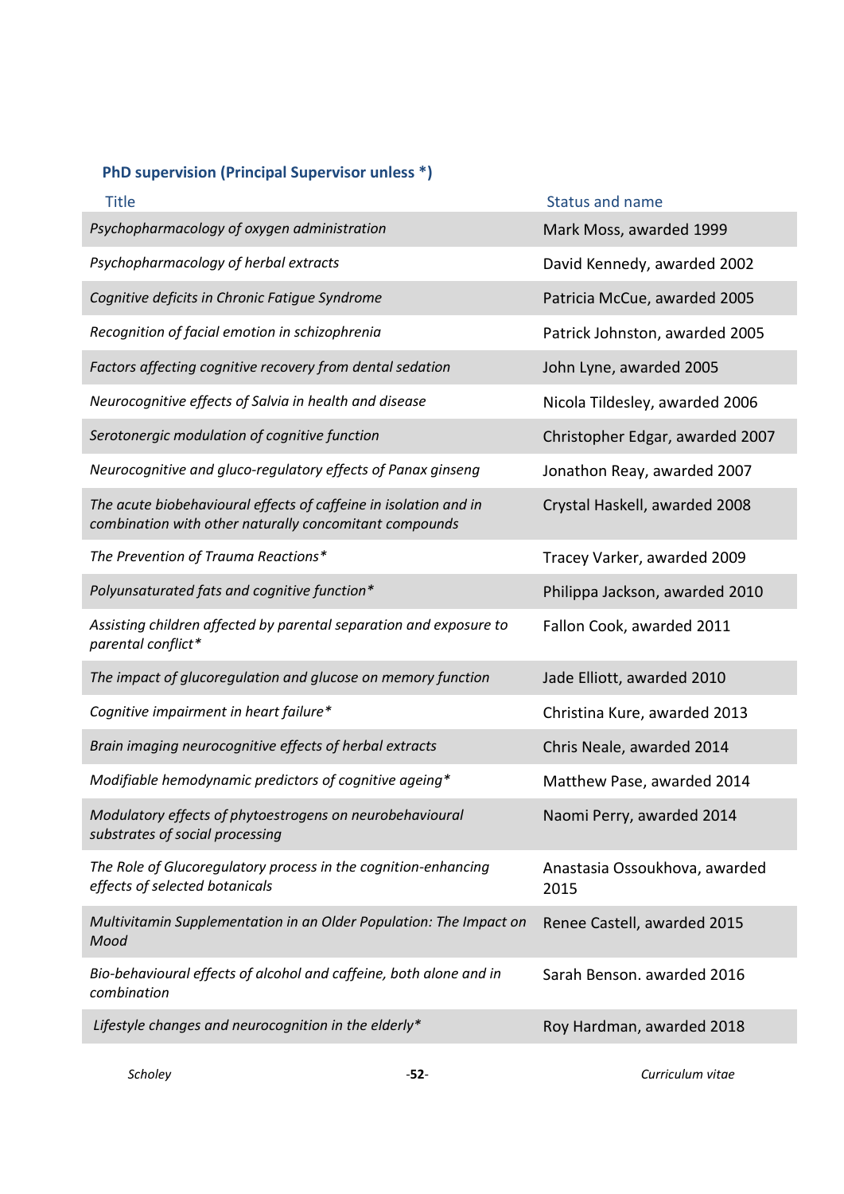### PhD supervision (Principal Supervisor unless *)

| Title | Status and name |
|---|---|
| *Psychopharmacology of oxygen administration* | Mark Moss, awarded 1999 |
| *Psychopharmacology of herbal extracts* | David Kennedy, awarded 2002 |
| *Cognitive deficits in Chronic Fatigue Syndrome* | Patricia McCue, awarded 2005 |
| *Recognition of facial emotion in schizophrenia* | Patrick Johnston, awarded 2005 |
| *Factors affecting cognitive recovery from dental sedation* | John Lyne, awarded 2005 |
| *Neurocognitive effects of Salvia in health and disease* | Nicola Tildesley, awarded 2006 |
| *Serotonergic modulation of cognitive function* | Christopher Edgar, awarded 2007 |
| *Neurocognitive and gluco-regulatory effects of Panax ginseng* | Jonathon Reay, awarded 2007 |
| *The acute biobehavioural effects of caffeine in isolation and in combination with other naturally concomitant compounds* | Crystal Haskell, awarded 2008 |
| *The Prevention of Trauma Reactions** | Tracey Varker, awarded 2009 |
| *Polyunsaturated fats and cognitive function** | Philippa Jackson, awarded 2010 |
| *Assisting children affected by parental separation and exposure to parental conflict** | Fallon Cook, awarded 2011 |
| *The impact of glucoregulation and glucose on memory function* | Jade Elliott, awarded 2010 |
| *Cognitive impairment in heart failure** | Christina Kure, awarded 2013 |
| *Brain imaging neurocognitive effects of herbal extracts* | Chris Neale, awarded 2014 |
| *Modifiable hemodynamic predictors of cognitive ageing** | Matthew Pase, awarded 2014 |
| *Modulatory effects of phytoestrogens on neurobehavioural substrates of social processing* | Naomi Perry, awarded 2014 |
| *The Role of Glucoregulatory process in the cognition-enhancing effects of selected botanicals* | Anastasia Ossoukhova, awarded 2015 |
| *Multivitamin Supplementation in an Older Population: The Impact on Mood* | Renee Castell, awarded 2015 |
| *Bio-behavioural effects of alcohol and caffeine, both alone and in combination* | Sarah Benson. awarded 2016 |
| *Lifestyle changes and neurocognition in the elderly** | Roy Hardman, awarded 2018 |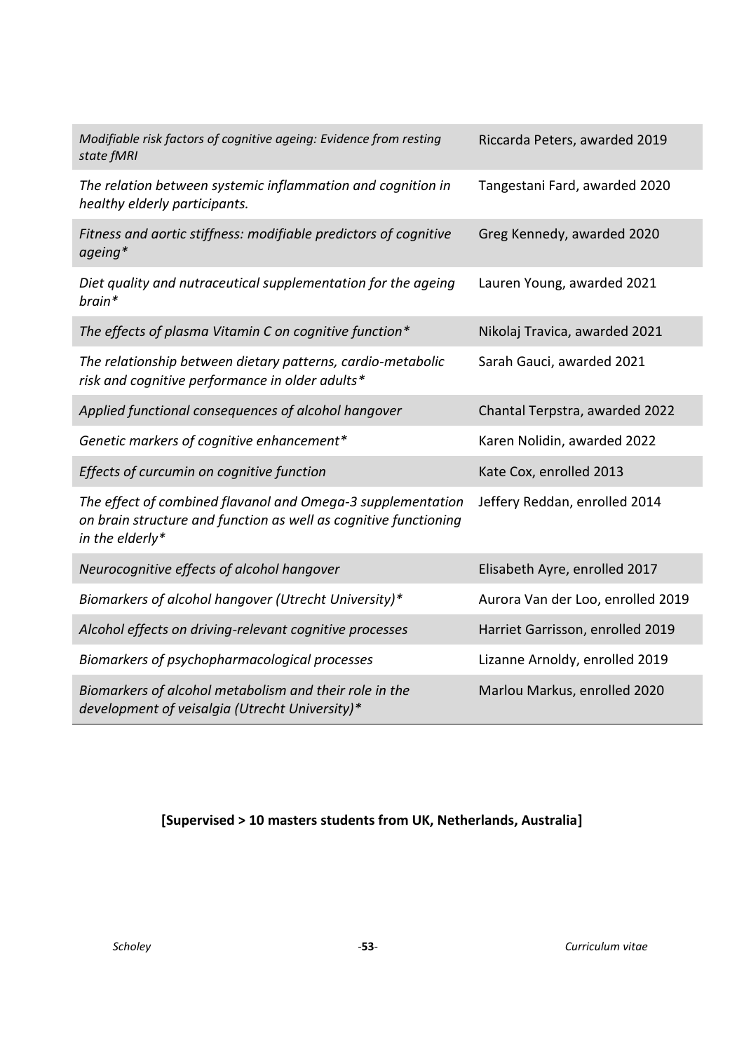| | |
|---|---|
| *Modifiable risk factors of cognitive ageing: Evidence from resting state fMRI* | Riccarda Peters, awarded 2019 |
| *The relation between systemic inflammation and cognition in healthy elderly participants.* | Tangestani Fard, awarded 2020 |
| *Fitness and aortic stiffness: modifiable predictors of cognitive ageing** | Greg Kennedy, awarded 2020 |
| *Diet quality and nutraceutical supplementation for the ageing brain** | Lauren Young, awarded 2021 |
| *The effects of plasma Vitamin C on cognitive function** | Nikolaj Travica, awarded 2021 |
| *The relationship between dietary patterns, cardio-metabolic risk and cognitive performance in older adults** | Sarah Gauci, awarded 2021 |
| *Applied functional consequences of alcohol hangover* | Chantal Terpstra, awarded 2022 |
| *Genetic markers of cognitive enhancement** | Karen Nolidin, awarded 2022 |
| *Effects of curcumin on cognitive function* | Kate Cox, enrolled 2013 |
| *The effect of combined flavanol and Omega-3 supplementation on brain structure and function as well as cognitive functioning in the elderly** | Jeffery Reddan, enrolled 2014 |
| *Neurocognitive effects of alcohol hangover* | Elisabeth Ayre, enrolled 2017 |
| *Biomarkers of alcohol hangover (Utrecht University)** | Aurora Van der Loo, enrolled 2019 |
| *Alcohol effects on driving-relevant cognitive processes* | Harriet Garrisson, enrolled 2019 |
| *Biomarkers of psychopharmacological processes* | Lizanne Arnoldy, enrolled 2019 |
| *Biomarkers of alcohol metabolism and their role in the development of veisalgia (Utrecht University)** | Marlou Markus, enrolled 2020 |

**[Supervised > 10 masters students from UK, Netherlands, Australia]**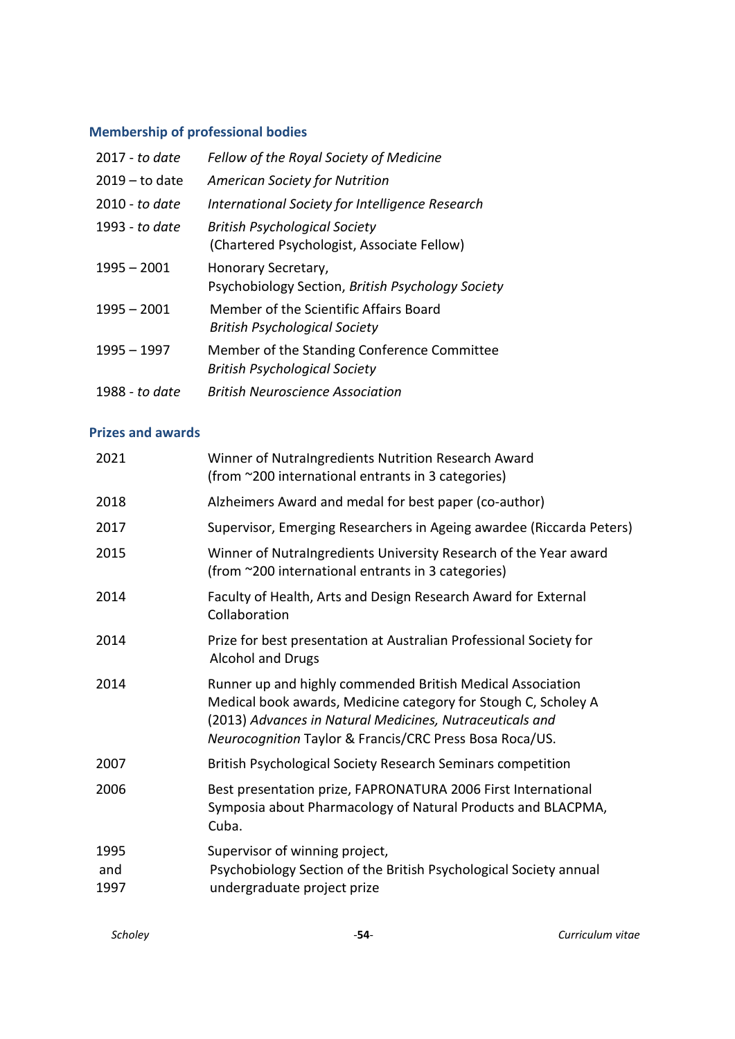## Membership of professional bodies

| | |
|---|---|
| 2017 - *to date* | *Fellow of the Royal Society of Medicine* |
| 2019 – to date | *American Society for Nutrition* |
| 2010 - *to date* | *International Society for Intelligence Research* |
| 1993 - *to date* | *British Psychological Society* (Chartered Psychologist, Associate Fellow) |
| 1995 – 2001 | Honorary Secretary, Psychobiology Section, *British Psychology Society* |
| 1995 – 2001 | Member of the Scientific Affairs Board *British Psychological Society* |
| 1995 – 1997 | Member of the Standing Conference Committee *British Psychological Society* |
| 1988 - *to date* | *British Neuroscience Association* |

## Prizes and awards

| | |
|---|---|
| 2021 | Winner of NutraIngredients Nutrition Research Award (from ~200 international entrants in 3 categories) |
| 2018 | Alzheimers Award and medal for best paper (co-author) |
| 2017 | Supervisor, Emerging Researchers in Ageing awardee (Riccarda Peters) |
| 2015 | Winner of NutraIngredients University Research of the Year award (from ~200 international entrants in 3 categories) |
| 2014 | Faculty of Health, Arts and Design Research Award for External Collaboration |
| 2014 | Prize for best presentation at Australian Professional Society for Alcohol and Drugs |
| 2014 | Runner up and highly commended British Medical Association Medical book awards, Medicine category for Stough C, Scholey A (2013) *Advances in Natural Medicines, Nutraceuticals and Neurocognition* Taylor & Francis/CRC Press Bosa Roca/US. |
| 2007 | British Psychological Society Research Seminars competition |
| 2006 | Best presentation prize, FAPRONATURA 2006 First International Symposia about Pharmacology of Natural Products and BLACPMA, Cuba. |
| 1995 and 1997 | Supervisor of winning project, Psychobiology Section of the British Psychological Society annual undergraduate project prize |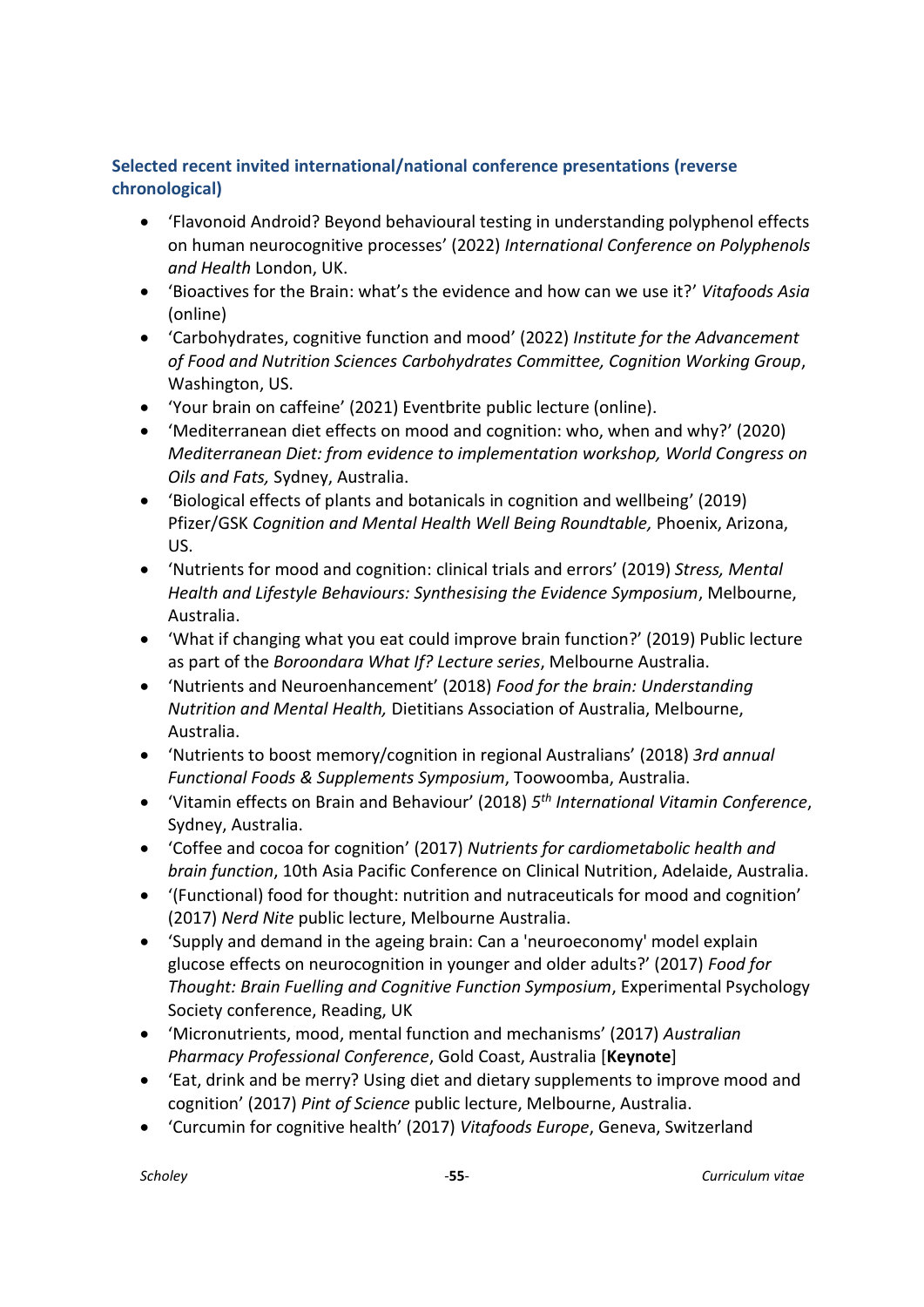### Selected recent invited international/national conference presentations (reverse chronological)

- 'Flavonoid Android? Beyond behavioural testing in understanding polyphenol effects on human neurocognitive processes' (2022) *International Conference on Polyphenols and Health* London, UK.
- 'Bioactives for the Brain: what's the evidence and how can we use it?' *Vitafoods Asia* (online)
- 'Carbohydrates, cognitive function and mood' (2022) *Institute for the Advancement of Food and Nutrition Sciences Carbohydrates Committee, Cognition Working Group*, Washington, US.
- 'Your brain on caffeine' (2021) Eventbrite public lecture (online).
- 'Mediterranean diet effects on mood and cognition: who, when and why?' (2020) *Mediterranean Diet: from evidence to implementation workshop, World Congress on Oils and Fats,* Sydney, Australia.
- 'Biological effects of plants and botanicals in cognition and wellbeing' (2019) Pfizer/GSK *Cognition and Mental Health Well Being Roundtable,* Phoenix, Arizona, US.
- 'Nutrients for mood and cognition: clinical trials and errors' (2019) *Stress, Mental Health and Lifestyle Behaviours: Synthesising the Evidence Symposium*, Melbourne, Australia.
- 'What if changing what you eat could improve brain function?' (2019) Public lecture as part of the *Boroondara What If? Lecture series*, Melbourne Australia.
- 'Nutrients and Neuroenhancement' (2018) *Food for the brain: Understanding Nutrition and Mental Health,* Dietitians Association of Australia, Melbourne, Australia.
- 'Nutrients to boost memory/cognition in regional Australians' (2018) *3rd annual Functional Foods & Supplements Symposium*, Toowoomba, Australia.
- 'Vitamin effects on Brain and Behaviour' (2018) *5th International Vitamin Conference*, Sydney, Australia.
- 'Coffee and cocoa for cognition' (2017) *Nutrients for cardiometabolic health and brain function*, 10th Asia Pacific Conference on Clinical Nutrition, Adelaide, Australia.
- '(Functional) food for thought: nutrition and nutraceuticals for mood and cognition' (2017) *Nerd Nite* public lecture, Melbourne Australia.
- 'Supply and demand in the ageing brain: Can a 'neuroeconomy' model explain glucose effects on neurocognition in younger and older adults?' (2017) *Food for Thought: Brain Fuelling and Cognitive Function Symposium*, Experimental Psychology Society conference, Reading, UK
- 'Micronutrients, mood, mental function and mechanisms' (2017) *Australian Pharmacy Professional Conference*, Gold Coast, Australia [**Keynote**]
- 'Eat, drink and be merry? Using diet and dietary supplements to improve mood and cognition' (2017) *Pint of Science* public lecture, Melbourne, Australia.
- 'Curcumin for cognitive health' (2017) *Vitafoods Europe*, Geneva, Switzerland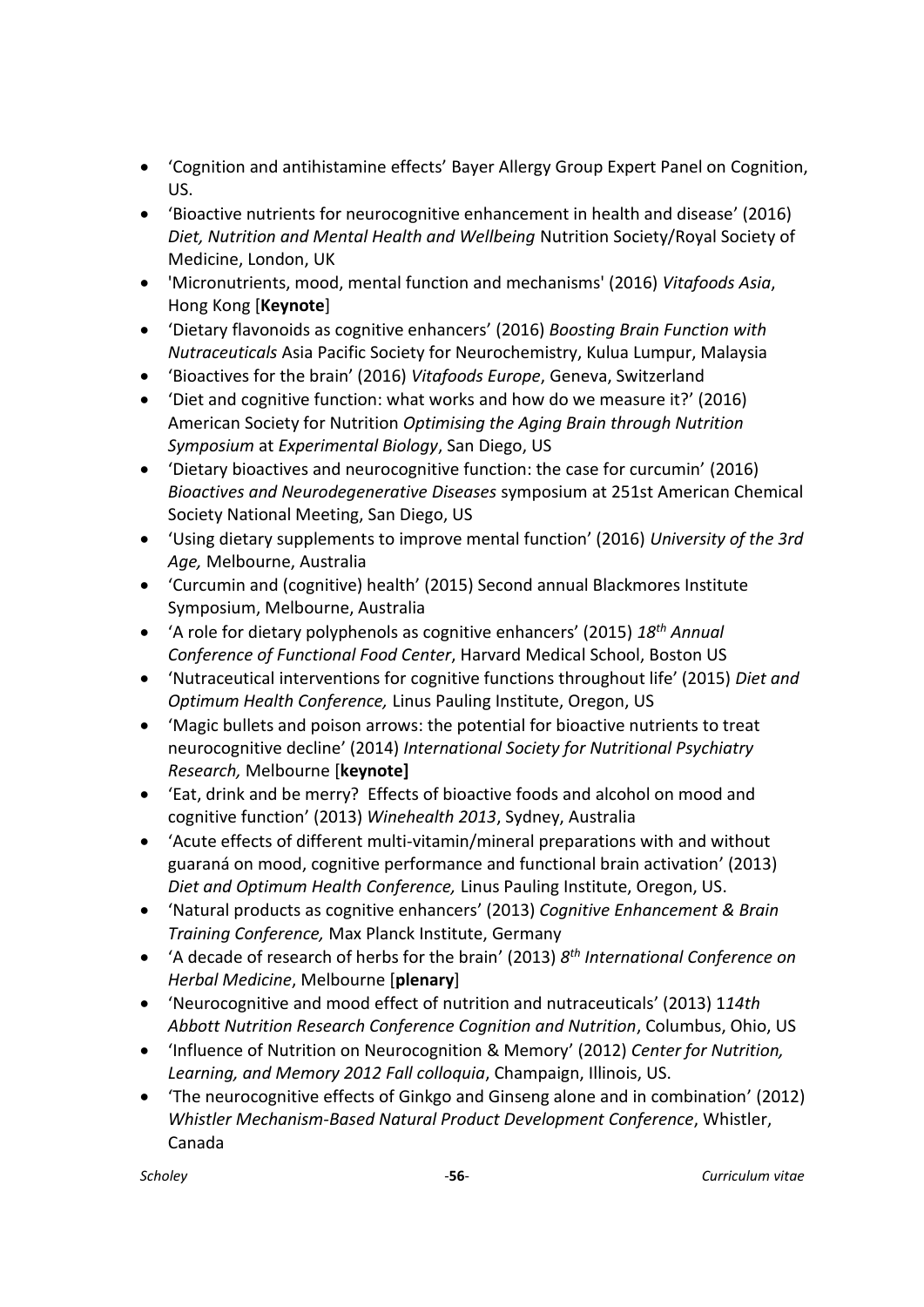- 'Cognition and antihistamine effects' Bayer Allergy Group Expert Panel on Cognition, US.
- 'Bioactive nutrients for neurocognitive enhancement in health and disease' (2016) *Diet, Nutrition and Mental Health and Wellbeing* Nutrition Society/Royal Society of Medicine, London, UK
- 'Micronutrients, mood, mental function and mechanisms' (2016) *Vitafoods Asia*, Hong Kong [**Keynote**]
- 'Dietary flavonoids as cognitive enhancers' (2016) *Boosting Brain Function with Nutraceuticals* Asia Pacific Society for Neurochemistry, Kulua Lumpur, Malaysia
- 'Bioactives for the brain' (2016) *Vitafoods Europe*, Geneva, Switzerland
- 'Diet and cognitive function: what works and how do we measure it?' (2016) American Society for Nutrition *Optimising the Aging Brain through Nutrition Symposium* at *Experimental Biology*, San Diego, US
- 'Dietary bioactives and neurocognitive function: the case for curcumin' (2016) *Bioactives and Neurodegenerative Diseases* symposium at 251st American Chemical Society National Meeting, San Diego, US
- 'Using dietary supplements to improve mental function' (2016) *University of the 3rd Age,* Melbourne, Australia
- 'Curcumin and (cognitive) health' (2015) Second annual Blackmores Institute Symposium, Melbourne, Australia
- 'A role for dietary polyphenols as cognitive enhancers' (2015) *18th Annual Conference of Functional Food Center*, Harvard Medical School, Boston US
- 'Nutraceutical interventions for cognitive functions throughout life' (2015) *Diet and Optimum Health Conference,* Linus Pauling Institute, Oregon, US
- 'Magic bullets and poison arrows: the potential for bioactive nutrients to treat neurocognitive decline' (2014) *International Society for Nutritional Psychiatry Research,* Melbourne [**keynote]**
- 'Eat, drink and be merry? Effects of bioactive foods and alcohol on mood and cognitive function' (2013) *Winehealth 2013*, Sydney, Australia
- 'Acute effects of different multi-vitamin/mineral preparations with and without guaraná on mood, cognitive performance and functional brain activation' (2013) *Diet and Optimum Health Conference,* Linus Pauling Institute, Oregon, US.
- 'Natural products as cognitive enhancers' (2013) *Cognitive Enhancement & Brain Training Conference,* Max Planck Institute, Germany
- 'A decade of research of herbs for the brain' (2013) *8th International Conference on Herbal Medicine*, Melbourne [**plenary**]
- 'Neurocognitive and mood effect of nutrition and nutraceuticals' (2013) 1*14th Abbott Nutrition Research Conference Cognition and Nutrition*, Columbus, Ohio, US
- 'Influence of Nutrition on Neurocognition & Memory' (2012) *Center for Nutrition, Learning, and Memory 2012 Fall colloquia*, Champaign, Illinois, US.
- 'The neurocognitive effects of Ginkgo and Ginseng alone and in combination' (2012) *Whistler Mechanism-Based Natural Product Development Conference*, Whistler, Canada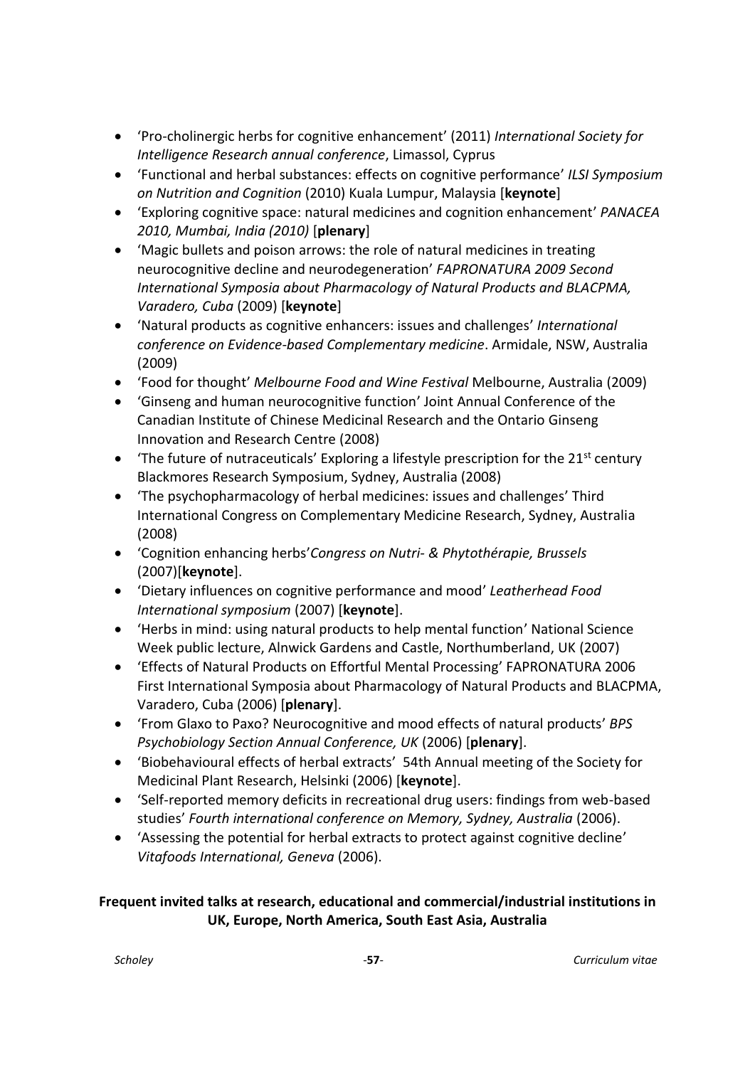- ‘Pro-cholinergic herbs for cognitive enhancement’ (2011) *International Society for Intelligence Research annual conference*, Limassol, Cyprus
- ‘Functional and herbal substances: effects on cognitive performance’ *ILSI Symposium on Nutrition and Cognition* (2010) Kuala Lumpur, Malaysia [**keynote**]
- ‘Exploring cognitive space: natural medicines and cognition enhancement’ *PANACEA 2010, Mumbai, India (2010)* [**plenary**]
- ‘Magic bullets and poison arrows: the role of natural medicines in treating neurocognitive decline and neurodegeneration’ *FAPRONATURA 2009 Second International Symposia about Pharmacology of Natural Products and BLACPMA, Varadero, Cuba* (2009) [**keynote**]
- ‘Natural products as cognitive enhancers: issues and challenges’ *International conference on Evidence-based Complementary medicine*. Armidale, NSW, Australia (2009)
- ‘Food for thought’ *Melbourne Food and Wine Festival* Melbourne, Australia (2009)
- ‘Ginseng and human neurocognitive function’ Joint Annual Conference of the Canadian Institute of Chinese Medicinal Research and the Ontario Ginseng Innovation and Research Centre (2008)
- ‘The future of nutraceuticals’ Exploring a lifestyle prescription for the 21st century Blackmores Research Symposium, Sydney, Australia (2008)
- ‘The psychopharmacology of herbal medicines: issues and challenges’ Third International Congress on Complementary Medicine Research, Sydney, Australia (2008)
- ‘Cognition enhancing herbs’*Congress on Nutri- & Phytothérapie, Brussels* (2007)[**keynote**].
- ‘Dietary influences on cognitive performance and mood’ *Leatherhead Food International symposium* (2007) [**keynote**].
- ‘Herbs in mind: using natural products to help mental function’ National Science Week public lecture, Alnwick Gardens and Castle, Northumberland, UK (2007)
- ‘Effects of Natural Products on Effortful Mental Processing’ FAPRONATURA 2006 First International Symposia about Pharmacology of Natural Products and BLACPMA, Varadero, Cuba (2006) [**plenary**].
- ‘From Glaxo to Paxo? Neurocognitive and mood effects of natural products’ *BPS Psychobiology Section Annual Conference, UK* (2006) [**plenary**].
- ‘Biobehavioural effects of herbal extracts’ 54th Annual meeting of the Society for Medicinal Plant Research, Helsinki (2006) [**keynote**].
- ‘Self-reported memory deficits in recreational drug users: findings from web-based studies’ *Fourth international conference on Memory, Sydney, Australia* (2006).
- ‘Assessing the potential for herbal extracts to protect against cognitive decline’ *Vitafoods International, Geneva* (2006).

**Frequent invited talks at research, educational and commercial/industrial institutions in UK, Europe, North America, South East Asia, Australia**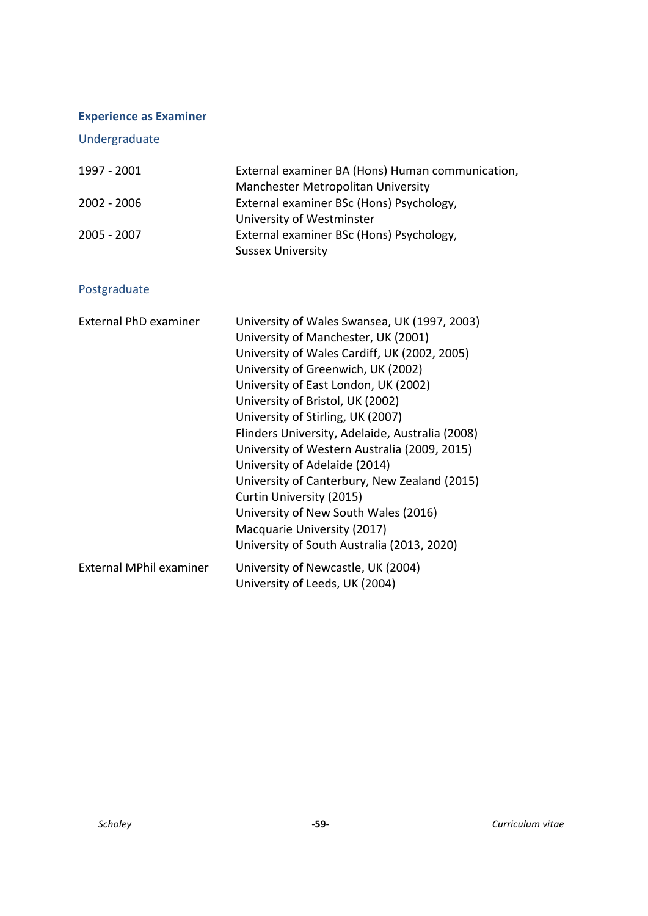## Experience as Examiner

### Undergraduate

| | |
|---|---|
| 1997 - 2001 | External examiner BA (Hons) Human communication, Manchester Metropolitan University |
| 2002 - 2006 | External examiner BSc (Hons) Psychology, University of Westminster |
| 2005 - 2007 | External examiner BSc (Hons) Psychology, Sussex University |

### Postgraduate

| | |
|---|---|
| External PhD examiner | University of Wales Swansea, UK (1997, 2003)<br>University of Manchester, UK (2001)<br>University of Wales Cardiff, UK (2002, 2005)<br>University of Greenwich, UK (2002)<br>University of East London, UK (2002)<br>University of Bristol, UK (2002)<br>University of Stirling, UK (2007)<br>Flinders University, Adelaide, Australia (2008)<br>University of Western Australia (2009, 2015)<br>University of Adelaide (2014)<br>University of Canterbury, New Zealand (2015)<br>Curtin University (2015)<br>University of New South Wales (2016)<br>Macquarie University (2017)<br>University of South Australia (2013, 2020) |
| External MPhil examiner | University of Newcastle, UK (2004)<br>University of Leeds, UK (2004) |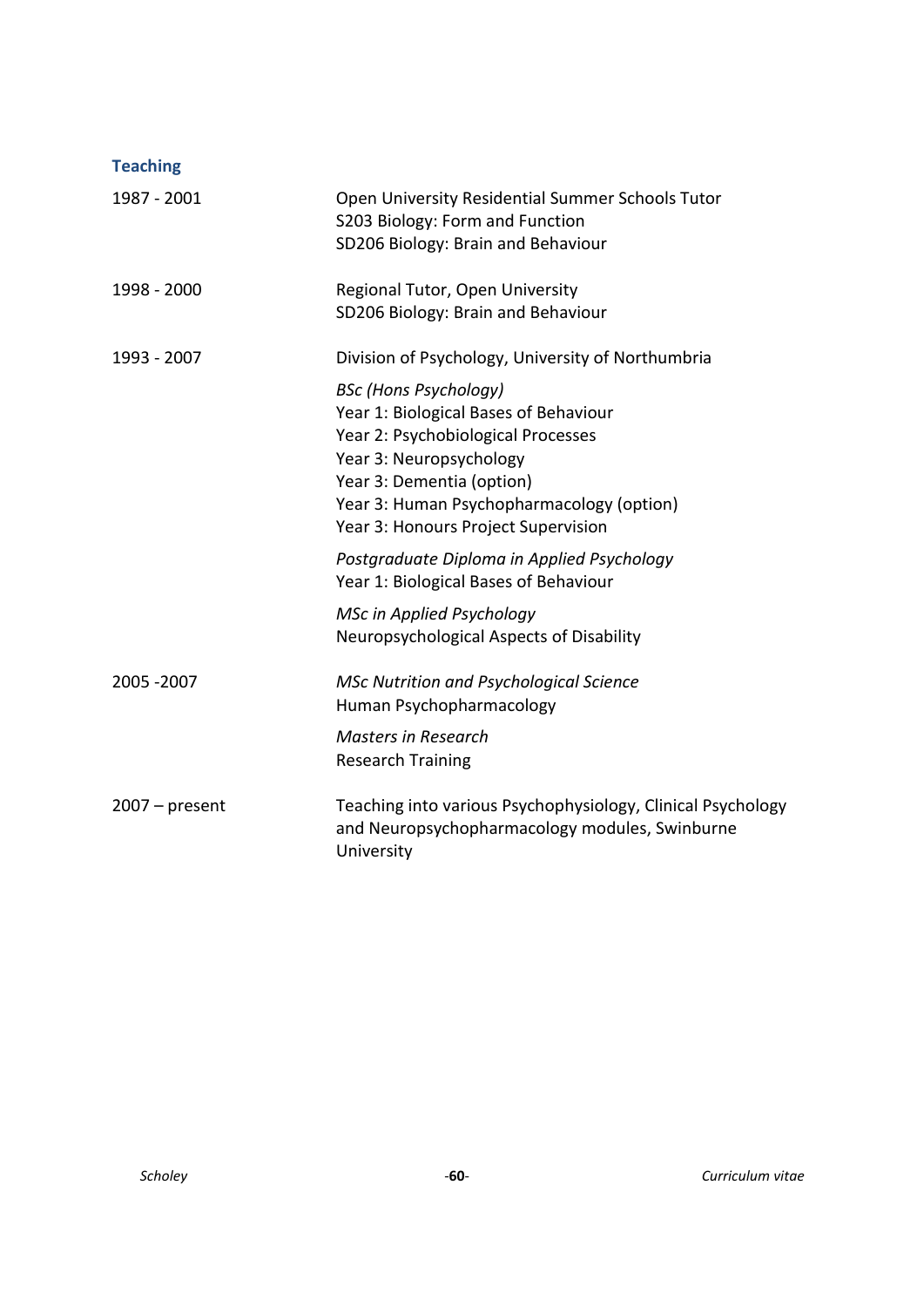## Teaching

| | |
|---|---|
| 1987 - 2001 | Open University Residential Summer Schools Tutor<br>S203 Biology: Form and Function<br>SD206 Biology: Brain and Behaviour |
| 1998 - 2000 | Regional Tutor, Open University<br>SD206 Biology: Brain and Behaviour |
| 1993 - 2007 | Division of Psychology, University of Northumbria<br><br>*BSc (Hons Psychology)*<br>Year 1: Biological Bases of Behaviour<br>Year 2: Psychobiological Processes<br>Year 3: Neuropsychology<br>Year 3: Dementia (option)<br>Year 3: Human Psychopharmacology (option)<br>Year 3: Honours Project Supervision<br><br>*Postgraduate Diploma in Applied Psychology*<br>Year 1: Biological Bases of Behaviour<br><br>*MSc in Applied Psychology*<br>Neuropsychological Aspects of Disability |
| 2005 -2007 | *MSc Nutrition and Psychological Science*<br>Human Psychopharmacology<br><br>*Masters in Research*<br>Research Training |
| 2007 – present | Teaching into various Psychophysiology, Clinical Psychology and Neuropsychopharmacology modules, Swinburne University |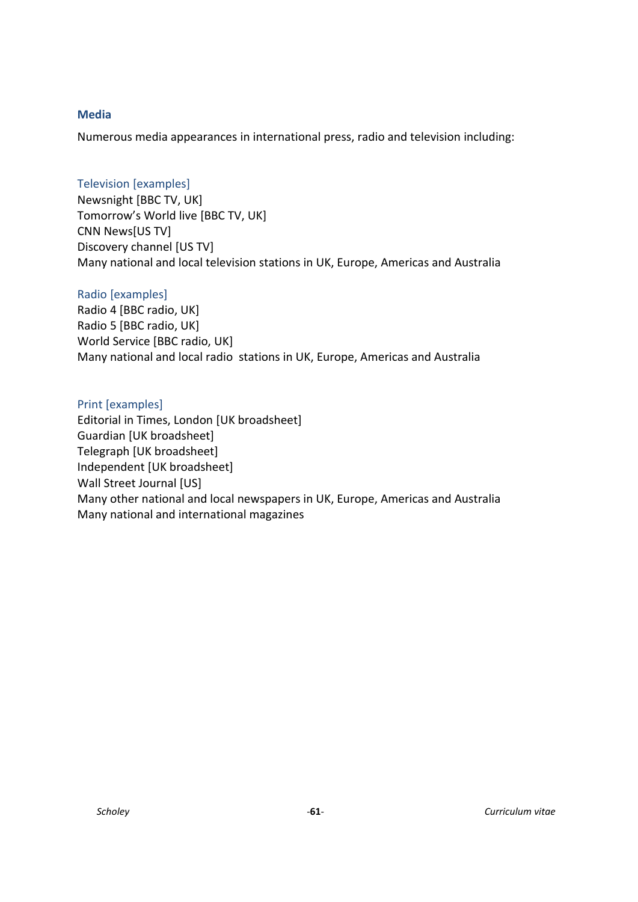## Media

Numerous media appearances in international press, radio and television including:

### Television [examples]

Newsnight [BBC TV, UK]
Tomorrow's World live [BBC TV, UK]
CNN News[US TV]
Discovery channel [US TV]
Many national and local television stations in UK, Europe, Americas and Australia

### Radio [examples]

Radio 4 [BBC radio, UK]
Radio 5 [BBC radio, UK]
World Service [BBC radio, UK]
Many national and local radio  stations in UK, Europe, Americas and Australia

### Print [examples]

Editorial in Times, London [UK broadsheet]
Guardian [UK broadsheet]
Telegraph [UK broadsheet]
Independent [UK broadsheet]
Wall Street Journal [US]
Many other national and local newspapers in UK, Europe, Americas and Australia
Many national and international magazines